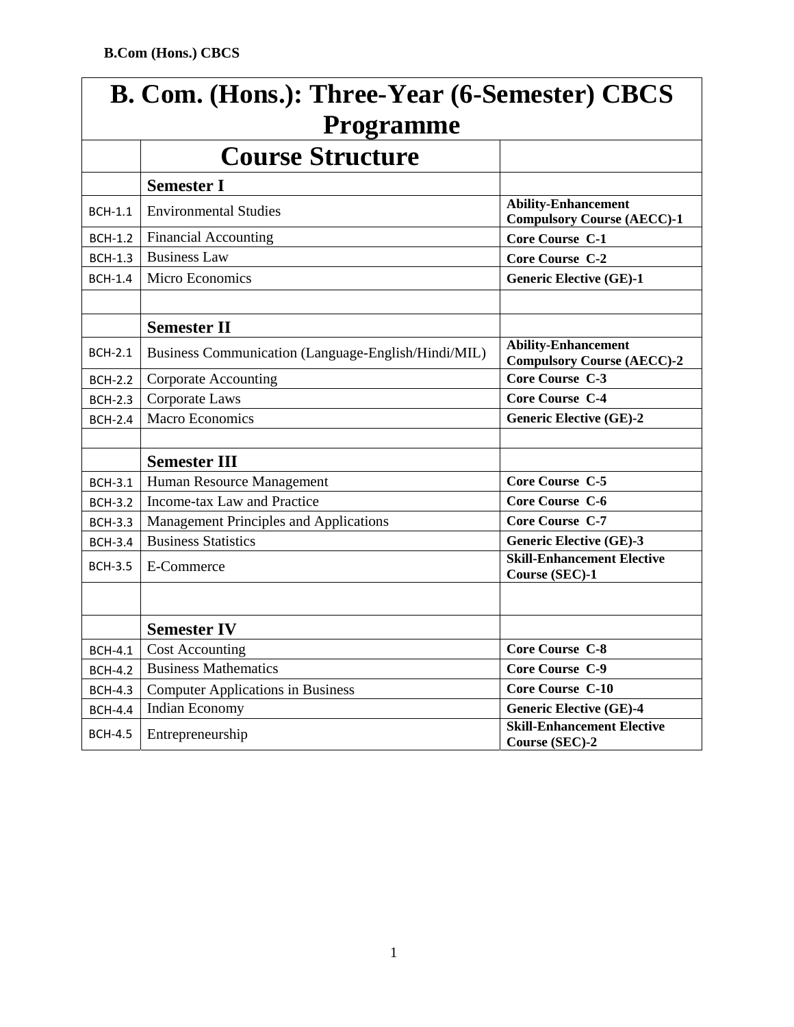# B. Com. (Hons.): Three-Year (6-Semester) CBCS Programme

| | Course Structure | |
|---|---|---|
| | **Semester I** | |
| BCH-1.1 | Environmental Studies | **Ability-Enhancement Compulsory Course (AECC)-1** |
| BCH-1.2 | Financial Accounting | **Core Course C-1** |
| BCH-1.3 | Business Law | **Core Course C-2** |
| BCH-1.4 | Micro Economics | **Generic Elective (GE)-1** |
| | | |
| | **Semester II** | |
| BCH-2.1 | Business Communication (Language-English/Hindi/MIL) | **Ability-Enhancement Compulsory Course (AECC)-2** |
| BCH-2.2 | Corporate Accounting | **Core Course C-3** |
| BCH-2.3 | Corporate Laws | **Core Course C-4** |
| BCH-2.4 | Macro Economics | **Generic Elective (GE)-2** |
| | | |
| | **Semester III** | |
| BCH-3.1 | Human Resource Management | **Core Course C-5** |
| BCH-3.2 | Income-tax Law and Practice | **Core Course C-6** |
| BCH-3.3 | Management Principles and Applications | **Core Course C-7** |
| BCH-3.4 | Business Statistics | **Generic Elective (GE)-3** |
| BCH-3.5 | E-Commerce | **Skill-Enhancement Elective Course (SEC)-1** |
| | | |
| | **Semester IV** | |
| BCH-4.1 | Cost Accounting | **Core Course C-8** |
| BCH-4.2 | Business Mathematics | **Core Course C-9** |
| BCH-4.3 | Computer Applications in Business | **Core Course C-10** |
| BCH-4.4 | Indian Economy | **Generic Elective (GE)-4** |
| BCH-4.5 | Entrepreneurship | **Skill-Enhancement Elective Course (SEC)-2** |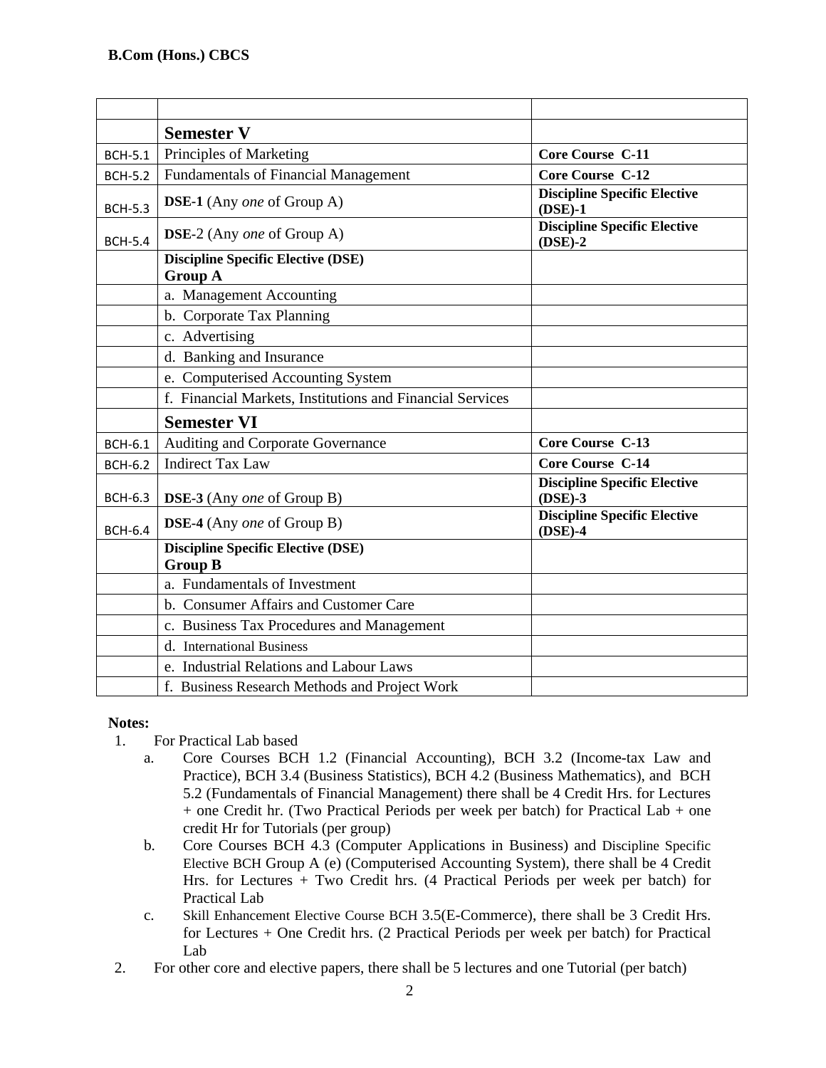| | | |
|---|---|---|
| | **Semester V** | |
| BCH-5.1 | Principles of Marketing | **Core Course C-11** |
| BCH-5.2 | Fundamentals of Financial Management | **Core Course C-12** |
| BCH-5.3 | **DSE-1** (Any *one* of Group A) | **Discipline Specific Elective (DSE)-1** |
| BCH-5.4 | **DSE**-2 (Any *one* of Group A) | **Discipline Specific Elective (DSE)-2** |
| | **Discipline Specific Elective (DSE) Group A** | |
| | a. Management Accounting | |
| | b. Corporate Tax Planning | |
| | c. Advertising | |
| | d. Banking and Insurance | |
| | e. Computerised Accounting System | |
| | f. Financial Markets, Institutions and Financial Services | |
| | **Semester VI** | |
| BCH-6.1 | Auditing and Corporate Governance | **Core Course C-13** |
| BCH-6.2 | Indirect Tax Law | **Core Course C-14** |
| BCH-6.3 | **DSE-3** (Any *one* of Group B) | **Discipline Specific Elective (DSE)-3** |
| BCH-6.4 | **DSE-4** (Any *one* of Group B) | **Discipline Specific Elective (DSE)-4** |
| | **Discipline Specific Elective (DSE) Group B** | |
| | a. Fundamentals of Investment | |
| | b. Consumer Affairs and Customer Care | |
| | c. Business Tax Procedures and Management | |
| | d. International Business | |
| | e. Industrial Relations and Labour Laws | |
| | f. Business Research Methods and Project Work | |

**Notes:**

1. For Practical Lab based
   a. Core Courses BCH 1.2 (Financial Accounting), BCH 3.2 (Income-tax Law and Practice), BCH 3.4 (Business Statistics), BCH 4.2 (Business Mathematics), and BCH 5.2 (Fundamentals of Financial Management) there shall be 4 Credit Hrs. for Lectures + one Credit hr. (Two Practical Periods per week per batch) for Practical Lab + one credit Hr for Tutorials (per group)
   b. Core Courses BCH 4.3 (Computer Applications in Business) and Discipline Specific Elective BCH Group A (e) (Computerised Accounting System), there shall be 4 Credit Hrs. for Lectures + Two Credit hrs. (4 Practical Periods per week per batch) for Practical Lab
   c. Skill Enhancement Elective Course BCH 3.5(E-Commerce), there shall be 3 Credit Hrs. for Lectures + One Credit hrs. (2 Practical Periods per week per batch) for Practical Lab
2. For other core and elective papers, there shall be 5 lectures and one Tutorial (per batch)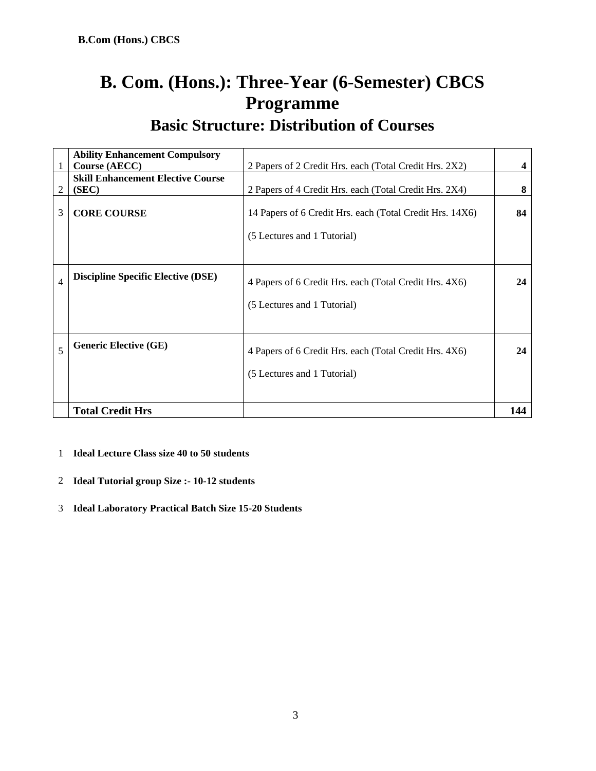# B. Com. (Hons.): Three-Year (6-Semester) CBCS Programme

## Basic Structure: Distribution of Courses

| | | | |
|---|---|---|---|
| 1 | **Ability Enhancement Compulsory Course (AECC)** | 2 Papers of 2 Credit Hrs. each (Total Credit Hrs. 2X2) | **4** |
| 2 | **Skill Enhancement Elective Course (SEC)** | 2 Papers of 4 Credit Hrs. each (Total Credit Hrs. 2X4) | **8** |
| 3 | **CORE COURSE** | 14 Papers of 6 Credit Hrs. each (Total Credit Hrs. 14X6)<br><br>(5 Lectures and 1 Tutorial) | **84** |
| 4 | **Discipline Specific Elective (DSE)** | 4 Papers of 6 Credit Hrs. each (Total Credit Hrs. 4X6)<br><br>(5 Lectures and 1 Tutorial) | **24** |
| 5 | **Generic Elective (GE)** | 4 Papers of 6 Credit Hrs. each (Total Credit Hrs. 4X6)<br><br>(5 Lectures and 1 Tutorial) | **24** |
| | **Total Credit Hrs** | | **144** |

1. **Ideal Lecture Class size 40 to 50 students**
2. **Ideal Tutorial group Size :- 10-12 students**
3. **Ideal Laboratory Practical Batch Size 15-20 Students**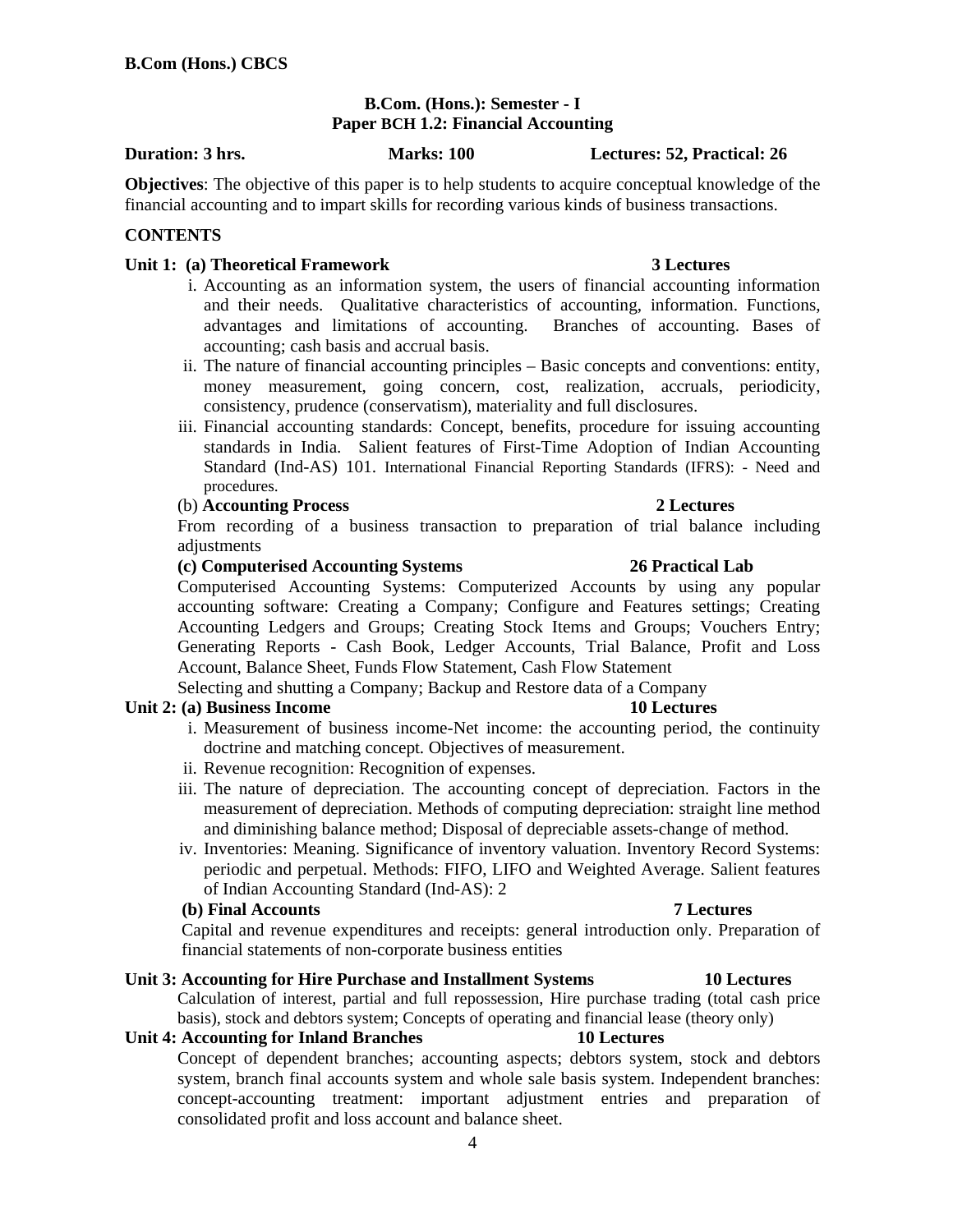**B.Com (Hons.) CBCS**

**B.Com. (Hons.): Semester - I**
**Paper BCH 1.2: Financial Accounting**

**Duration: 3 hrs.** **Marks: 100** **Lectures: 52, Practical: 26**

**Objectives**: The objective of this paper is to help students to acquire conceptual knowledge of the financial accounting and to impart skills for recording various kinds of business transactions.

**CONTENTS**

**Unit 1: (a) Theoretical Framework** **3 Lectures**

i. Accounting as an information system, the users of financial accounting information and their needs. Qualitative characteristics of accounting, information. Functions, advantages and limitations of accounting. Branches of accounting. Bases of accounting; cash basis and accrual basis.
ii. The nature of financial accounting principles – Basic concepts and conventions: entity, money measurement, going concern, cost, realization, accruals, periodicity, consistency, prudence (conservatism), materiality and full disclosures.
iii. Financial accounting standards: Concept, benefits, procedure for issuing accounting standards in India. Salient features of First-Time Adoption of Indian Accounting Standard (Ind-AS) 101. International Financial Reporting Standards (IFRS): - Need and procedures.

(b) **Accounting Process** **2 Lectures**

From recording of a business transaction to preparation of trial balance including adjustments

**(c) Computerised Accounting Systems** **26 Practical Lab**

Computerised Accounting Systems: Computerized Accounts by using any popular accounting software: Creating a Company; Configure and Features settings; Creating Accounting Ledgers and Groups; Creating Stock Items and Groups; Vouchers Entry; Generating Reports - Cash Book, Ledger Accounts, Trial Balance, Profit and Loss Account, Balance Sheet, Funds Flow Statement, Cash Flow Statement
Selecting and shutting a Company; Backup and Restore data of a Company

**Unit 2: (a) Business Income** **10 Lectures**

i. Measurement of business income-Net income: the accounting period, the continuity doctrine and matching concept. Objectives of measurement.
ii. Revenue recognition: Recognition of expenses.
iii. The nature of depreciation. The accounting concept of depreciation. Factors in the measurement of depreciation. Methods of computing depreciation: straight line method and diminishing balance method; Disposal of depreciable assets-change of method.
iv. Inventories: Meaning. Significance of inventory valuation. Inventory Record Systems: periodic and perpetual. Methods: FIFO, LIFO and Weighted Average. Salient features of Indian Accounting Standard (Ind-AS): 2

**(b) Final Accounts** **7 Lectures**

Capital and revenue expenditures and receipts: general introduction only. Preparation of financial statements of non-corporate business entities

**Unit 3: Accounting for Hire Purchase and Installment Systems** **10 Lectures**

Calculation of interest, partial and full repossession, Hire purchase trading (total cash price basis), stock and debtors system; Concepts of operating and financial lease (theory only)

**Unit 4: Accounting for Inland Branches** **10 Lectures**

Concept of dependent branches; accounting aspects; debtors system, stock and debtors system, branch final accounts system and whole sale basis system. Independent branches: concept-accounting treatment: important adjustment entries and preparation of consolidated profit and loss account and balance sheet.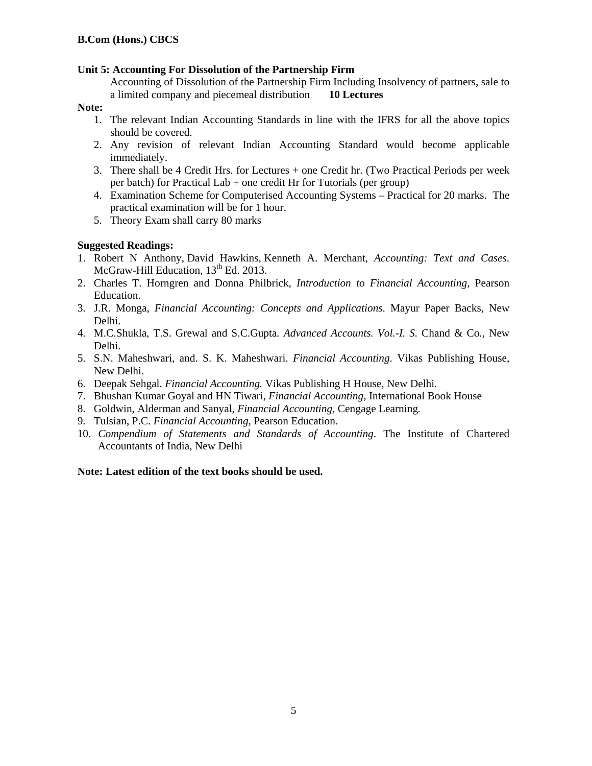**B.Com (Hons.) CBCS**

**Unit 5: Accounting For Dissolution of the Partnership Firm**

Accounting of Dissolution of the Partnership Firm Including Insolvency of partners, sale to a limited company and piecemeal distribution **10 Lectures**

**Note:**

1. The relevant Indian Accounting Standards in line with the IFRS for all the above topics should be covered.
2. Any revision of relevant Indian Accounting Standard would become applicable immediately.
3. There shall be 4 Credit Hrs. for Lectures + one Credit hr. (Two Practical Periods per week per batch) for Practical Lab + one credit Hr for Tutorials (per group)
4. Examination Scheme for Computerised Accounting Systems – Practical for 20 marks. The practical examination will be for 1 hour.
5. Theory Exam shall carry 80 marks

**Suggested Readings:**

1. Robert N Anthony, David Hawkins, Kenneth A. Merchant, *Accounting: Text and Cases*. McGraw-Hill Education, $13^{th}$ Ed. 2013.
2. Charles T. Horngren and Donna Philbrick, *Introduction to Financial Accounting*, Pearson Education.
3. J.R. Monga, *Financial Accounting: Concepts and Applications*. Mayur Paper Backs, New Delhi.
4. M.C.Shukla, T.S. Grewal and S.C.Gupta. *Advanced Accounts. Vol.-I. S.* Chand & Co., New Delhi.
5. S.N. Maheshwari, and. S. K. Maheshwari. *Financial Accounting*. Vikas Publishing House, New Delhi.
6. Deepak Sehgal. *Financial Accounting.* Vikas Publishing H House, New Delhi.
7. Bhushan Kumar Goyal and HN Tiwari, *Financial Accounting*, International Book House
8. Goldwin, Alderman and Sanyal, *Financial Accounting,* Cengage Learning.
9. Tulsian, P.C. *Financial Accounting,* Pearson Education.
10. *Compendium of Statements and Standards of Accounting*. The Institute of Chartered Accountants of India, New Delhi

**Note: Latest edition of the text books should be used.**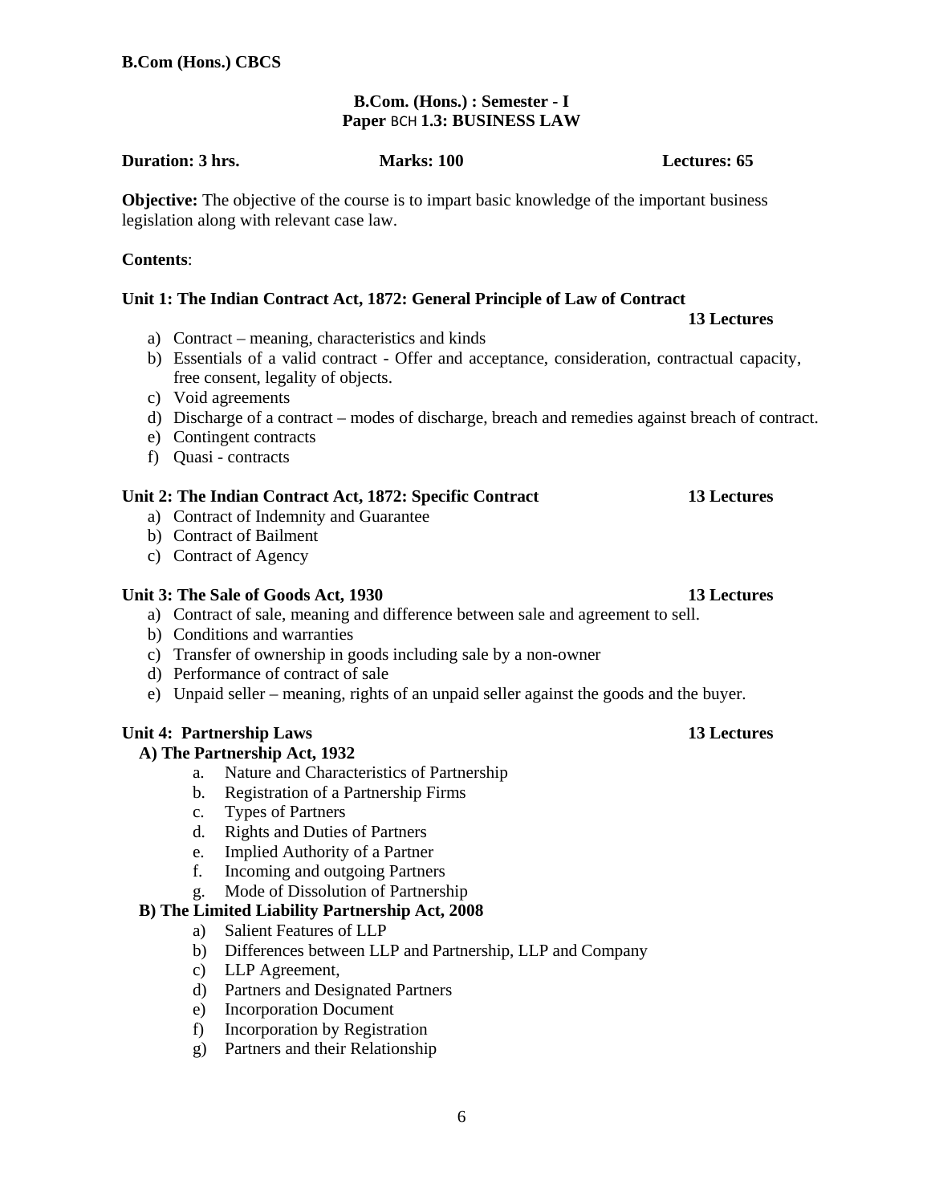**B.Com (Hons.) CBCS**

## B.Com. (Hons.) : Semester - I
## Paper BCH 1.3: BUSINESS LAW

**Duration: 3 hrs.** **Marks: 100** **Lectures: 65**

**Objective:** The objective of the course is to impart basic knowledge of the important business legislation along with relevant case law.

**Contents**:

### Unit 1: The Indian Contract Act, 1872: General Principle of Law of Contract — 13 Lectures

a) Contract – meaning, characteristics and kinds
b) Essentials of a valid contract - Offer and acceptance, consideration, contractual capacity, free consent, legality of objects.
c) Void agreements
d) Discharge of a contract – modes of discharge, breach and remedies against breach of contract.
e) Contingent contracts
f) Quasi - contracts

### Unit 2: The Indian Contract Act, 1872: Specific Contract — 13 Lectures

a) Contract of Indemnity and Guarantee
b) Contract of Bailment
c) Contract of Agency

### Unit 3: The Sale of Goods Act, 1930 — 13 Lectures

a) Contract of sale, meaning and difference between sale and agreement to sell.
b) Conditions and warranties
c) Transfer of ownership in goods including sale by a non-owner
d) Performance of contract of sale
e) Unpaid seller – meaning, rights of an unpaid seller against the goods and the buyer.

### Unit 4: Partnership Laws — 13 Lectures

**A) The Partnership Act, 1932**

a. Nature and Characteristics of Partnership
b. Registration of a Partnership Firms
c. Types of Partners
d. Rights and Duties of Partners
e. Implied Authority of a Partner
f. Incoming and outgoing Partners
g. Mode of Dissolution of Partnership

**B) The Limited Liability Partnership Act, 2008**

a) Salient Features of LLP
b) Differences between LLP and Partnership, LLP and Company
c) LLP Agreement,
d) Partners and Designated Partners
e) Incorporation Document
f) Incorporation by Registration
g) Partners and their Relationship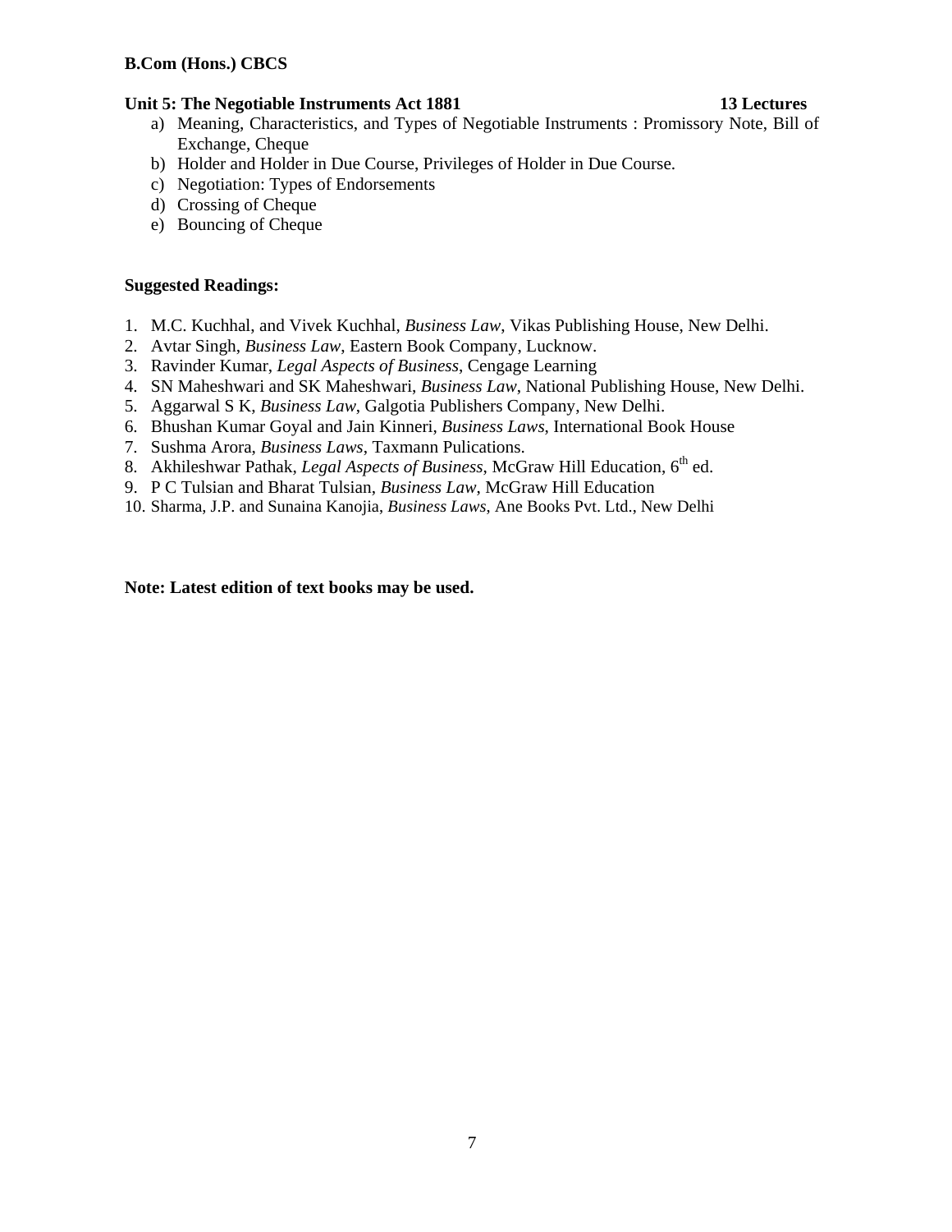**B.Com (Hons.) CBCS**

**Unit 5: The Negotiable Instruments Act 1881 13 Lectures**

a) Meaning, Characteristics, and Types of Negotiable Instruments : Promissory Note, Bill of Exchange, Cheque
b) Holder and Holder in Due Course, Privileges of Holder in Due Course.
c) Negotiation: Types of Endorsements
d) Crossing of Cheque
e) Bouncing of Cheque

**Suggested Readings:**

1. M.C. Kuchhal, and Vivek Kuchhal, *Business Law*, Vikas Publishing House, New Delhi.
2. Avtar Singh, *Business Law*, Eastern Book Company, Lucknow.
3. Ravinder Kumar, *Legal Aspects of Business*, Cengage Learning
4. SN Maheshwari and SK Maheshwari, *Business Law*, National Publishing House, New Delhi.
5. Aggarwal S K, *Business Law*, Galgotia Publishers Company, New Delhi.
6. Bhushan Kumar Goyal and Jain Kinneri, *Business Laws*, International Book House
7. Sushma Arora, *Business Laws*, Taxmann Pulications.
8. Akhileshwar Pathak, *Legal Aspects of Business*, McGraw Hill Education, 6th ed.
9. P C Tulsian and Bharat Tulsian, *Business Law*, McGraw Hill Education
10. Sharma, J.P. and Sunaina Kanojia, *Business Laws*, Ane Books Pvt. Ltd., New Delhi

**Note: Latest edition of text books may be used.**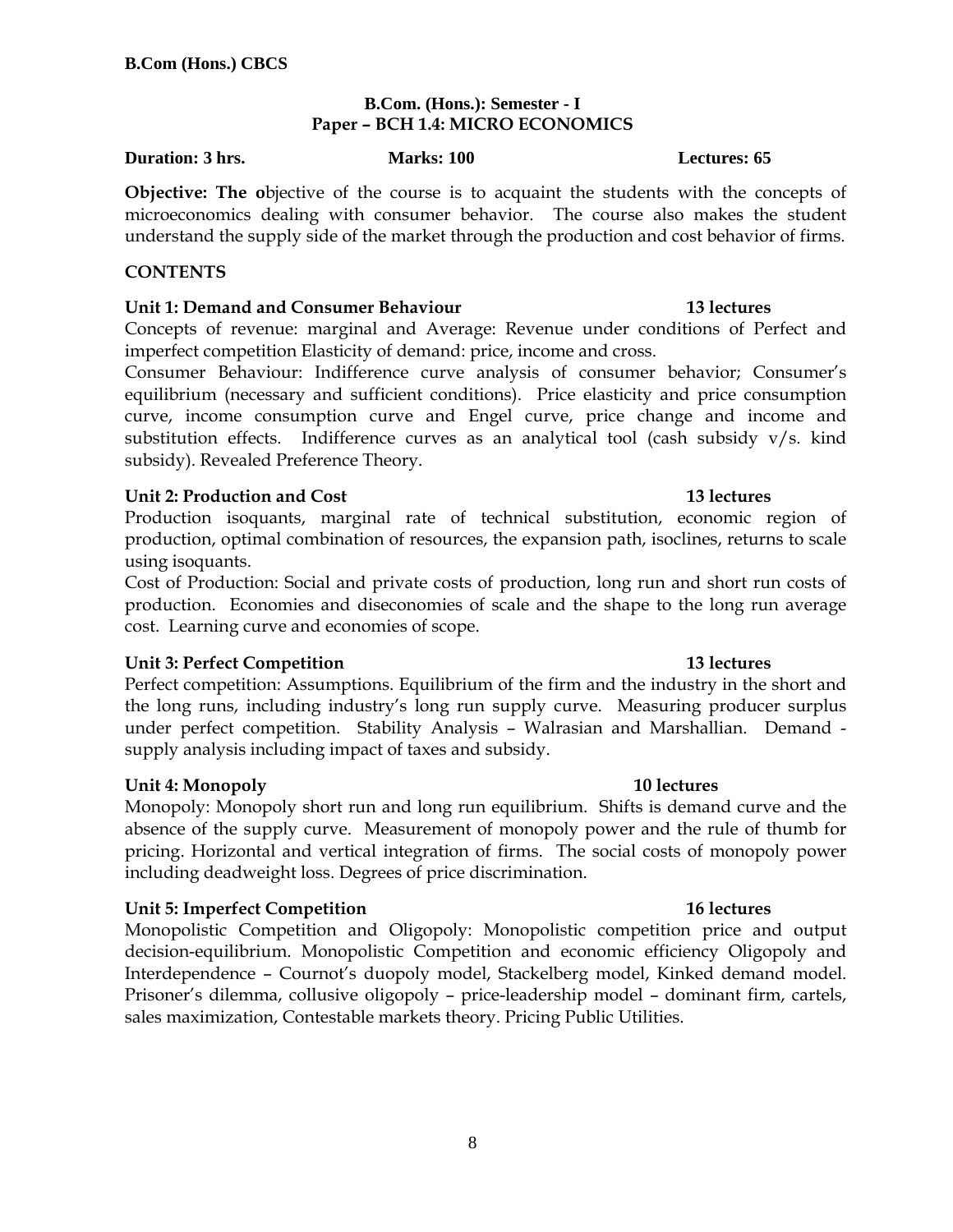**B.Com (Hons.) CBCS**

## B.Com. (Hons.): Semester - I
## Paper – BCH 1.4: MICRO ECONOMICS

**Duration: 3 hrs.** **Marks: 100** **Lectures: 65**

**Objective: The o**bjective of the course is to acquaint the students with the concepts of microeconomics dealing with consumer behavior. The course also makes the student understand the supply side of the market through the production and cost behavior of firms.

### CONTENTS

**Unit 1: Demand and Consumer Behaviour** **13 lectures**

Concepts of revenue: marginal and Average: Revenue under conditions of Perfect and imperfect competition Elasticity of demand: price, income and cross.

Consumer Behaviour: Indifference curve analysis of consumer behavior; Consumer's equilibrium (necessary and sufficient conditions). Price elasticity and price consumption curve, income consumption curve and Engel curve, price change and income and substitution effects. Indifference curves as an analytical tool (cash subsidy v/s. kind subsidy). Revealed Preference Theory.

**Unit 2: Production and Cost** **13 lectures**

Production isoquants, marginal rate of technical substitution, economic region of production, optimal combination of resources, the expansion path, isoclines, returns to scale using isoquants.

Cost of Production: Social and private costs of production, long run and short run costs of production. Economies and diseconomies of scale and the shape to the long run average cost. Learning curve and economies of scope.

**Unit 3: Perfect Competition** **13 lectures**

Perfect competition: Assumptions. Equilibrium of the firm and the industry in the short and the long runs, including industry's long run supply curve. Measuring producer surplus under perfect competition. Stability Analysis – Walrasian and Marshallian. Demand - supply analysis including impact of taxes and subsidy.

**Unit 4: Monopoly** **10 lectures**

Monopoly: Monopoly short run and long run equilibrium. Shifts is demand curve and the absence of the supply curve. Measurement of monopoly power and the rule of thumb for pricing. Horizontal and vertical integration of firms. The social costs of monopoly power including deadweight loss. Degrees of price discrimination.

**Unit 5: Imperfect Competition** **16 lectures**

Monopolistic Competition and Oligopoly: Monopolistic competition price and output decision-equilibrium. Monopolistic Competition and economic efficiency Oligopoly and Interdependence – Cournot's duopoly model, Stackelberg model, Kinked demand model. Prisoner's dilemma, collusive oligopoly – price-leadership model – dominant firm, cartels, sales maximization, Contestable markets theory. Pricing Public Utilities.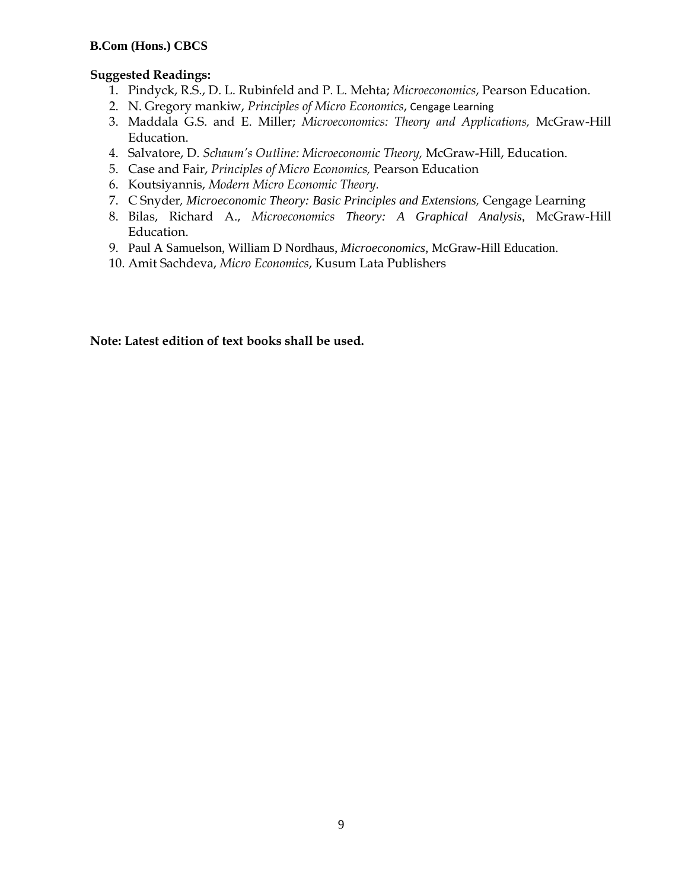**B.Com (Hons.) CBCS**

**Suggested Readings:**

1. Pindyck, R.S., D. L. Rubinfeld and P. L. Mehta; *Microeconomics*, Pearson Education.
2. N. Gregory mankiw, *Principles of Micro Economics*, Cengage Learning
3. Maddala G.S. and E. Miller; *Microeconomics: Theory and Applications,* McGraw-Hill Education.
4. Salvatore, D. *Schaum's Outline: Microeconomic Theory,* McGraw-Hill, Education.
5. Case and Fair, *Principles of Micro Economics,* Pearson Education
6. Koutsiyannis, *Modern Micro Economic Theory.*
7. C Snyder*, Microeconomic Theory: Basic Principles and Extensions,* Cengage Learning
8. Bilas, Richard A., *Microeconomics Theory: A Graphical Analysis*, McGraw-Hill Education.
9. Paul A Samuelson, William D Nordhaus, *Microeconomics*, McGraw-Hill Education.
10. Amit Sachdeva, *Micro Economics*, Kusum Lata Publishers

**Note: Latest edition of text books shall be used.**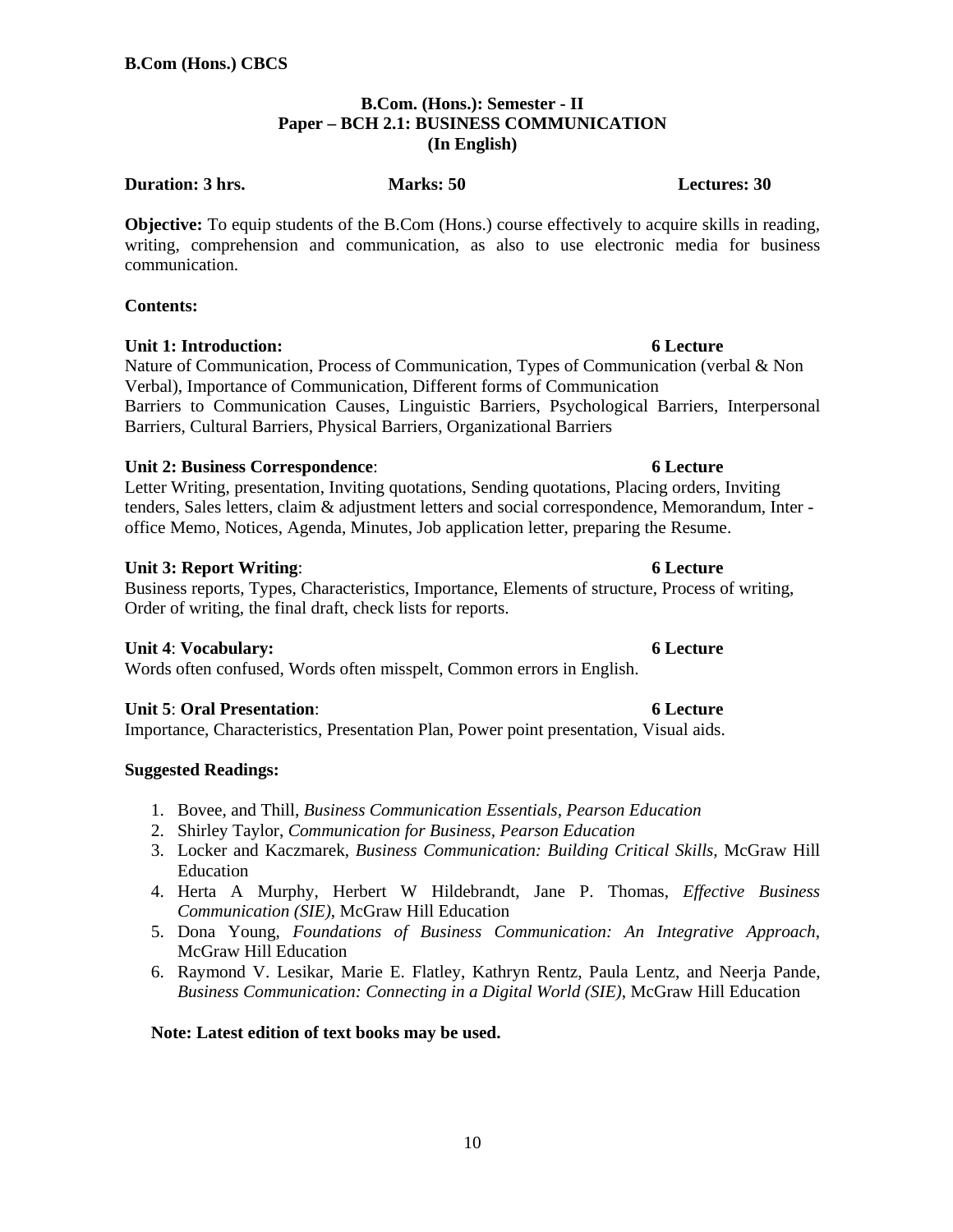**B.Com. (Hons.): Semester - II**
**Paper – BCH 2.1: BUSINESS COMMUNICATION**
**(In English)**

**Duration: 3 hrs.** **Marks: 50** **Lectures: 30**

**Objective:** To equip students of the B.Com (Hons.) course effectively to acquire skills in reading, writing, comprehension and communication, as also to use electronic media for business communication.

**Contents:**

**Unit 1: Introduction:** **6 Lecture**

Nature of Communication, Process of Communication, Types of Communication (verbal & Non Verbal), Importance of Communication, Different forms of Communication
Barriers to Communication Causes, Linguistic Barriers, Psychological Barriers, Interpersonal Barriers, Cultural Barriers, Physical Barriers, Organizational Barriers

**Unit 2: Business Correspondence**: **6 Lecture**

Letter Writing, presentation, Inviting quotations, Sending quotations, Placing orders, Inviting tenders, Sales letters, claim & adjustment letters and social correspondence, Memorandum, Inter - office Memo, Notices, Agenda, Minutes, Job application letter, preparing the Resume.

**Unit 3: Report Writing**: **6 Lecture**

Business reports, Types, Characteristics, Importance, Elements of structure, Process of writing, Order of writing, the final draft, check lists for reports.

**Unit 4**: **Vocabulary:** **6 Lecture**

Words often confused, Words often misspelt, Common errors in English.

**Unit 5**: **Oral Presentation**: **6 Lecture**

Importance, Characteristics, Presentation Plan, Power point presentation, Visual aids.

**Suggested Readings:**

1. Bovee, and Thill, *Business Communication Essentials, Pearson Education*
2. Shirley Taylor, *Communication for Business, Pearson Education*
3. Locker and Kaczmarek, *Business Communication: Building Critical Skills,* McGraw Hill Education
4. Herta A Murphy, Herbert W Hildebrandt, Jane P. Thomas, *Effective Business Communication (SIE)*, McGraw Hill Education
5. Dona Young, *Foundations of Business Communication: An Integrative Approach*, McGraw Hill Education
6. Raymond V. Lesikar, Marie E. Flatley, Kathryn Rentz, Paula Lentz, and Neerja Pande, *Business Communication: Connecting in a Digital World (SIE)*, McGraw Hill Education

**Note: Latest edition of text books may be used.**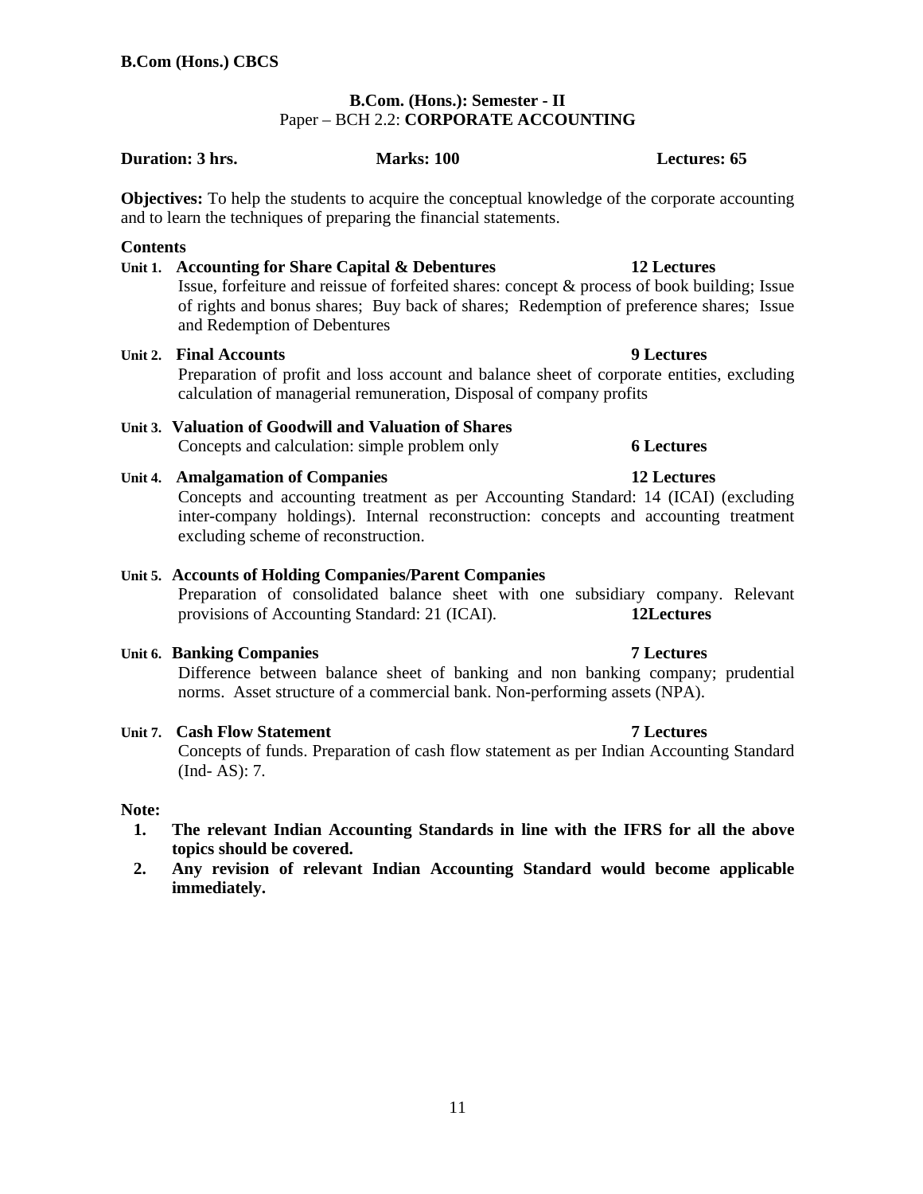B.Com (Hons.) CBCS

## B.Com. (Hons.): Semester - II
### Paper – BCH 2.2: **CORPORATE ACCOUNTING**

**Duration: 3 hrs.** **Marks: 100** **Lectures: 65**

**Objectives:** To help the students to acquire the conceptual knowledge of the corporate accounting and to learn the techniques of preparing the financial statements.

**Contents**

**Unit 1. Accounting for Share Capital & Debentures** **12 Lectures**

Issue, forfeiture and reissue of forfeited shares: concept & process of book building; Issue of rights and bonus shares; Buy back of shares; Redemption of preference shares; Issue and Redemption of Debentures

**Unit 2. Final Accounts** **9 Lectures**

Preparation of profit and loss account and balance sheet of corporate entities, excluding calculation of managerial remuneration, Disposal of company profits

**Unit 3. Valuation of Goodwill and Valuation of Shares**

Concepts and calculation: simple problem only **6 Lectures**

**Unit 4. Amalgamation of Companies** **12 Lectures**

Concepts and accounting treatment as per Accounting Standard: 14 (ICAI) (excluding inter-company holdings). Internal reconstruction: concepts and accounting treatment excluding scheme of reconstruction.

**Unit 5. Accounts of Holding Companies/Parent Companies**

Preparation of consolidated balance sheet with one subsidiary company. Relevant provisions of Accounting Standard: 21 (ICAI). **12Lectures**

**Unit 6. Banking Companies** **7 Lectures**

Difference between balance sheet of banking and non banking company; prudential norms. Asset structure of a commercial bank. Non-performing assets (NPA).

**Unit 7. Cash Flow Statement** **7 Lectures**

Concepts of funds. Preparation of cash flow statement as per Indian Accounting Standard (Ind- AS): 7.

**Note:**

1. **The relevant Indian Accounting Standards in line with the IFRS for all the above topics should be covered.**
2. **Any revision of relevant Indian Accounting Standard would become applicable immediately.**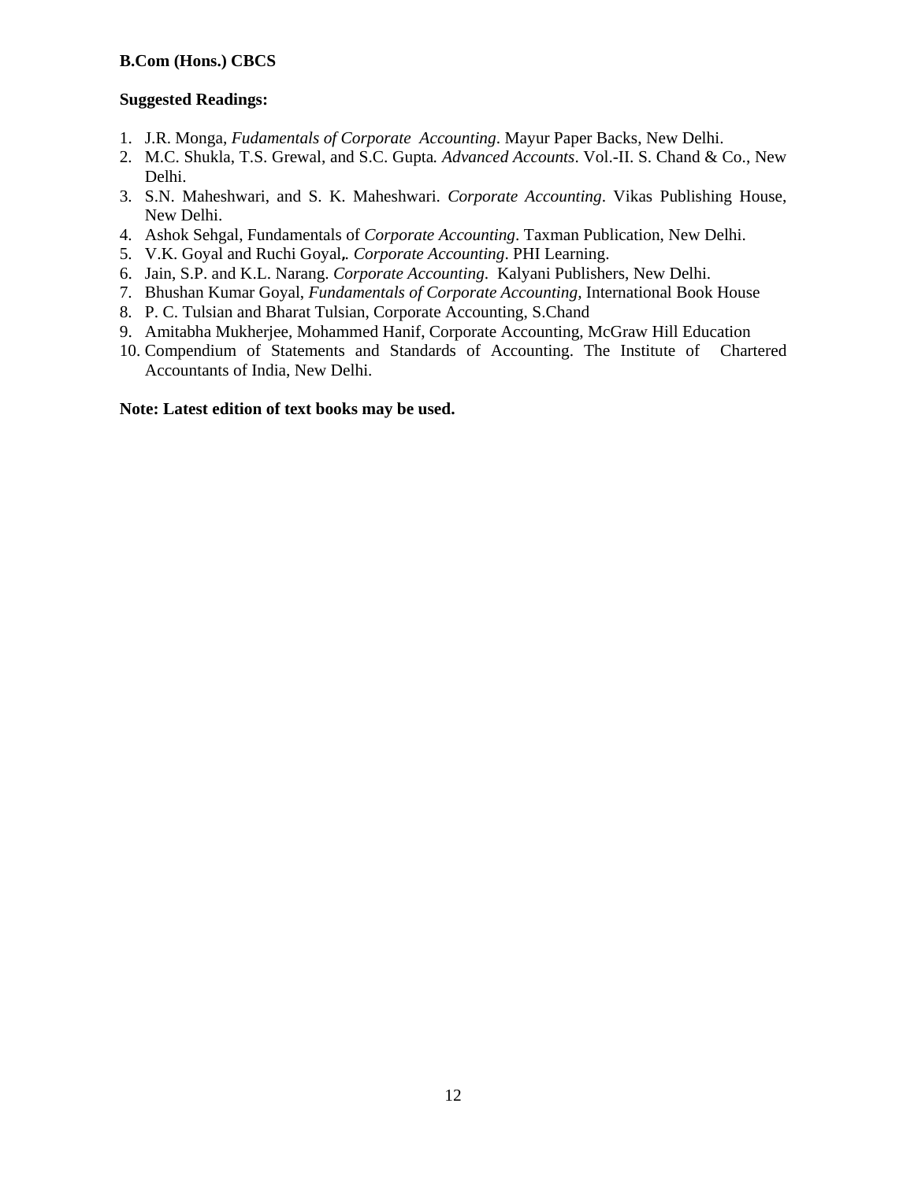**B.Com (Hons.) CBCS**

**Suggested Readings:**

1. J.R. Monga, *Fudamentals of Corporate Accounting*. Mayur Paper Backs, New Delhi.
2. M.C. Shukla, T.S. Grewal, and S.C. Gupta. *Advanced Accounts*. Vol.-II. S. Chand & Co., New Delhi.
3. S.N. Maheshwari, and S. K. Maheshwari. *Corporate Accounting*. Vikas Publishing House, New Delhi.
4. Ashok Sehgal, Fundamentals of *Corporate Accounting*. Taxman Publication, New Delhi.
5. V.K. Goyal and Ruchi Goyal,. *Corporate Accounting*. PHI Learning.
6. Jain, S.P. and K.L. Narang. *Corporate Accounting*. Kalyani Publishers, New Delhi.
7. Bhushan Kumar Goyal, *Fundamentals of Corporate Accounting*, International Book House
8. P. C. Tulsian and Bharat Tulsian, Corporate Accounting, S.Chand
9. Amitabha Mukherjee, Mohammed Hanif, Corporate Accounting, McGraw Hill Education
10. Compendium of Statements and Standards of Accounting. The Institute of Chartered Accountants of India, New Delhi.

**Note: Latest edition of text books may be used.**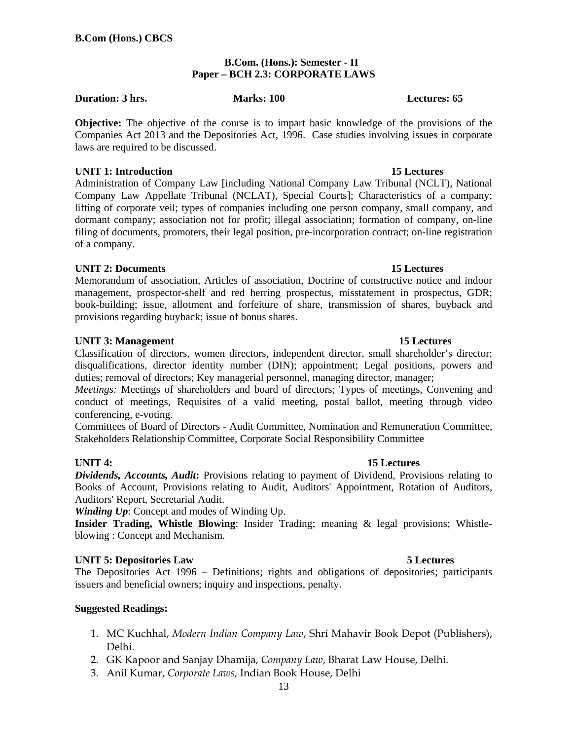**B.Com (Hons.) CBCS**

## B.Com. (Hons.): Semester - II
## Paper – BCH 2.3: CORPORATE LAWS

**Duration: 3 hrs.** **Marks: 100** **Lectures: 65**

**Objective:** The objective of the course is to impart basic knowledge of the provisions of the Companies Act 2013 and the Depositories Act, 1996. Case studies involving issues in corporate laws are required to be discussed.

**UNIT 1: Introduction** **15 Lectures**

Administration of Company Law [including National Company Law Tribunal (NCLT), National Company Law Appellate Tribunal (NCLAT), Special Courts]; Characteristics of a company; lifting of corporate veil; types of companies including one person company, small company, and dormant company; association not for profit; illegal association; formation of company, on-line filing of documents, promoters, their legal position, pre-incorporation contract; on-line registration of a company.

**UNIT 2: Documents** **15 Lectures**

Memorandum of association, Articles of association, Doctrine of constructive notice and indoor management, prospector-shelf and red herring prospectus, misstatement in prospectus, GDR; book-building; issue, allotment and forfeiture of share, transmission of shares, buyback and provisions regarding buyback; issue of bonus shares.

**UNIT 3: Management** **15 Lectures**

Classification of directors, women directors, independent director, small shareholder's director; disqualifications, director identity number (DIN); appointment; Legal positions, powers and duties; removal of directors; Key managerial personnel, managing director, manager;

*Meetings:* Meetings of shareholders and board of directors; Types of meetings, Convening and conduct of meetings, Requisites of a valid meeting, postal ballot, meeting through video conferencing, e-voting.

Committees of Board of Directors - Audit Committee, Nomination and Remuneration Committee, Stakeholders Relationship Committee, Corporate Social Responsibility Committee

**UNIT 4:** **15 Lectures**

***Dividends, Accounts, Audit*:** Provisions relating to payment of Dividend, Provisions relating to Books of Account, Provisions relating to Audit, Auditors' Appointment, Rotation of Auditors, Auditors' Report, Secretarial Audit.

***Winding Up***: Concept and modes of Winding Up.

**Insider Trading, Whistle Blowing**: Insider Trading; meaning & legal provisions; Whistle-blowing : Concept and Mechanism.

**UNIT 5: Depositories Law** **5 Lectures**

The Depositories Act 1996 – Definitions; rights and obligations of depositories; participants issuers and beneficial owners; inquiry and inspections, penalty.

**Suggested Readings:**

1. MC Kuchhal, *Modern Indian Company Law*, Shri Mahavir Book Depot (Publishers), Delhi.
2. GK Kapoor and Sanjay Dhamija, *Company Law*, Bharat Law House, Delhi.
3. Anil Kumar, *Corporate Laws,* Indian Book House, Delhi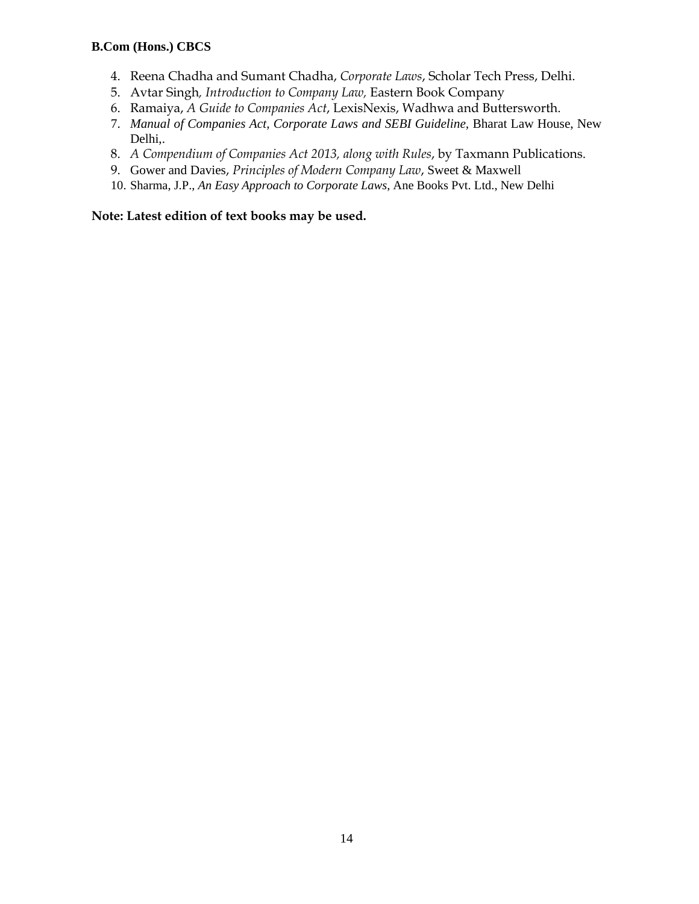4. Reena Chadha and Sumant Chadha, *Corporate Laws*, Scholar Tech Press, Delhi.
5. Avtar Singh*, Introduction to Company Law,* Eastern Book Company
6. Ramaiya, *A Guide to Companies Act*, LexisNexis, Wadhwa and Buttersworth.
7. *Manual of Companies Act, Corporate Laws and SEBI Guideline*, Bharat Law House, New Delhi,.
8. *A Compendium of Companies Act 2013, along with Rules*, by Taxmann Publications.
9. Gower and Davies, *Principles of Modern Company Law*, Sweet & Maxwell
10. Sharma, J.P., *An Easy Approach to Corporate Laws*, Ane Books Pvt. Ltd., New Delhi

**Note: Latest edition of text books may be used.**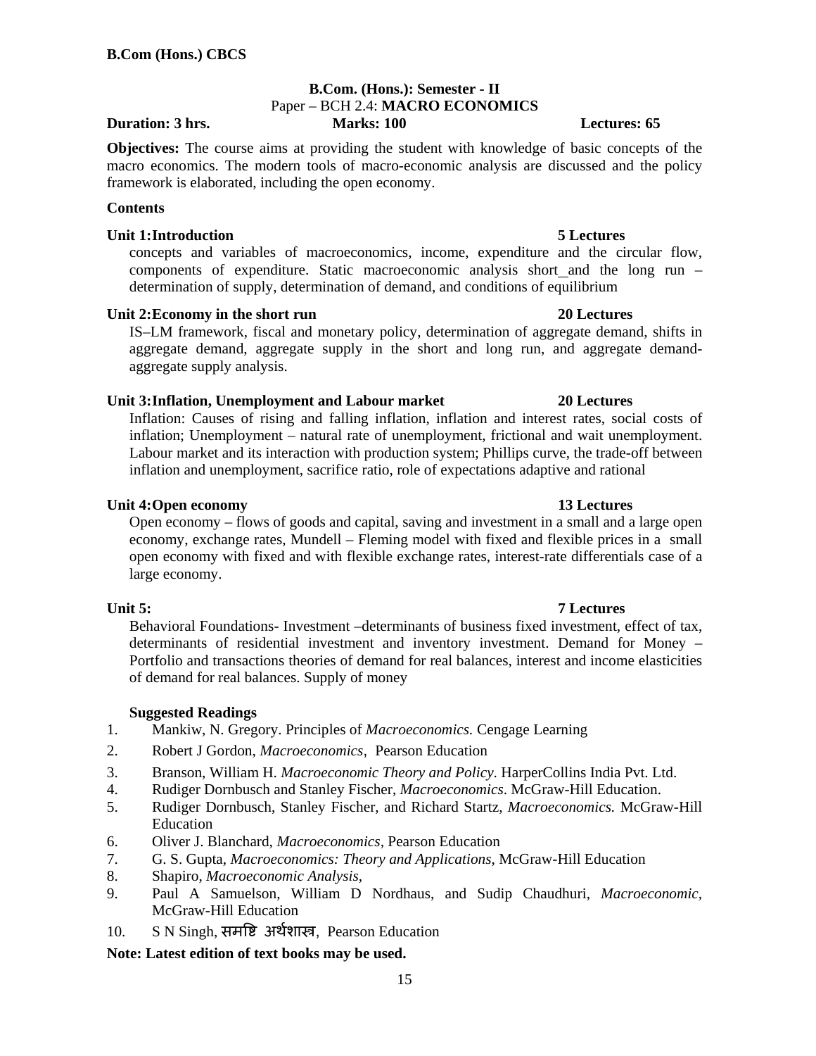**B.Com (Hons.) CBCS**

## B.Com. (Hons.): Semester - II

### Paper – BCH 2.4: **MACRO ECONOMICS**

**Duration: 3 hrs.** **Marks: 100** **Lectures: 65**

**Objectives:** The course aims at providing the student with knowledge of basic concepts of the macro economics. The modern tools of macro-economic analysis are discussed and the policy framework is elaborated, including the open economy.

**Contents**

**Unit 1: Introduction** **5 Lectures**

concepts and variables of macroeconomics, income, expenditure and the circular flow, components of expenditure. Static macroeconomic analysis short and the long run – determination of supply, determination of demand, and conditions of equilibrium

**Unit 2: Economy in the short run** **20 Lectures**

IS–LM framework, fiscal and monetary policy, determination of aggregate demand, shifts in aggregate demand, aggregate supply in the short and long run, and aggregate demand-aggregate supply analysis.

**Unit 3: Inflation, Unemployment and Labour market** **20 Lectures**

Inflation: Causes of rising and falling inflation, inflation and interest rates, social costs of inflation; Unemployment – natural rate of unemployment, frictional and wait unemployment. Labour market and its interaction with production system; Phillips curve, the trade-off between inflation and unemployment, sacrifice ratio, role of expectations adaptive and rational

**Unit 4: Open economy** **13 Lectures**

Open economy – flows of goods and capital, saving and investment in a small and a large open economy, exchange rates, Mundell – Fleming model with fixed and flexible prices in a small open economy with fixed and with flexible exchange rates, interest-rate differentials case of a large economy.

**Unit 5:** **7 Lectures**

Behavioral Foundations- Investment –determinants of business fixed investment, effect of tax, determinants of residential investment and inventory investment. Demand for Money – Portfolio and transactions theories of demand for real balances, interest and income elasticities of demand for real balances. Supply of money

**Suggested Readings**

1. Mankiw, N. Gregory. Principles of *Macroeconomics.* Cengage Learning
2. Robert J Gordon, *Macroeconomics*, Pearson Education
3. Branson, William H. *Macroeconomic Theory and Policy.* HarperCollins India Pvt. Ltd.
4. Rudiger Dornbusch and Stanley Fischer, *Macroeconomics*. McGraw-Hill Education.
5. Rudiger Dornbusch, Stanley Fischer, and Richard Startz, *Macroeconomics.* McGraw-Hill Education
6. Oliver J. Blanchard, *Macroeconomics,* Pearson Education
7. G. S. Gupta, *Macroeconomics: Theory and Applications*, McGraw-Hill Education
8. Shapiro, *Macroeconomic Analysis,*
9. Paul A Samuelson, William D Nordhaus, and Sudip Chaudhuri, *Macroeconomic*, McGraw-Hill Education
10. S N Singh, समष्टि अर्थशास्त्र, Pearson Education

**Note: Latest edition of text books may be used.**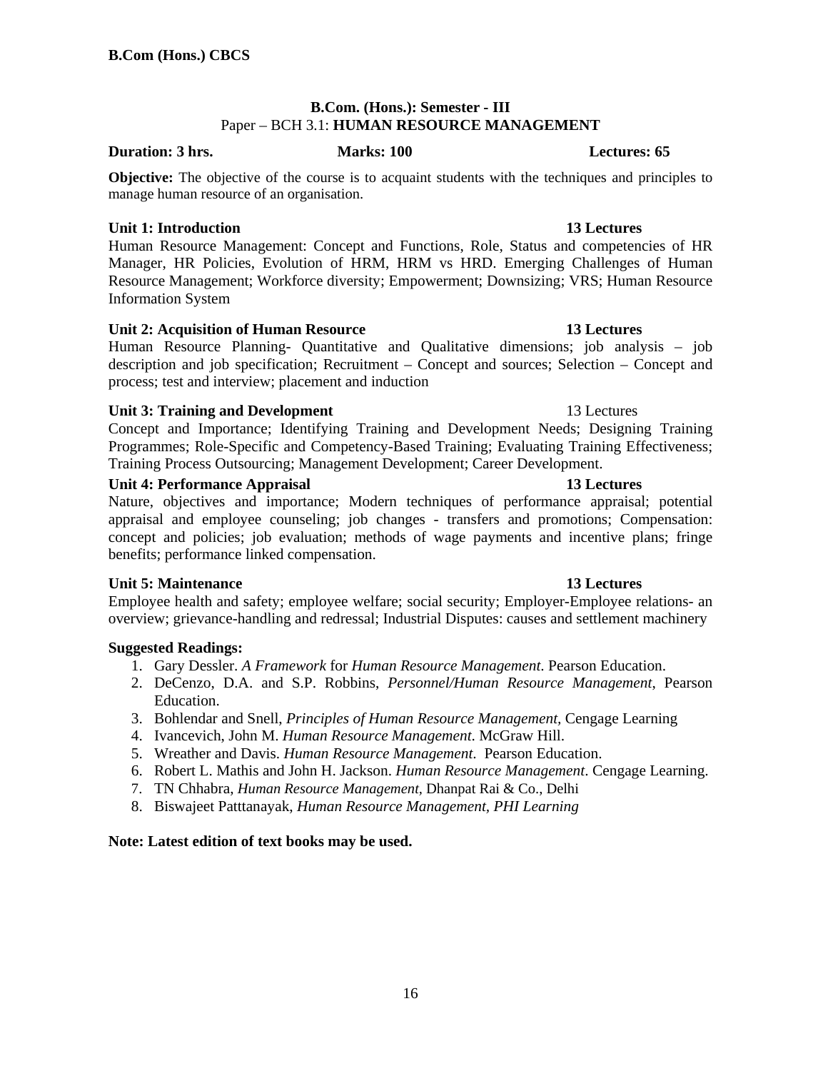**B.Com (Hons.) CBCS**

## B.Com. (Hons.): Semester - III

### Paper – BCH 3.1: **HUMAN RESOURCE MANAGEMENT**

**Duration: 3 hrs.** **Marks: 100** **Lectures: 65**

**Objective:** The objective of the course is to acquaint students with the techniques and principles to manage human resource of an organisation.

**Unit 1: Introduction** **13 Lectures**

Human Resource Management: Concept and Functions, Role, Status and competencies of HR Manager, HR Policies, Evolution of HRM, HRM vs HRD. Emerging Challenges of Human Resource Management; Workforce diversity; Empowerment; Downsizing; VRS; Human Resource Information System

**Unit 2: Acquisition of Human Resource** **13 Lectures**

Human Resource Planning- Quantitative and Qualitative dimensions; job analysis – job description and job specification; Recruitment – Concept and sources; Selection – Concept and process; test and interview; placement and induction

**Unit 3: Training and Development** 13 Lectures

Concept and Importance; Identifying Training and Development Needs; Designing Training Programmes; Role-Specific and Competency-Based Training; Evaluating Training Effectiveness; Training Process Outsourcing; Management Development; Career Development.

**Unit 4: Performance Appraisal** **13 Lectures**

Nature, objectives and importance; Modern techniques of performance appraisal; potential appraisal and employee counseling; job changes - transfers and promotions; Compensation: concept and policies; job evaluation; methods of wage payments and incentive plans; fringe benefits; performance linked compensation.

**Unit 5: Maintenance** **13 Lectures**

Employee health and safety; employee welfare; social security; Employer-Employee relations- an overview; grievance-handling and redressal; Industrial Disputes: causes and settlement machinery

**Suggested Readings:**

1. Gary Dessler. *A Framework* for *Human Resource Management*. Pearson Education.
2. DeCenzo, D.A. and S.P. Robbins, *Personnel/Human Resource Management*, Pearson Education.
3. Bohlendar and Snell, *Principles of Human Resource Management*, Cengage Learning
4. Ivancevich, John M. *Human Resource Management*. McGraw Hill.
5. Wreather and Davis. *Human Resource Management.* Pearson Education.
6. Robert L. Mathis and John H. Jackson. *Human Resource Management*. Cengage Learning.
7. TN Chhabra, *Human Resource Management*, Dhanpat Rai & Co., Delhi
8. Biswajeet Patttanayak, *Human Resource Management, PHI Learning*

**Note: Latest edition of text books may be used.**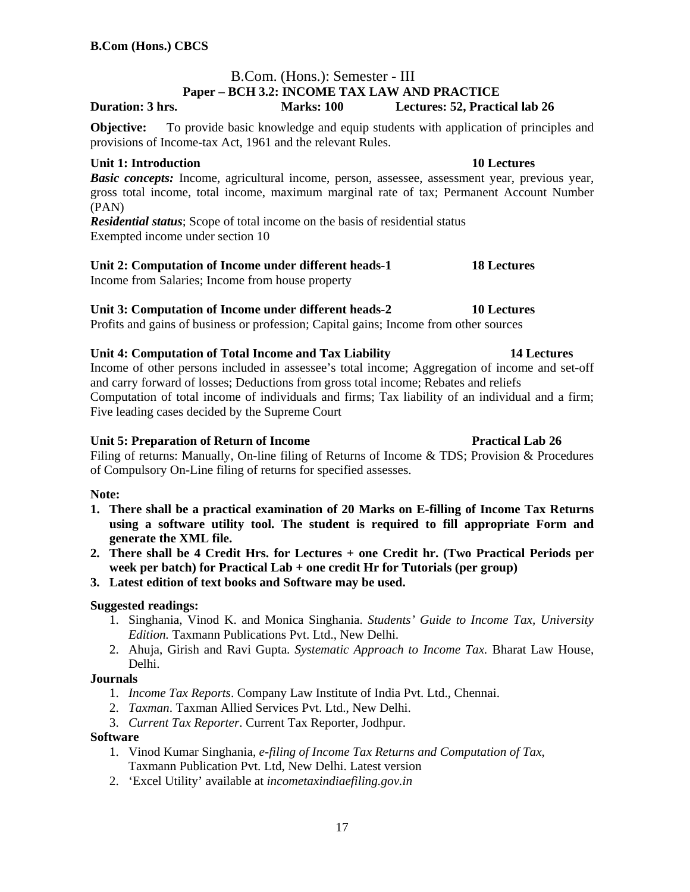**B.Com (Hons.) CBCS**

## B.Com. (Hons.): Semester - III

### Paper – BCH 3.2: INCOME TAX LAW AND PRACTICE

**Duration: 3 hrs.** **Marks: 100** **Lectures: 52, Practical lab 26**

**Objective:** To provide basic knowledge and equip students with application of principles and provisions of Income-tax Act, 1961 and the relevant Rules.

**Unit 1: Introduction** **10 Lectures**

***Basic concepts:*** Income, agricultural income, person, assessee, assessment year, previous year, gross total income, total income, maximum marginal rate of tax; Permanent Account Number (PAN)

***Residential status***; Scope of total income on the basis of residential status

Exempted income under section 10

**Unit 2: Computation of Income under different heads-1** **18 Lectures**

Income from Salaries; Income from house property

**Unit 3: Computation of Income under different heads-2** **10 Lectures**

Profits and gains of business or profession; Capital gains; Income from other sources

**Unit 4: Computation of Total Income and Tax Liability** **14 Lectures**

Income of other persons included in assessee's total income; Aggregation of income and set-off and carry forward of losses; Deductions from gross total income; Rebates and reliefs

Computation of total income of individuals and firms; Tax liability of an individual and a firm; Five leading cases decided by the Supreme Court

**Unit 5: Preparation of Return of Income** **Practical Lab 26**

Filing of returns: Manually, On-line filing of Returns of Income & TDS; Provision & Procedures of Compulsory On-Line filing of returns for specified assesses.

**Note:**

1. **There shall be a practical examination of 20 Marks on E-filling of Income Tax Returns using a software utility tool. The student is required to fill appropriate Form and generate the XML file.**
2. **There shall be 4 Credit Hrs. for Lectures + one Credit hr. (Two Practical Periods per week per batch) for Practical Lab + one credit Hr for Tutorials (per group)**
3. **Latest edition of text books and Software may be used.**

**Suggested readings:**

1. Singhania, Vinod K. and Monica Singhania. *Students' Guide to Income Tax, University Edition.* Taxmann Publications Pvt. Ltd., New Delhi.
2. Ahuja, Girish and Ravi Gupta. *Systematic Approach to Income Tax.* Bharat Law House, Delhi.

**Journals**

1. *Income Tax Reports*. Company Law Institute of India Pvt. Ltd., Chennai.
2. *Taxman*. Taxman Allied Services Pvt. Ltd., New Delhi.
3. *Current Tax Reporter*. Current Tax Reporter, Jodhpur.

**Software**

1. Vinod Kumar Singhania, *e-filing of Income Tax Returns and Computation of Tax,* Taxmann Publication Pvt. Ltd, New Delhi. Latest version
2. 'Excel Utility' available at *incometaxindiaefiling.gov.in*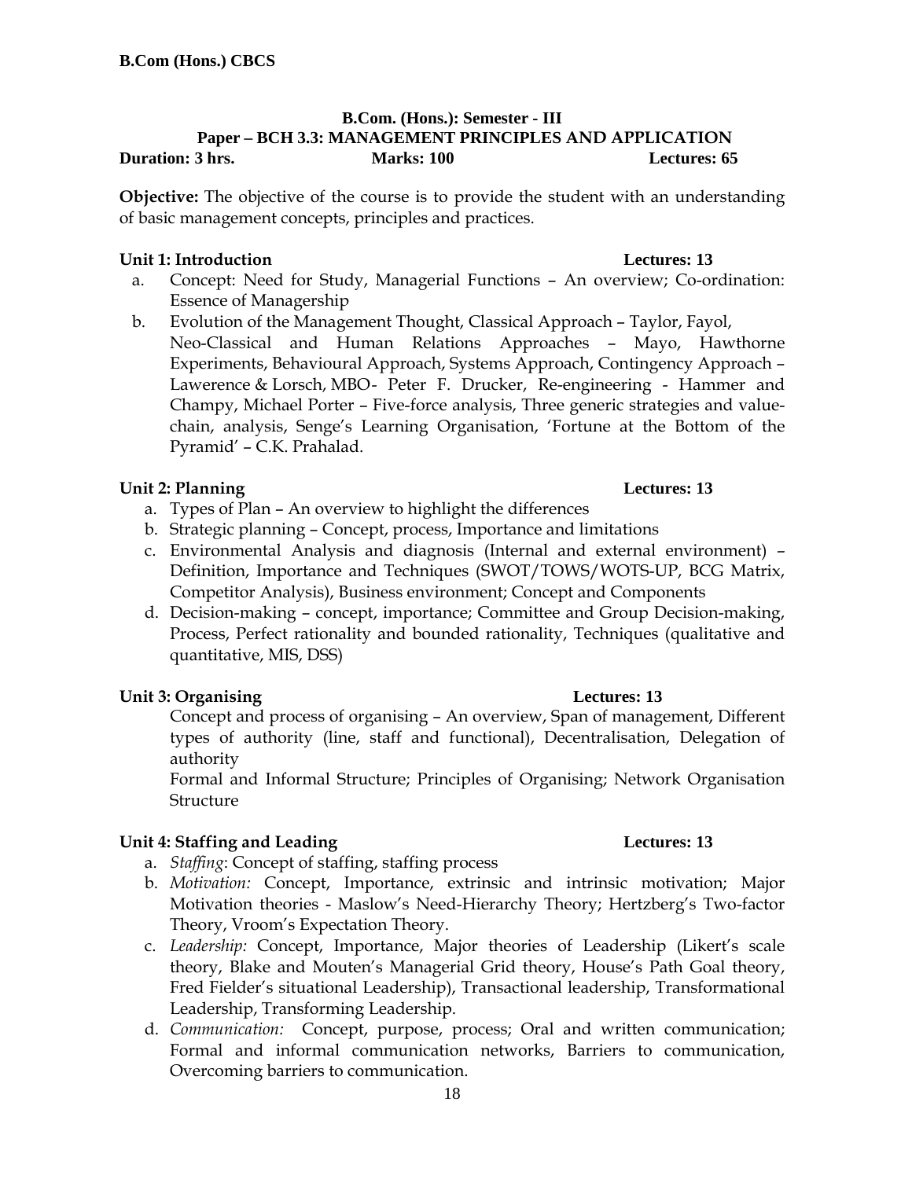**B.Com (Hons.) CBCS**

## B.Com. (Hons.): Semester - III
## Paper – BCH 3.3: MANAGEMENT PRINCIPLES AND APPLICATION

**Duration: 3 hrs.** **Marks: 100** **Lectures: 65**

**Objective:** The objective of the course is to provide the student with an understanding of basic management concepts, principles and practices.

### Unit 1: Introduction — Lectures: 13

a. Concept: Need for Study, Managerial Functions – An overview; Co-ordination: Essence of Managership
b. Evolution of the Management Thought, Classical Approach – Taylor, Fayol, Neo-Classical and Human Relations Approaches – Mayo, Hawthorne Experiments, Behavioural Approach, Systems Approach, Contingency Approach – Lawerence & Lorsch, MBO- Peter F. Drucker, Re-engineering - Hammer and Champy, Michael Porter – Five-force analysis, Three generic strategies and value-chain, analysis, Senge's Learning Organisation, 'Fortune at the Bottom of the Pyramid' – C.K. Prahalad.

### Unit 2: Planning — Lectures: 13

a. Types of Plan – An overview to highlight the differences
b. Strategic planning – Concept, process, Importance and limitations
c. Environmental Analysis and diagnosis (Internal and external environment) – Definition, Importance and Techniques (SWOT/TOWS/WOTS-UP, BCG Matrix, Competitor Analysis), Business environment; Concept and Components
d. Decision-making – concept, importance; Committee and Group Decision-making, Process, Perfect rationality and bounded rationality, Techniques (qualitative and quantitative, MIS, DSS)

### Unit 3: Organising — Lectures: 13

Concept and process of organising – An overview, Span of management, Different types of authority (line, staff and functional), Decentralisation, Delegation of authority

Formal and Informal Structure; Principles of Organising; Network Organisation Structure

### Unit 4: Staffing and Leading — Lectures: 13

a. *Staffing*: Concept of staffing, staffing process
b. *Motivation:* Concept, Importance, extrinsic and intrinsic motivation; Major Motivation theories - Maslow's Need-Hierarchy Theory; Hertzberg's Two-factor Theory, Vroom's Expectation Theory.
c. *Leadership:* Concept, Importance, Major theories of Leadership (Likert's scale theory, Blake and Mouten's Managerial Grid theory, House's Path Goal theory, Fred Fielder's situational Leadership), Transactional leadership, Transformational Leadership, Transforming Leadership.
d. *Communication:* Concept, purpose, process; Oral and written communication; Formal and informal communication networks, Barriers to communication, Overcoming barriers to communication.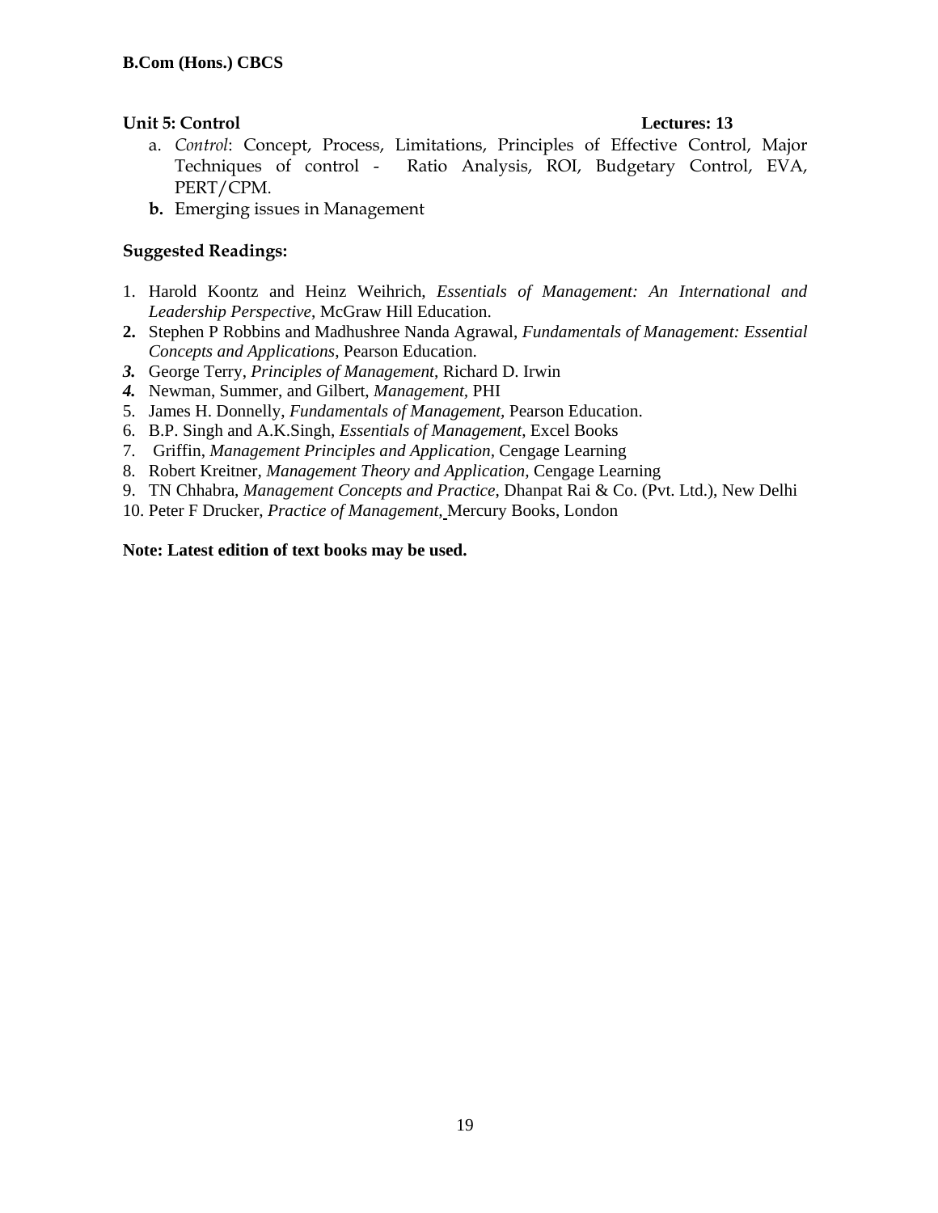**Unit 5: Control** **Lectures: 13**

a. *Control*: Concept, Process, Limitations, Principles of Effective Control, Major Techniques of control - Ratio Analysis, ROI, Budgetary Control, EVA, PERT/CPM.

**b.** Emerging issues in Management

**Suggested Readings:**

1. Harold Koontz and Heinz Weihrich, *Essentials of Management: An International and Leadership Perspective*, McGraw Hill Education.
2. Stephen P Robbins and Madhushree Nanda Agrawal, *Fundamentals of Management: Essential Concepts and Applications*, Pearson Education.
3. George Terry, *Principles of Management*, Richard D. Irwin
4. Newman, Summer, and Gilbert, *Management*, PHI
5. James H. Donnelly, *Fundamentals of Management*, Pearson Education.
6. B.P. Singh and A.K.Singh, *Essentials of Management*, Excel Books
7. Griffin, *Management Principles and Application*, Cengage Learning
8. Robert Kreitner, *Management Theory and Application*, Cengage Learning
9. TN Chhabra, *Management Concepts and Practice*, Dhanpat Rai & Co. (Pvt. Ltd.), New Delhi
10. Peter F Drucker, *Practice of Management*, Mercury Books, London

**Note: Latest edition of text books may be used.**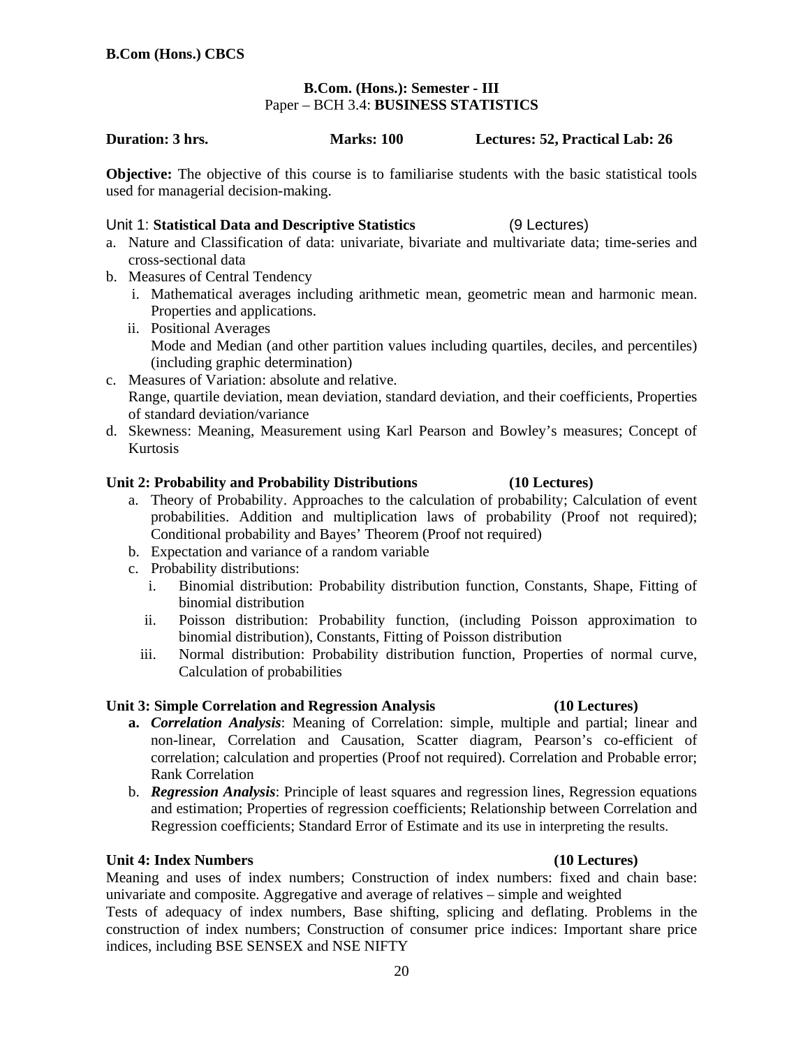**B.Com (Hons.) CBCS**

**B.Com. (Hons.): Semester - III**
Paper – BCH 3.4: **BUSINESS STATISTICS**

**Duration: 3 hrs.** **Marks: 100** **Lectures: 52, Practical Lab: 26**

**Objective:** The objective of this course is to familiarise students with the basic statistical tools used for managerial decision-making.

Unit 1: **Statistical Data and Descriptive Statistics** (9 Lectures)

a. Nature and Classification of data: univariate, bivariate and multivariate data; time-series and cross-sectional data
b. Measures of Central Tendency
   i. Mathematical averages including arithmetic mean, geometric mean and harmonic mean. Properties and applications.
   ii. Positional Averages
   Mode and Median (and other partition values including quartiles, deciles, and percentiles) (including graphic determination)
c. Measures of Variation: absolute and relative.
   Range, quartile deviation, mean deviation, standard deviation, and their coefficients, Properties of standard deviation/variance
d. Skewness: Meaning, Measurement using Karl Pearson and Bowley's measures; Concept of Kurtosis

**Unit 2: Probability and Probability Distributions (10 Lectures)**

a. Theory of Probability. Approaches to the calculation of probability; Calculation of event probabilities. Addition and multiplication laws of probability (Proof not required); Conditional probability and Bayes' Theorem (Proof not required)
b. Expectation and variance of a random variable
c. Probability distributions:
   i. Binomial distribution: Probability distribution function, Constants, Shape, Fitting of binomial distribution
   ii. Poisson distribution: Probability function, (including Poisson approximation to binomial distribution), Constants, Fitting of Poisson distribution
   iii. Normal distribution: Probability distribution function, Properties of normal curve, Calculation of probabilities

**Unit 3: Simple Correlation and Regression Analysis (10 Lectures)**

**a.** ***Correlation Analysis***: Meaning of Correlation: simple, multiple and partial; linear and non-linear, Correlation and Causation, Scatter diagram, Pearson's co-efficient of correlation; calculation and properties (Proof not required). Correlation and Probable error; Rank Correlation
b. ***Regression Analysis***: Principle of least squares and regression lines, Regression equations and estimation; Properties of regression coefficients; Relationship between Correlation and Regression coefficients; Standard Error of Estimate and its use in interpreting the results.

**Unit 4: Index Numbers (10 Lectures)**

Meaning and uses of index numbers; Construction of index numbers: fixed and chain base: univariate and composite. Aggregative and average of relatives – simple and weighted

Tests of adequacy of index numbers, Base shifting, splicing and deflating. Problems in the construction of index numbers; Construction of consumer price indices: Important share price indices, including BSE SENSEX and NSE NIFTY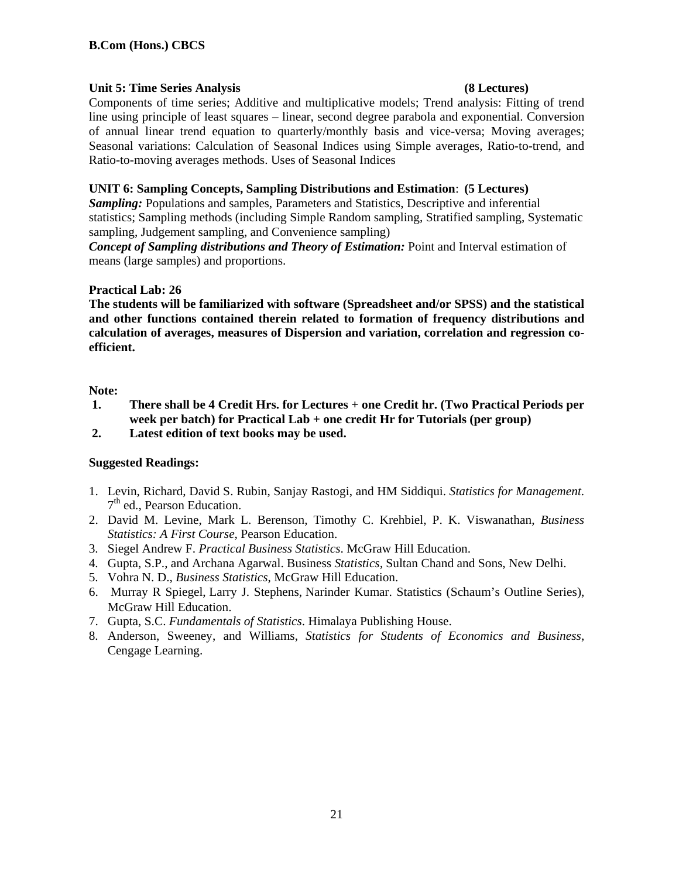**Unit 5: Time Series Analysis (8 Lectures)**

Components of time series; Additive and multiplicative models; Trend analysis: Fitting of trend line using principle of least squares – linear, second degree parabola and exponential. Conversion of annual linear trend equation to quarterly/monthly basis and vice-versa; Moving averages; Seasonal variations: Calculation of Seasonal Indices using Simple averages, Ratio-to-trend, and Ratio-to-moving averages methods. Uses of Seasonal Indices

**UNIT 6: Sampling Concepts, Sampling Distributions and Estimation: (5 Lectures)**

***Sampling:*** Populations and samples, Parameters and Statistics, Descriptive and inferential statistics; Sampling methods (including Simple Random sampling, Stratified sampling, Systematic sampling, Judgement sampling, and Convenience sampling)

***Concept of Sampling distributions and Theory of Estimation:*** Point and Interval estimation of means (large samples) and proportions.

**Practical Lab: 26**

**The students will be familiarized with software (Spreadsheet and/or SPSS) and the statistical and other functions contained therein related to formation of frequency distributions and calculation of averages, measures of Dispersion and variation, correlation and regression co-efficient.**

**Note:**

1. **There shall be 4 Credit Hrs. for Lectures + one Credit hr. (Two Practical Periods per week per batch) for Practical Lab + one credit Hr for Tutorials (per group)**
2. **Latest edition of text books may be used.**

**Suggested Readings:**

1. Levin, Richard, David S. Rubin, Sanjay Rastogi, and HM Siddiqui. *Statistics for Management*. 7th ed., Pearson Education.
2. David M. Levine, Mark L. Berenson, Timothy C. Krehbiel, P. K. Viswanathan, *Business Statistics: A First Course*, Pearson Education.
3. Siegel Andrew F. *Practical Business Statistics*. McGraw Hill Education.
4. Gupta, S.P., and Archana Agarwal. Business *Statistics*, Sultan Chand and Sons, New Delhi.
5. Vohra N. D., *Business Statistics*, McGraw Hill Education.
6. Murray R Spiegel, Larry J. Stephens, Narinder Kumar. Statistics (Schaum's Outline Series), McGraw Hill Education.
7. Gupta, S.C. *Fundamentals of Statistics*. Himalaya Publishing House.
8. Anderson, Sweeney, and Williams, *Statistics for Students of Economics and Business*, Cengage Learning.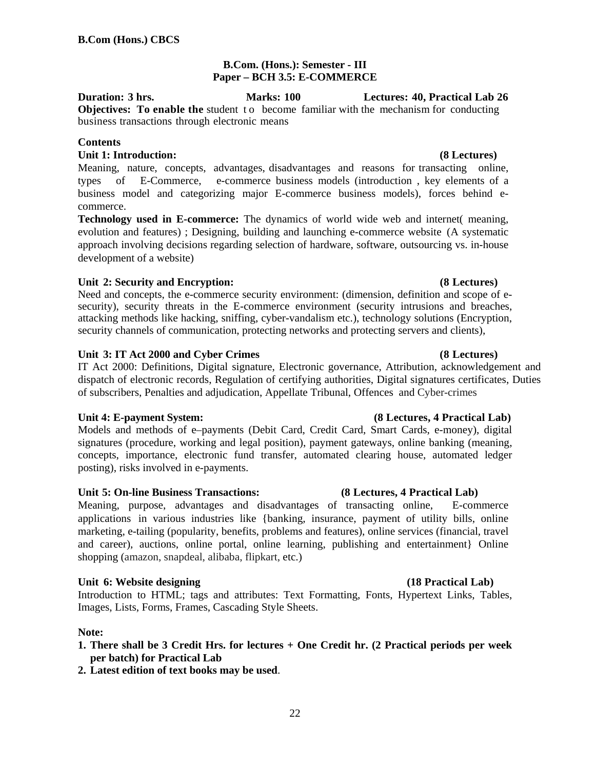**B.Com (Hons.) CBCS**

## B.Com. (Hons.): Semester - III
## Paper – BCH 3.5: E-COMMERCE

**Duration: 3 hrs.** **Marks: 100** **Lectures: 40, Practical Lab 26**

**Objectives: To enable the** student to become familiar with the mechanism for conducting business transactions through electronic means

### Contents

**Unit 1: Introduction:** **(8 Lectures)**

Meaning, nature, concepts, advantages, disadvantages and reasons for transacting online, types of E-Commerce, e-commerce business models (introduction , key elements of a business model and categorizing major E-commerce business models), forces behind e-commerce.

**Technology used in E-commerce:** The dynamics of world wide web and internet( meaning, evolution and features) ; Designing, building and launching e-commerce website (A systematic approach involving decisions regarding selection of hardware, software, outsourcing vs. in-house development of a website)

**Unit 2: Security and Encryption:** **(8 Lectures)**

Need and concepts, the e-commerce security environment: (dimension, definition and scope of e-security), security threats in the E-commerce environment (security intrusions and breaches, attacking methods like hacking, sniffing, cyber-vandalism etc.), technology solutions (Encryption, security channels of communication, protecting networks and protecting servers and clients),

**Unit 3: IT Act 2000 and Cyber Crimes** **(8 Lectures)**

IT Act 2000: Definitions, Digital signature, Electronic governance, Attribution, acknowledgement and dispatch of electronic records, Regulation of certifying authorities, Digital signatures certificates, Duties of subscribers, Penalties and adjudication, Appellate Tribunal, Offences and Cyber-crimes

**Unit 4: E-payment System:** **(8 Lectures, 4 Practical Lab)**

Models and methods of e–payments (Debit Card, Credit Card, Smart Cards, e-money), digital signatures (procedure, working and legal position), payment gateways, online banking (meaning, concepts, importance, electronic fund transfer, automated clearing house, automated ledger posting), risks involved in e-payments.

**Unit 5: On-line Business Transactions:** **(8 Lectures, 4 Practical Lab)**

Meaning, purpose, advantages and disadvantages of transacting online, E-commerce applications in various industries like {banking, insurance, payment of utility bills, online marketing, e-tailing (popularity, benefits, problems and features), online services (financial, travel and career), auctions, online portal, online learning, publishing and entertainment} Online shopping (amazon, snapdeal, alibaba, flipkart, etc.)

**Unit 6: Website designing** **(18 Practical Lab)**

Introduction to HTML; tags and attributes: Text Formatting, Fonts, Hypertext Links, Tables, Images, Lists, Forms, Frames, Cascading Style Sheets.

**Note:**

1. **There shall be 3 Credit Hrs. for lectures + One Credit hr. (2 Practical periods per week per batch) for Practical Lab**
2. **Latest edition of text books may be used**.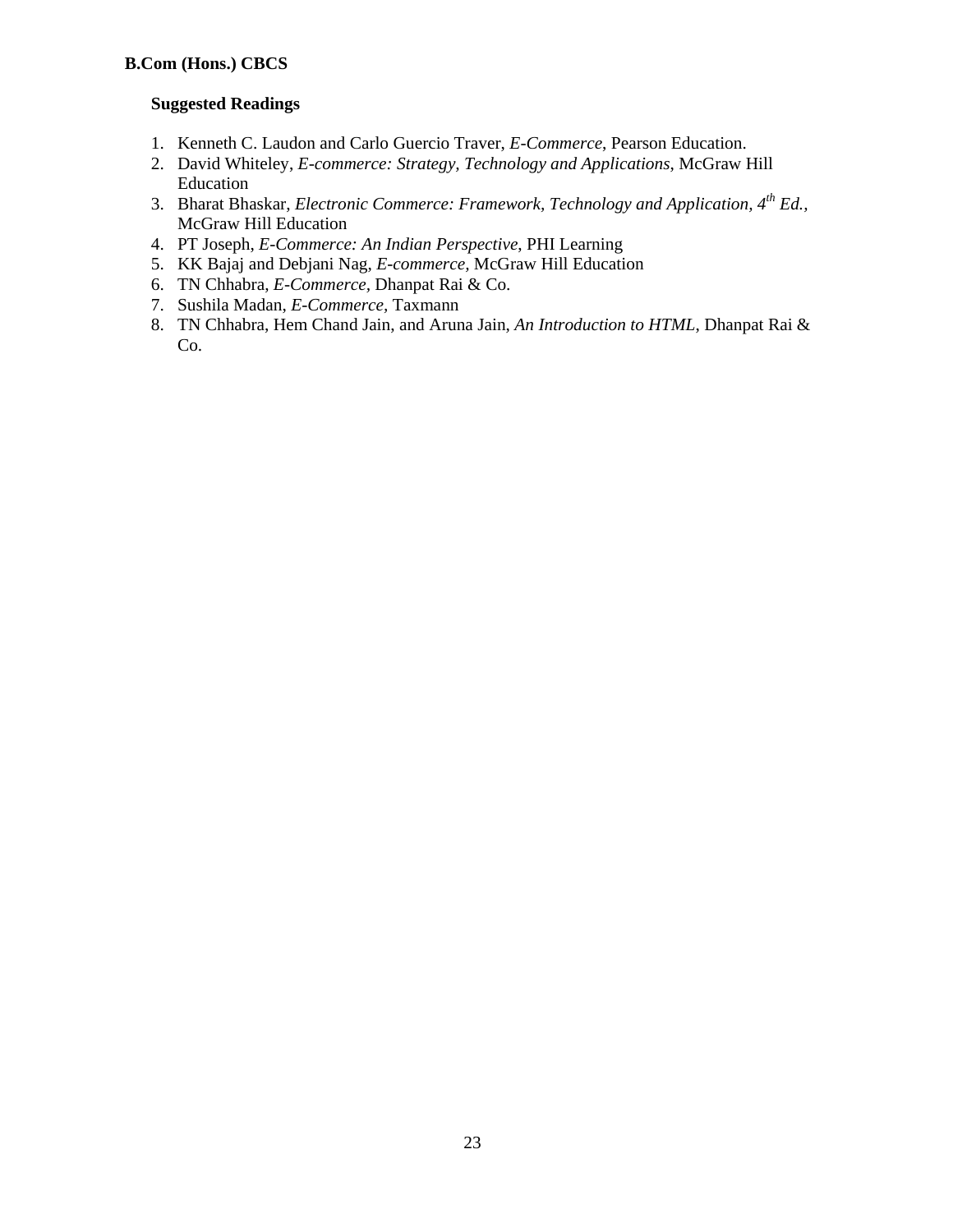**Suggested Readings**

1. Kenneth C. Laudon and Carlo Guercio Traver, *E-Commerce*, Pearson Education.
2. David Whiteley, *E-commerce: Strategy, Technology and Applications*, McGraw Hill Education
3. Bharat Bhaskar, *Electronic Commerce: Framework, Technology and Application, 4th Ed.*, McGraw Hill Education
4. PT Joseph, *E-Commerce: An Indian Perspective*, PHI Learning
5. KK Bajaj and Debjani Nag, *E-commerce,* McGraw Hill Education
6. TN Chhabra, *E-Commerce*, Dhanpat Rai & Co.
7. Sushila Madan, *E-Commerce*, Taxmann
8. TN Chhabra, Hem Chand Jain, and Aruna Jain, *An Introduction to HTML*, Dhanpat Rai & Co.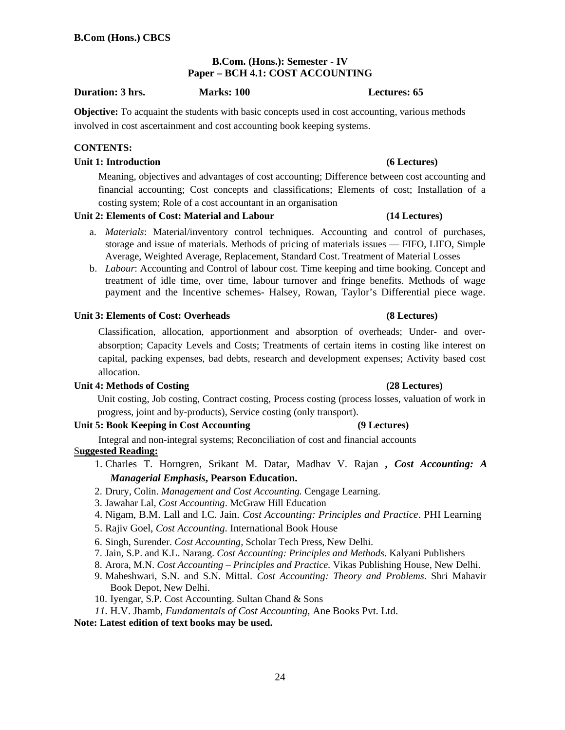## B.Com. (Hons.): Semester - IV
## Paper – BCH 4.1: COST ACCOUNTING

**Duration: 3 hrs.** **Marks: 100** **Lectures: 65**

**Objective:** To acquaint the students with basic concepts used in cost accounting, various methods involved in cost ascertainment and cost accounting book keeping systems.

**CONTENTS:**

**Unit 1: Introduction (6 Lectures)**

Meaning, objectives and advantages of cost accounting; Difference between cost accounting and financial accounting; Cost concepts and classifications; Elements of cost; Installation of a costing system; Role of a cost accountant in an organisation

**Unit 2: Elements of Cost: Material and Labour (14 Lectures)**

a. *Materials*: Material/inventory control techniques. Accounting and control of purchases, storage and issue of materials. Methods of pricing of materials issues — FIFO, LIFO, Simple Average, Weighted Average, Replacement, Standard Cost. Treatment of Material Losses
b. *Labour*: Accounting and Control of labour cost. Time keeping and time booking. Concept and treatment of idle time, over time, labour turnover and fringe benefits. Methods of wage payment and the Incentive schemes- Halsey, Rowan, Taylor's Differential piece wage.

**Unit 3: Elements of Cost: Overheads (8 Lectures)**

Classification, allocation, apportionment and absorption of overheads; Under- and over-absorption; Capacity Levels and Costs; Treatments of certain items in costing like interest on capital, packing expenses, bad debts, research and development expenses; Activity based cost allocation.

**Unit 4: Methods of Costing (28 Lectures)**

Unit costing, Job costing, Contract costing, Process costing (process losses, valuation of work in progress, joint and by-products), Service costing (only transport).

**Unit 5: Book Keeping in Cost Accounting (9 Lectures)**

Integral and non-integral systems; Reconciliation of cost and financial accounts

**Suggested Reading:**

1. Charles T. Horngren, Srikant M. Datar, Madhav V. Rajan **,** ***Cost Accounting: A Managerial Emphasis*****, Pearson Education.**
2. Drury, Colin. *Management and Cost Accounting.* Cengage Learning.
3. Jawahar Lal, *Cost Accounting*. McGraw Hill Education
4. Nigam, B.M. Lall and I.C. Jain. *Cost Accounting: Principles and Practice*. PHI Learning
5. Rajiv Goel, *Cost Accounting.* International Book House
6. Singh, Surender. *Cost Accounting*, Scholar Tech Press, New Delhi.
7. Jain, S.P. and K.L. Narang. *Cost Accounting: Principles and Methods*. Kalyani Publishers
8. Arora, M.N. *Cost Accounting – Principles and Practice.* Vikas Publishing House, New Delhi.
9. Maheshwari, S.N. and S.N. Mittal. *Cost Accounting: Theory and Problems.* Shri Mahavir Book Depot, New Delhi.
10. Iyengar, S.P. Cost Accounting. Sultan Chand & Sons
11. H.V. Jhamb, *Fundamentals of Cost Accounting,* Ane Books Pvt. Ltd.

**Note: Latest edition of text books may be used.**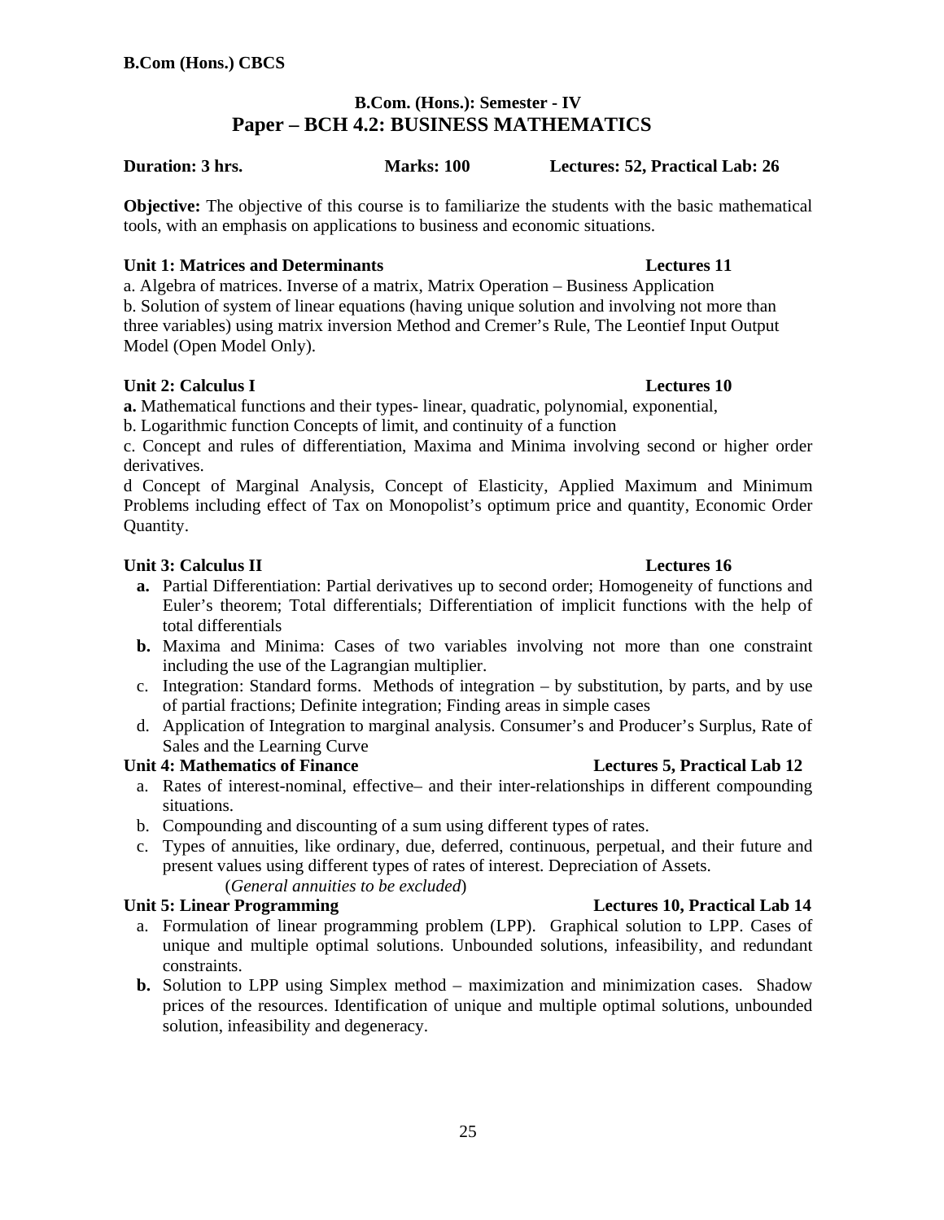**B.Com (Hons.) CBCS**

## B.Com. (Hons.): Semester - IV
## Paper – BCH 4.2: BUSINESS MATHEMATICS

**Duration: 3 hrs. Marks: 100 Lectures: 52, Practical Lab: 26**

**Objective:** The objective of this course is to familiarize the students with the basic mathematical tools, with an emphasis on applications to business and economic situations.

**Unit 1: Matrices and Determinants Lectures 11**

a. Algebra of matrices. Inverse of a matrix, Matrix Operation – Business Application
b. Solution of system of linear equations (having unique solution and involving not more than three variables) using matrix inversion Method and Cremer's Rule, The Leontief Input Output Model (Open Model Only).

**Unit 2: Calculus I Lectures 10**

**a.** Mathematical functions and their types- linear, quadratic, polynomial, exponential,
b. Logarithmic function Concepts of limit, and continuity of a function
c. Concept and rules of differentiation, Maxima and Minima involving second or higher order derivatives.
d Concept of Marginal Analysis, Concept of Elasticity, Applied Maximum and Minimum Problems including effect of Tax on Monopolist's optimum price and quantity, Economic Order Quantity.

**Unit 3: Calculus II Lectures 16**

- **a.** Partial Differentiation: Partial derivatives up to second order; Homogeneity of functions and Euler's theorem; Total differentials; Differentiation of implicit functions with the help of total differentials
- **b.** Maxima and Minima: Cases of two variables involving not more than one constraint including the use of the Lagrangian multiplier.
- c. Integration: Standard forms. Methods of integration – by substitution, by parts, and by use of partial fractions; Definite integration; Finding areas in simple cases
- d. Application of Integration to marginal analysis. Consumer's and Producer's Surplus, Rate of Sales and the Learning Curve

**Unit 4: Mathematics of Finance Lectures 5, Practical Lab 12**

- a. Rates of interest-nominal, effective– and their inter-relationships in different compounding situations.
- b. Compounding and discounting of a sum using different types of rates.
- c. Types of annuities, like ordinary, due, deferred, continuous, perpetual, and their future and present values using different types of rates of interest. Depreciation of Assets.
  (*General annuities to be excluded*)

**Unit 5: Linear Programming Lectures 10, Practical Lab 14**

- a. Formulation of linear programming problem (LPP). Graphical solution to LPP. Cases of unique and multiple optimal solutions. Unbounded solutions, infeasibility, and redundant constraints.
- **b.** Solution to LPP using Simplex method – maximization and minimization cases. Shadow prices of the resources. Identification of unique and multiple optimal solutions, unbounded solution, infeasibility and degeneracy.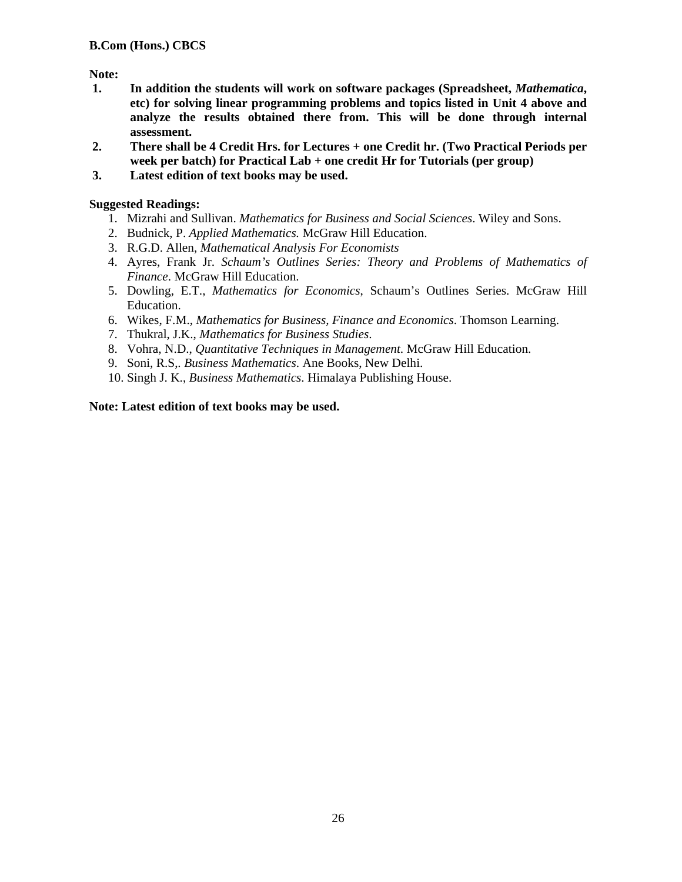**Note:**

1. **In addition the students will work on software packages (Spreadsheet, *Mathematica*, etc) for solving linear programming problems and topics listed in Unit 4 above and analyze the results obtained there from. This will be done through internal assessment.**
2. **There shall be 4 Credit Hrs. for Lectures + one Credit hr. (Two Practical Periods per week per batch) for Practical Lab + one credit Hr for Tutorials (per group)**
3. **Latest edition of text books may be used.**

**Suggested Readings:**

1. Mizrahi and Sullivan. *Mathematics for Business and Social Sciences*. Wiley and Sons.
2. Budnick, P. *Applied Mathematics.* McGraw Hill Education.
3. R.G.D. Allen, *Mathematical Analysis For Economists*
4. Ayres, Frank Jr. *Schaum's Outlines Series: Theory and Problems of Mathematics of Finance*. McGraw Hill Education.
5. Dowling, E.T., *Mathematics for Economics,* Schaum's Outlines Series. McGraw Hill Education.
6. Wikes, F.M., *Mathematics for Business, Finance and Economics*. Thomson Learning.
7. Thukral, J.K., *Mathematics for Business Studies*.
8. Vohra, N.D., *Quantitative Techniques in Management*. McGraw Hill Education.
9. Soni, R.S,. *Business Mathematics*. Ane Books, New Delhi.
10. Singh J. K., *Business Mathematics*. Himalaya Publishing House.

**Note: Latest edition of text books may be used.**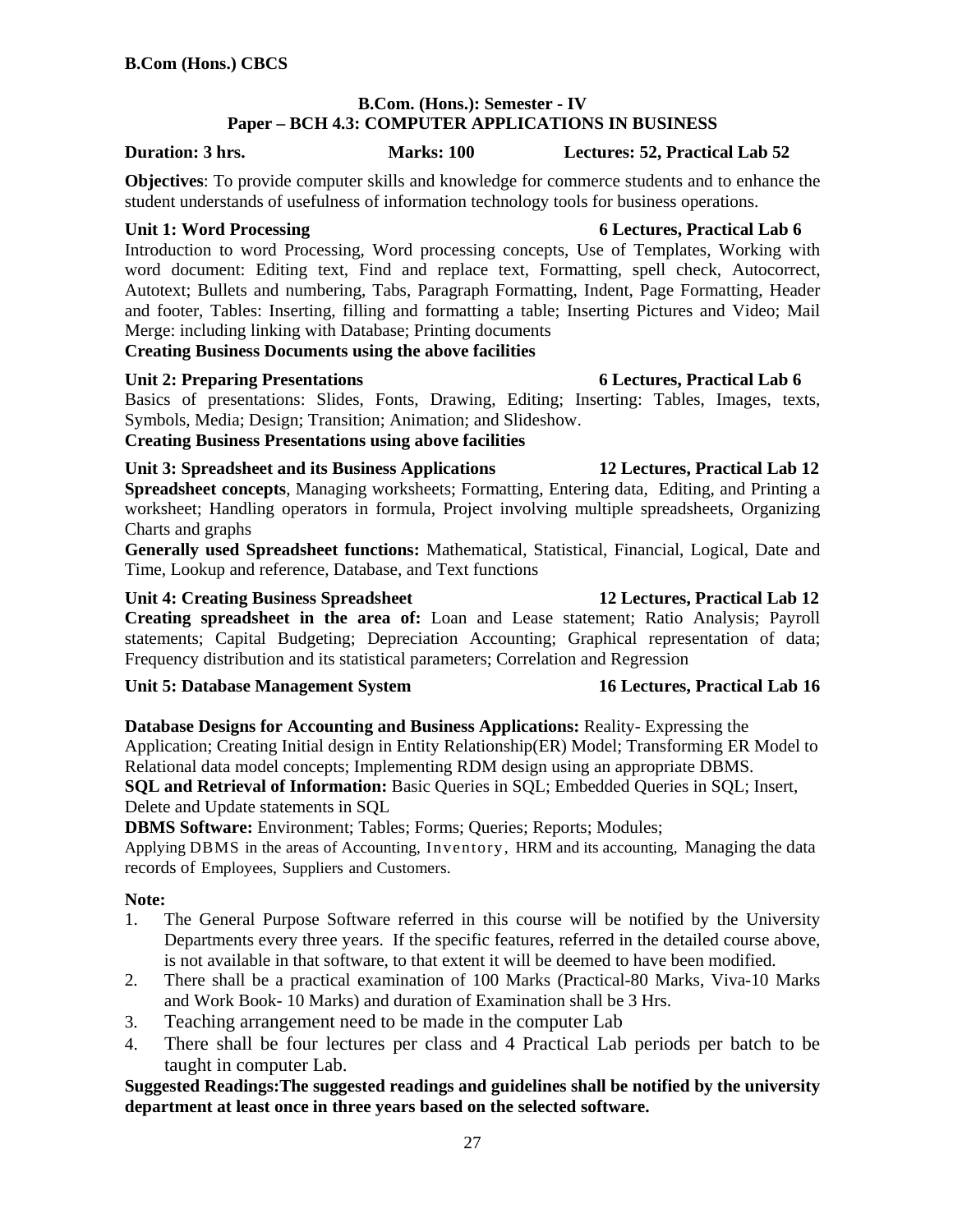**B.Com (Hons.) CBCS**

## B.Com. (Hons.): Semester - IV
## Paper – BCH 4.3: COMPUTER APPLICATIONS IN BUSINESS

**Duration: 3 hrs.** **Marks: 100** **Lectures: 52, Practical Lab 52**

**Objectives**: To provide computer skills and knowledge for commerce students and to enhance the student understands of usefulness of information technology tools for business operations.

### Unit 1: Word Processing — 6 Lectures, Practical Lab 6

Introduction to word Processing, Word processing concepts, Use of Templates, Working with word document: Editing text, Find and replace text, Formatting, spell check, Autocorrect, Autotext; Bullets and numbering, Tabs, Paragraph Formatting, Indent, Page Formatting, Header and footer, Tables: Inserting, filling and formatting a table; Inserting Pictures and Video; Mail Merge: including linking with Database; Printing documents

**Creating Business Documents using the above facilities**

### Unit 2: Preparing Presentations — 6 Lectures, Practical Lab 6

Basics of presentations: Slides, Fonts, Drawing, Editing; Inserting: Tables, Images, texts, Symbols, Media; Design; Transition; Animation; and Slideshow.

**Creating Business Presentations using above facilities**

### Unit 3: Spreadsheet and its Business Applications — 12 Lectures, Practical Lab 12

**Spreadsheet concepts**, Managing worksheets; Formatting, Entering data, Editing, and Printing a worksheet; Handling operators in formula, Project involving multiple spreadsheets, Organizing Charts and graphs

**Generally used Spreadsheet functions:** Mathematical, Statistical, Financial, Logical, Date and Time, Lookup and reference, Database, and Text functions

### Unit 4: Creating Business Spreadsheet — 12 Lectures, Practical Lab 12

**Creating spreadsheet in the area of:** Loan and Lease statement; Ratio Analysis; Payroll statements; Capital Budgeting; Depreciation Accounting; Graphical representation of data; Frequency distribution and its statistical parameters; Correlation and Regression

### Unit 5: Database Management System — 16 Lectures, Practical Lab 16

**Database Designs for Accounting and Business Applications:** Reality- Expressing the Application; Creating Initial design in Entity Relationship(ER) Model; Transforming ER Model to Relational data model concepts; Implementing RDM design using an appropriate DBMS.

**SQL and Retrieval of Information:** Basic Queries in SQL; Embedded Queries in SQL; Insert, Delete and Update statements in SQL

**DBMS Software:** Environment; Tables; Forms; Queries; Reports; Modules;

Applying DBMS in the areas of Accounting, Inventory, HRM and its accounting, Managing the data records of Employees, Suppliers and Customers.

**Note:**

1. The General Purpose Software referred in this course will be notified by the University Departments every three years. If the specific features, referred in the detailed course above, is not available in that software, to that extent it will be deemed to have been modified.
2. There shall be a practical examination of 100 Marks (Practical-80 Marks, Viva-10 Marks and Work Book- 10 Marks) and duration of Examination shall be 3 Hrs.
3. Teaching arrangement need to be made in the computer Lab
4. There shall be four lectures per class and 4 Practical Lab periods per batch to be taught in computer Lab.

**Suggested Readings:The suggested readings and guidelines shall be notified by the university department at least once in three years based on the selected software.**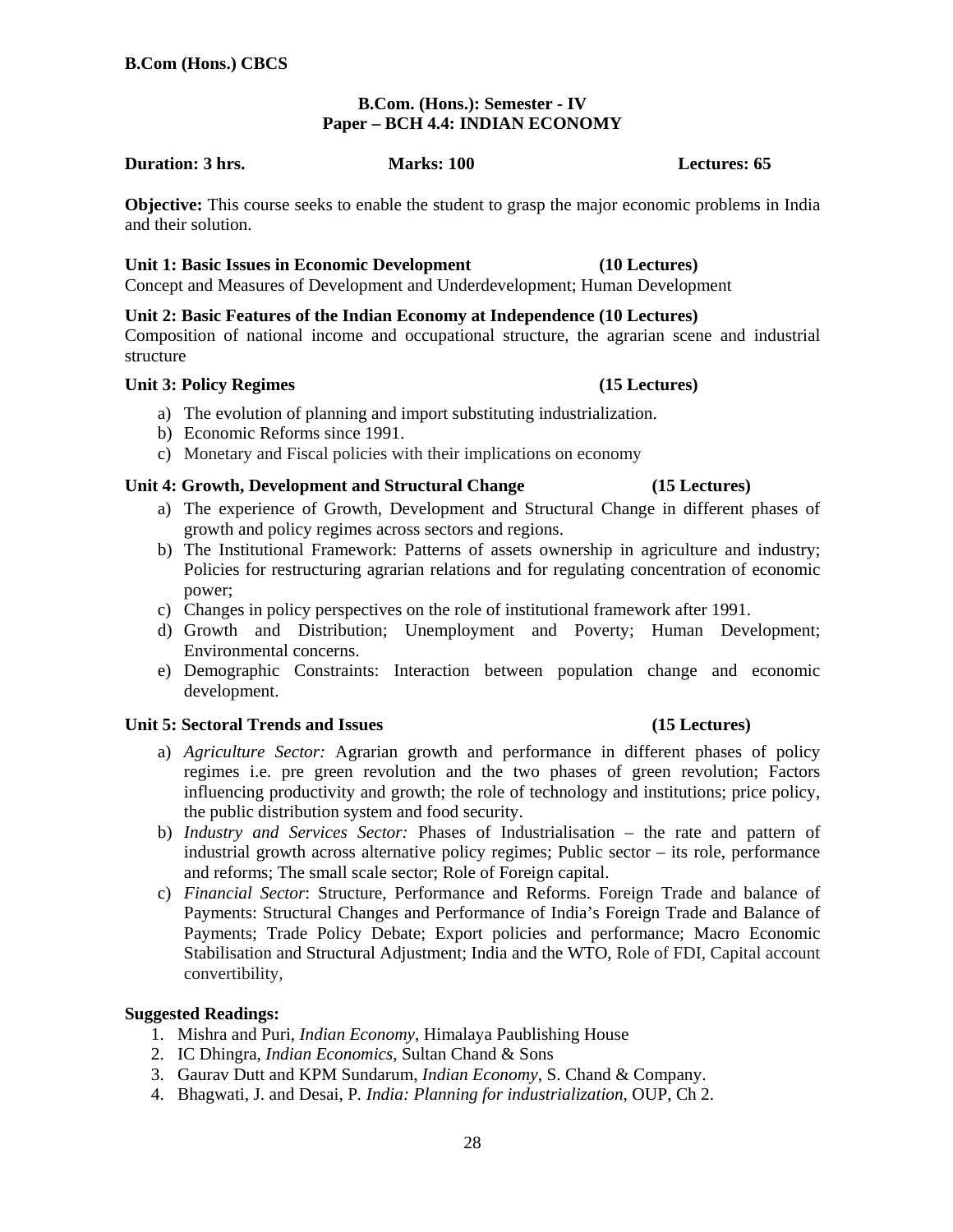**B.Com (Hons.) CBCS**

## B.Com. (Hons.): Semester - IV
## Paper – BCH 4.4: INDIAN ECONOMY

**Duration: 3 hrs.** **Marks: 100** **Lectures: 65**

**Objective:** This course seeks to enable the student to grasp the major economic problems in India and their solution.

**Unit 1: Basic Issues in Economic Development (10 Lectures)**

Concept and Measures of Development and Underdevelopment; Human Development

**Unit 2: Basic Features of the Indian Economy at Independence (10 Lectures)**

Composition of national income and occupational structure, the agrarian scene and industrial structure

**Unit 3: Policy Regimes (15 Lectures)**

a) The evolution of planning and import substituting industrialization.
b) Economic Reforms since 1991.
c) Monetary and Fiscal policies with their implications on economy

**Unit 4: Growth, Development and Structural Change (15 Lectures)**

a) The experience of Growth, Development and Structural Change in different phases of growth and policy regimes across sectors and regions.
b) The Institutional Framework: Patterns of assets ownership in agriculture and industry; Policies for restructuring agrarian relations and for regulating concentration of economic power;
c) Changes in policy perspectives on the role of institutional framework after 1991.
d) Growth and Distribution; Unemployment and Poverty; Human Development; Environmental concerns.
e) Demographic Constraints: Interaction between population change and economic development.

**Unit 5: Sectoral Trends and Issues (15 Lectures)**

a) *Agriculture Sector:* Agrarian growth and performance in different phases of policy regimes i.e. pre green revolution and the two phases of green revolution; Factors influencing productivity and growth; the role of technology and institutions; price policy, the public distribution system and food security.
b) *Industry and Services Sector:* Phases of Industrialisation – the rate and pattern of industrial growth across alternative policy regimes; Public sector – its role, performance and reforms; The small scale sector; Role of Foreign capital.
c) *Financial Sector*: Structure, Performance and Reforms. Foreign Trade and balance of Payments: Structural Changes and Performance of India's Foreign Trade and Balance of Payments; Trade Policy Debate; Export policies and performance; Macro Economic Stabilisation and Structural Adjustment; India and the WTO, Role of FDI, Capital account convertibility,

**Suggested Readings:**

1. Mishra and Puri, *Indian Economy*, Himalaya Paublishing House
2. IC Dhingra, *Indian Economics*, Sultan Chand & Sons
3. Gaurav Dutt and KPM Sundarum, *Indian Economy*, S. Chand & Company.
4. Bhagwati, J. and Desai, P. *India: Planning for industrialization*, OUP, Ch 2.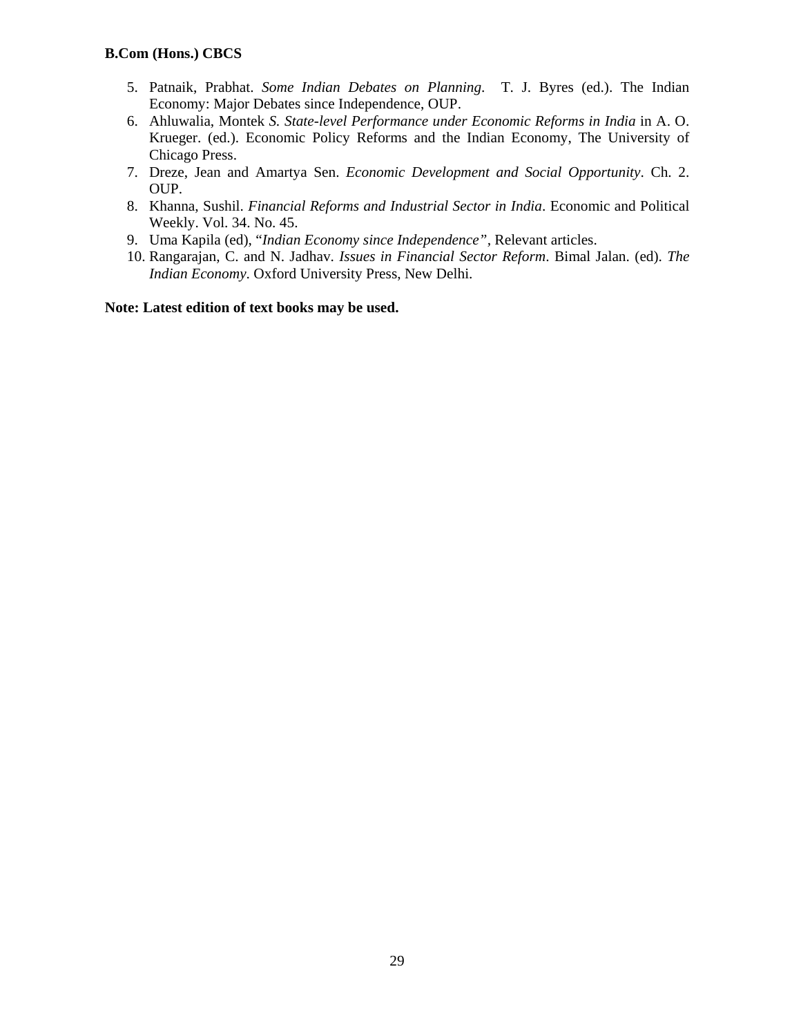5. Patnaik, Prabhat. *Some Indian Debates on Planning*. T. J. Byres (ed.). The Indian Economy: Major Debates since Independence, OUP.
6. Ahluwalia, Montek *S. State-level Performance under Economic Reforms in India* in A. O. Krueger. (ed.). Economic Policy Reforms and the Indian Economy, The University of Chicago Press.
7. Dreze, Jean and Amartya Sen. *Economic Development and Social Opportunity*. Ch. 2. OUP.
8. Khanna, Sushil. *Financial Reforms and Industrial Sector in India*. Economic and Political Weekly. Vol. 34. No. 45.
9. Uma Kapila (ed), "*Indian Economy since Independence"*, Relevant articles.
10. Rangarajan, C. and N. Jadhav. *Issues in Financial Sector Reform*. Bimal Jalan. (ed). *The Indian Economy*. Oxford University Press, New Delhi.

**Note: Latest edition of text books may be used.**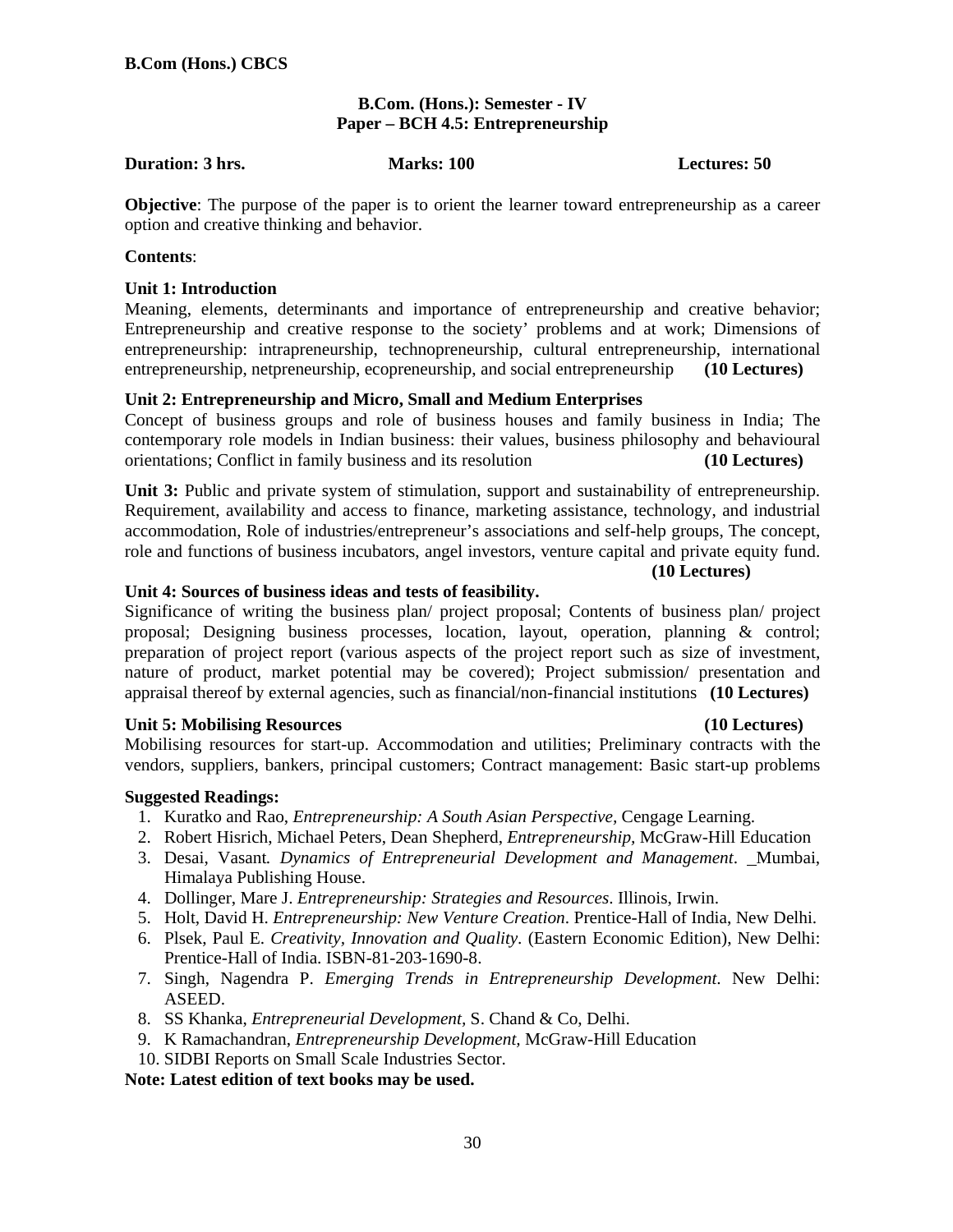**B.Com (Hons.) CBCS**

## B.Com. (Hons.): Semester - IV
## Paper – BCH 4.5: Entrepreneurship

**Duration: 3 hrs.** **Marks: 100** **Lectures: 50**

**Objective**: The purpose of the paper is to orient the learner toward entrepreneurship as a career option and creative thinking and behavior.

**Contents**:

**Unit 1: Introduction**
Meaning, elements, determinants and importance of entrepreneurship and creative behavior; Entrepreneurship and creative response to the society' problems and at work; Dimensions of entrepreneurship: intrapreneurship, technopreneurship, cultural entrepreneurship, international entrepreneurship, netpreneurship, ecopreneurship, and social entrepreneurship **(10 Lectures)**

**Unit 2: Entrepreneurship and Micro, Small and Medium Enterprises**
Concept of business groups and role of business houses and family business in India; The contemporary role models in Indian business: their values, business philosophy and behavioural orientations; Conflict in family business and its resolution **(10 Lectures)**

**Unit 3:** Public and private system of stimulation, support and sustainability of entrepreneurship. Requirement, availability and access to finance, marketing assistance, technology, and industrial accommodation, Role of industries/entrepreneur's associations and self-help groups, The concept, role and functions of business incubators, angel investors, venture capital and private equity fund. **(10 Lectures)**

**Unit 4: Sources of business ideas and tests of feasibility.**
Significance of writing the business plan/ project proposal; Contents of business plan/ project proposal; Designing business processes, location, layout, operation, planning & control; preparation of project report (various aspects of the project report such as size of investment, nature of product, market potential may be covered); Project submission/ presentation and appraisal thereof by external agencies, such as financial/non-financial institutions **(10 Lectures)**

**Unit 5: Mobilising Resources** **(10 Lectures)**
Mobilising resources for start-up. Accommodation and utilities; Preliminary contracts with the vendors, suppliers, bankers, principal customers; Contract management: Basic start-up problems

**Suggested Readings:**

1. Kuratko and Rao, *Entrepreneurship: A South Asian Perspective,* Cengage Learning.
2. Robert Hisrich, Michael Peters, Dean Shepherd, *Entrepreneurship,* McGraw-Hill Education
3. Desai, Vasant. *Dynamics of Entrepreneurial Development and Management*. Mumbai, Himalaya Publishing House.
4. Dollinger, Mare J. *Entrepreneurship: Strategies and Resources*. Illinois, Irwin.
5. Holt, David H. *Entrepreneurship: New Venture Creation*. Prentice-Hall of India, New Delhi.
6. Plsek, Paul E. *Creativity*, *Innovation and Quality*. (Eastern Economic Edition), New Delhi: Prentice-Hall of India. ISBN-81-203-1690-8.
7. Singh, Nagendra P. *Emerging Trends in Entrepreneurship Development*. New Delhi: ASEED.
8. SS Khanka, *Entrepreneurial Development*, S. Chand & Co, Delhi.
9. K Ramachandran, *Entrepreneurship Development*, McGraw-Hill Education
10. SIDBI Reports on Small Scale Industries Sector.

**Note: Latest edition of text books may be used.**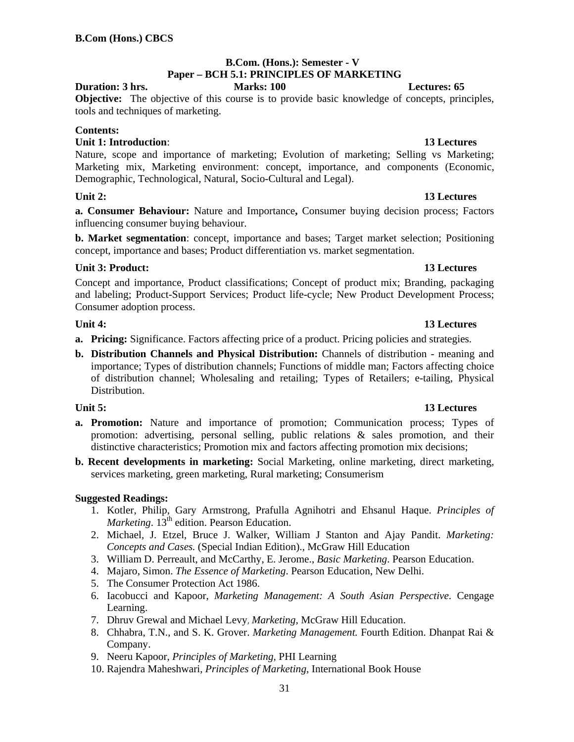**B.Com (Hons.) CBCS**

## B.Com. (Hons.): Semester - V
## Paper – BCH 5.1: PRINCIPLES OF MARKETING

**Duration: 3 hrs.** **Marks: 100** **Lectures: 65**

**Objective:** The objective of this course is to provide basic knowledge of concepts, principles, tools and techniques of marketing.

**Contents:**

**Unit 1: Introduction**: **13 Lectures**

Nature, scope and importance of marketing; Evolution of marketing; Selling vs Marketing; Marketing mix, Marketing environment: concept, importance, and components (Economic, Demographic, Technological, Natural, Socio-Cultural and Legal).

**Unit 2:** **13 Lectures**

**a. Consumer Behaviour:** Nature and Importance**,** Consumer buying decision process; Factors influencing consumer buying behaviour.

**b. Market segmentation**: concept, importance and bases; Target market selection; Positioning concept, importance and bases; Product differentiation vs. market segmentation.

**Unit 3: Product:** **13 Lectures**

Concept and importance, Product classifications; Concept of product mix; Branding, packaging and labeling; Product-Support Services; Product life-cycle; New Product Development Process; Consumer adoption process.

**Unit 4:** **13 Lectures**

a. **Pricing:** Significance. Factors affecting price of a product. Pricing policies and strategies.
b. **Distribution Channels and Physical Distribution:** Channels of distribution - meaning and importance; Types of distribution channels; Functions of middle man; Factors affecting choice of distribution channel; Wholesaling and retailing; Types of Retailers; e-tailing, Physical Distribution.

**Unit 5:** **13 Lectures**

a. **Promotion:** Nature and importance of promotion; Communication process; Types of promotion: advertising, personal selling, public relations & sales promotion, and their distinctive characteristics; Promotion mix and factors affecting promotion mix decisions;
b. **Recent developments in marketing:** Social Marketing, online marketing, direct marketing, services marketing, green marketing, Rural marketing; Consumerism

**Suggested Readings:**

1. Kotler, Philip, Gary Armstrong, Prafulla Agnihotri and Ehsanul Haque. *Principles of Marketing*. 13th edition. Pearson Education.
2. Michael, J. Etzel, Bruce J. Walker, William J Stanton and Ajay Pandit. *Marketing: Concepts and Cases.* (Special Indian Edition)., McGraw Hill Education
3. William D. Perreault, and McCarthy, E. Jerome., *Basic Marketing*. Pearson Education.
4. Majaro, Simon. *The Essence of Marketing*. Pearson Education, New Delhi.
5. The Consumer Protection Act 1986.
6. Iacobucci and Kapoor, *Marketing Management: A South Asian Perspective*. Cengage Learning.
7. Dhruv Grewal and Michael Levy*, Marketing*, McGraw Hill Education.
8. Chhabra, T.N., and S. K. Grover. *Marketing Management.* Fourth Edition. Dhanpat Rai & Company.
9. Neeru Kapoor, *Principles of Marketing*, PHI Learning
10. Rajendra Maheshwari, *Principles of Marketing*, International Book House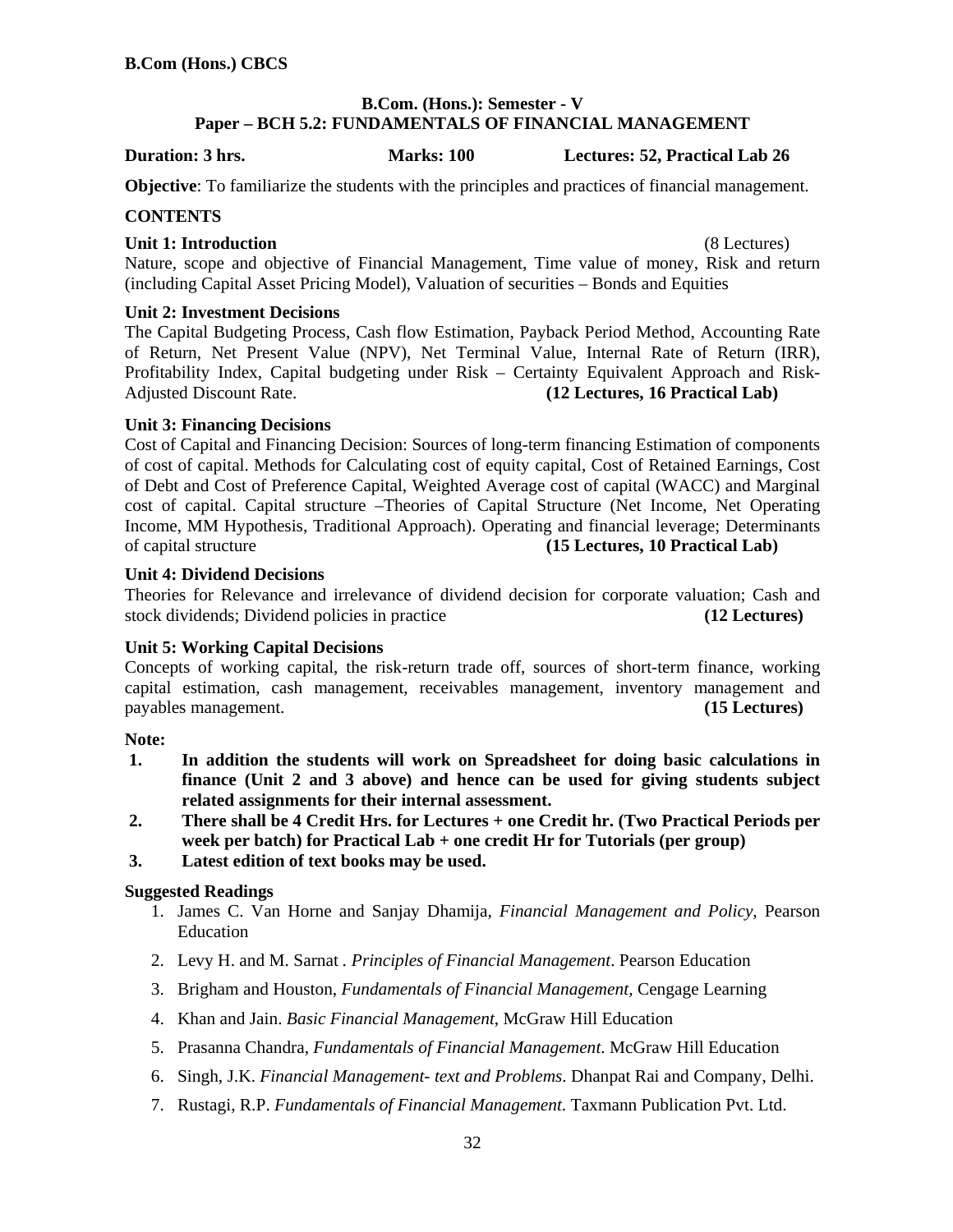**B.Com (Hons.) CBCS**

## B.Com. (Hons.): Semester - V
## Paper – BCH 5.2: FUNDAMENTALS OF FINANCIAL MANAGEMENT

**Duration: 3 hrs.** **Marks: 100** **Lectures: 52, Practical Lab 26**

**Objective**: To familiarize the students with the principles and practices of financial management.

### CONTENTS

**Unit 1: Introduction** (8 Lectures)
Nature, scope and objective of Financial Management, Time value of money, Risk and return (including Capital Asset Pricing Model), Valuation of securities – Bonds and Equities

**Unit 2: Investment Decisions**
The Capital Budgeting Process, Cash flow Estimation, Payback Period Method, Accounting Rate of Return, Net Present Value (NPV), Net Terminal Value, Internal Rate of Return (IRR), Profitability Index, Capital budgeting under Risk – Certainty Equivalent Approach and Risk-Adjusted Discount Rate. **(12 Lectures, 16 Practical Lab)**

**Unit 3: Financing Decisions**
Cost of Capital and Financing Decision: Sources of long-term financing Estimation of components of cost of capital. Methods for Calculating cost of equity capital, Cost of Retained Earnings, Cost of Debt and Cost of Preference Capital, Weighted Average cost of capital (WACC) and Marginal cost of capital. Capital structure –Theories of Capital Structure (Net Income, Net Operating Income, MM Hypothesis, Traditional Approach). Operating and financial leverage; Determinants of capital structure **(15 Lectures, 10 Practical Lab)**

**Unit 4: Dividend Decisions**
Theories for Relevance and irrelevance of dividend decision for corporate valuation; Cash and stock dividends; Dividend policies in practice **(12 Lectures)**

**Unit 5: Working Capital Decisions**
Concepts of working capital, the risk-return trade off, sources of short-term finance, working capital estimation, cash management, receivables management, inventory management and payables management. **(15 Lectures)**

**Note:**

1. **In addition the students will work on Spreadsheet for doing basic calculations in finance (Unit 2 and 3 above) and hence can be used for giving students subject related assignments for their internal assessment.**
2. **There shall be 4 Credit Hrs. for Lectures + one Credit hr. (Two Practical Periods per week per batch) for Practical Lab + one credit Hr for Tutorials (per group)**
3. **Latest edition of text books may be used.**

**Suggested Readings**

1. James C. Van Horne and Sanjay Dhamija, *Financial Management and Policy*, Pearson Education
2. Levy H. and M. Sarnat . *Principles of Financial Management*. Pearson Education
3. Brigham and Houston, *Fundamentals of Financial Management,* Cengage Learning
4. Khan and Jain. *Basic Financial Management*, McGraw Hill Education
5. Prasanna Chandra, *Fundamentals of Financial Management*. McGraw Hill Education
6. Singh, J.K. *Financial Management- text and Problems*. Dhanpat Rai and Company, Delhi.
7. Rustagi, R.P. *Fundamentals of Financial Management*. Taxmann Publication Pvt. Ltd.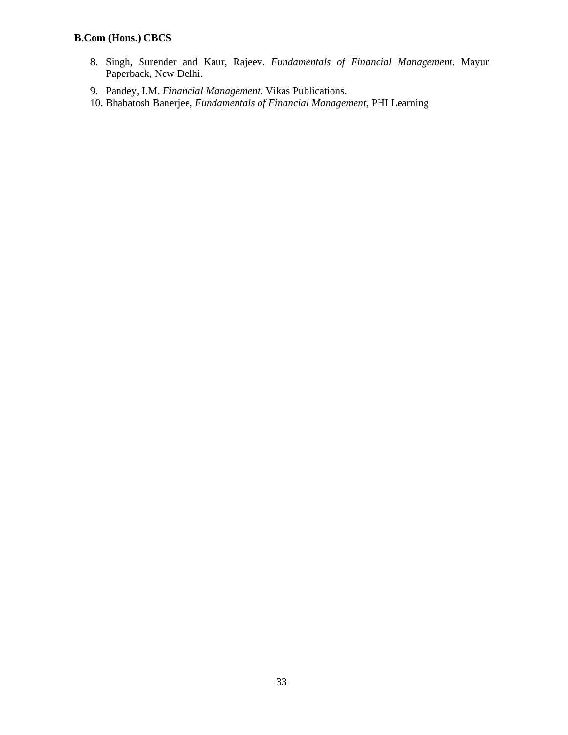8. Singh, Surender and Kaur, Rajeev. *Fundamentals of Financial Management*. Mayur Paperback, New Delhi.
9. Pandey, I.M. *Financial Management*. Vikas Publications.
10. Bhabatosh Banerjee, *Fundamentals of Financial Management*, PHI Learning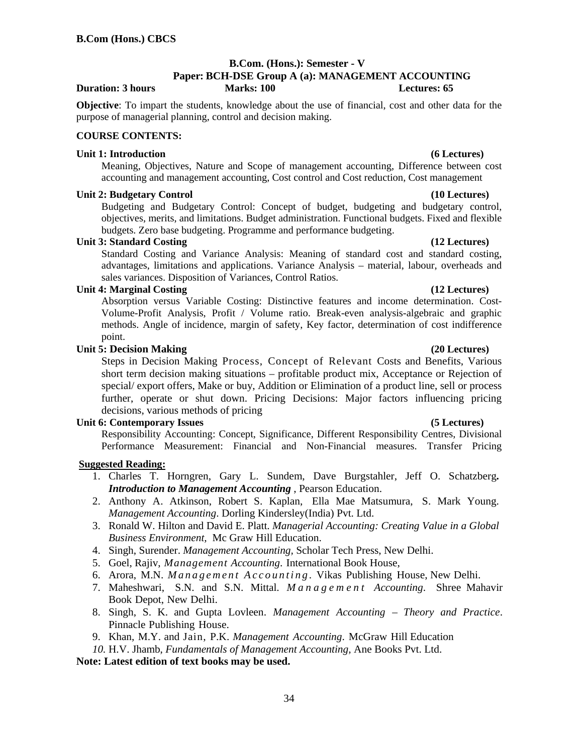**B.Com (Hons.) CBCS**

## B.Com. (Hons.): Semester - V
## Paper: BCH-DSE Group A (a): MANAGEMENT ACCOUNTING

**Duration: 3 hours** **Marks: 100** **Lectures: 65**

**Objective**: To impart the students, knowledge about the use of financial, cost and other data for the purpose of managerial planning, control and decision making.

**COURSE CONTENTS:**

**Unit 1: Introduction (6 Lectures)**

Meaning, Objectives, Nature and Scope of management accounting, Difference between cost accounting and management accounting, Cost control and Cost reduction, Cost management

**Unit 2: Budgetary Control (10 Lectures)**

Budgeting and Budgetary Control: Concept of budget, budgeting and budgetary control, objectives, merits, and limitations. Budget administration. Functional budgets. Fixed and flexible budgets. Zero base budgeting. Programme and performance budgeting.

**Unit 3: Standard Costing (12 Lectures)**

Standard Costing and Variance Analysis: Meaning of standard cost and standard costing, advantages, limitations and applications. Variance Analysis – material, labour, overheads and sales variances. Disposition of Variances, Control Ratios.

**Unit 4: Marginal Costing (12 Lectures)**

Absorption versus Variable Costing: Distinctive features and income determination. Cost-Volume-Profit Analysis, Profit / Volume ratio. Break-even analysis-algebraic and graphic methods. Angle of incidence, margin of safety, Key factor, determination of cost indifference point.

**Unit 5: Decision Making (20 Lectures)**

Steps in Decision Making Process, Concept of Relevant Costs and Benefits, Various short term decision making situations – profitable product mix, Acceptance or Rejection of special/ export offers, Make or buy, Addition or Elimination of a product line, sell or process further, operate or shut down. Pricing Decisions: Major factors influencing pricing decisions, various methods of pricing

**Unit 6: Contemporary Issues (5 Lectures)**

Responsibility Accounting: Concept, Significance, Different Responsibility Centres, Divisional Performance Measurement: Financial and Non-Financial measures. Transfer Pricing

**Suggested Reading:**

1. Charles T. Horngren, Gary L. Sundem, Dave Burgstahler, Jeff O. Schatzberg**.** ***Introduction to Management Accounting*** , Pearson Education.
2. Anthony A. Atkinson, Robert S. Kaplan, Ella Mae Matsumura, S. Mark Young. *Management Accounting*. Dorling Kindersley(India) Pvt. Ltd.
3. Ronald W. Hilton and David E. Platt. *Managerial Accounting: Creating Value in a Global Business Environment,* Mc Graw Hill Education.
4. Singh, Surender. *Management Accounting,* Scholar Tech Press, New Delhi.
5. Goel, Rajiv, *Management Accounting.* International Book House,
6. Arora, M.N. *Management Accounting*. Vikas Publishing House, New Delhi.
7. Maheshwari, S.N. and S.N. Mittal. *Management Accounting.* Shree Mahavir Book Depot, New Delhi.
8. Singh, S. K. and Gupta Lovleen. *Management Accounting – Theory and Practice*. Pinnacle Publishing House.
9. Khan, M.Y. and Jain, P.K. *Management Accounting.* McGraw Hill Education
10. H.V. Jhamb, *Fundamentals of Management Accounting,* Ane Books Pvt. Ltd.

**Note: Latest edition of text books may be used.**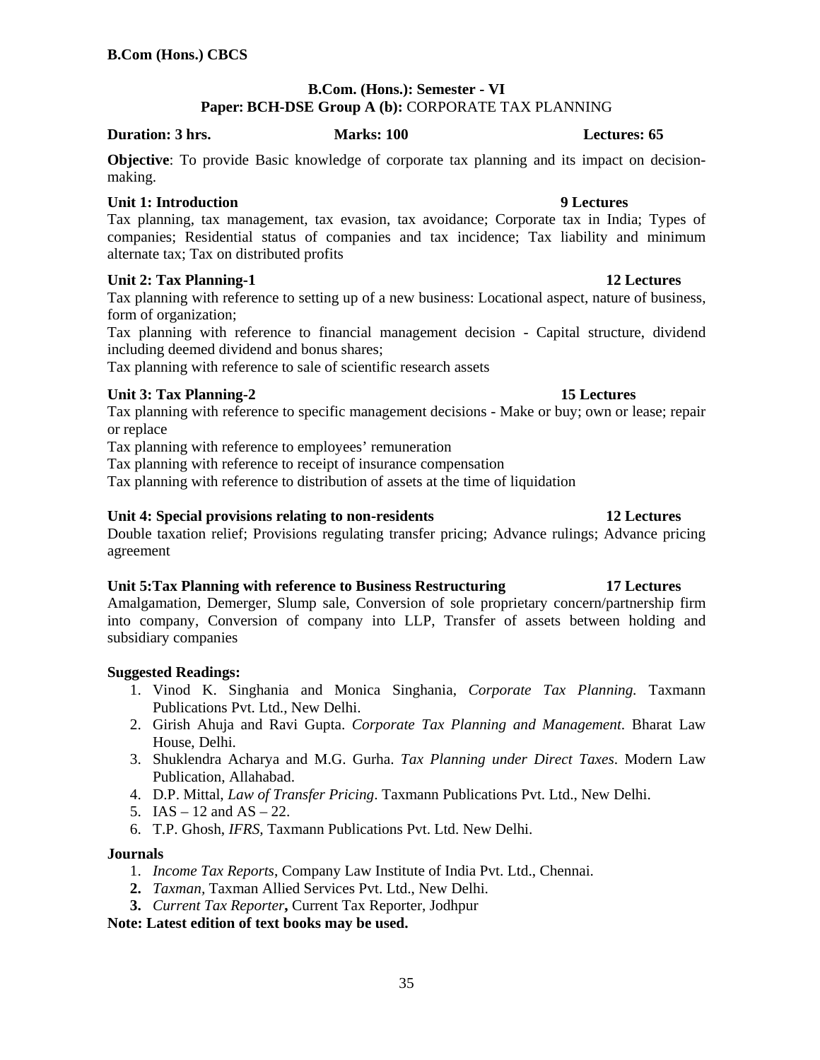**B.Com (Hons.) CBCS**

## B.Com. (Hons.): Semester - VI
## Paper: BCH-DSE Group A (b): CORPORATE TAX PLANNING

**Duration: 3 hrs.** **Marks: 100** **Lectures: 65**

**Objective**: To provide Basic knowledge of corporate tax planning and its impact on decision-making.

**Unit 1: Introduction** **9 Lectures**

Tax planning, tax management, tax evasion, tax avoidance; Corporate tax in India; Types of companies; Residential status of companies and tax incidence; Tax liability and minimum alternate tax; Tax on distributed profits

**Unit 2: Tax Planning-1** **12 Lectures**

Tax planning with reference to setting up of a new business: Locational aspect, nature of business, form of organization;

Tax planning with reference to financial management decision - Capital structure, dividend including deemed dividend and bonus shares;

Tax planning with reference to sale of scientific research assets

**Unit 3: Tax Planning-2** **15 Lectures**

Tax planning with reference to specific management decisions - Make or buy; own or lease; repair or replace

Tax planning with reference to employees' remuneration

Tax planning with reference to receipt of insurance compensation

Tax planning with reference to distribution of assets at the time of liquidation

**Unit 4: Special provisions relating to non-residents** **12 Lectures**

Double taxation relief; Provisions regulating transfer pricing; Advance rulings; Advance pricing agreement

**Unit 5:Tax Planning with reference to Business Restructuring** **17 Lectures**

Amalgamation, Demerger, Slump sale, Conversion of sole proprietary concern/partnership firm into company, Conversion of company into LLP, Transfer of assets between holding and subsidiary companies

**Suggested Readings:**

1. Vinod K. Singhania and Monica Singhania, *Corporate Tax Planning.* Taxmann Publications Pvt. Ltd., New Delhi.
2. Girish Ahuja and Ravi Gupta. *Corporate Tax Planning and Management*. Bharat Law House, Delhi.
3. Shuklendra Acharya and M.G. Gurha. *Tax Planning under Direct Taxes*. Modern Law Publication, Allahabad.
4. D.P. Mittal, *Law of Transfer Pricing*. Taxmann Publications Pvt. Ltd., New Delhi.
5. IAS – 12 and AS – 22.
6. T.P. Ghosh, *IFRS,* Taxmann Publications Pvt. Ltd. New Delhi.

**Journals**

1. *Income Tax Reports*, Company Law Institute of India Pvt. Ltd., Chennai.
2. *Taxman,* Taxman Allied Services Pvt. Ltd., New Delhi.
3. *Current Tax Reporter***,** Current Tax Reporter, Jodhpur

**Note: Latest edition of text books may be used.**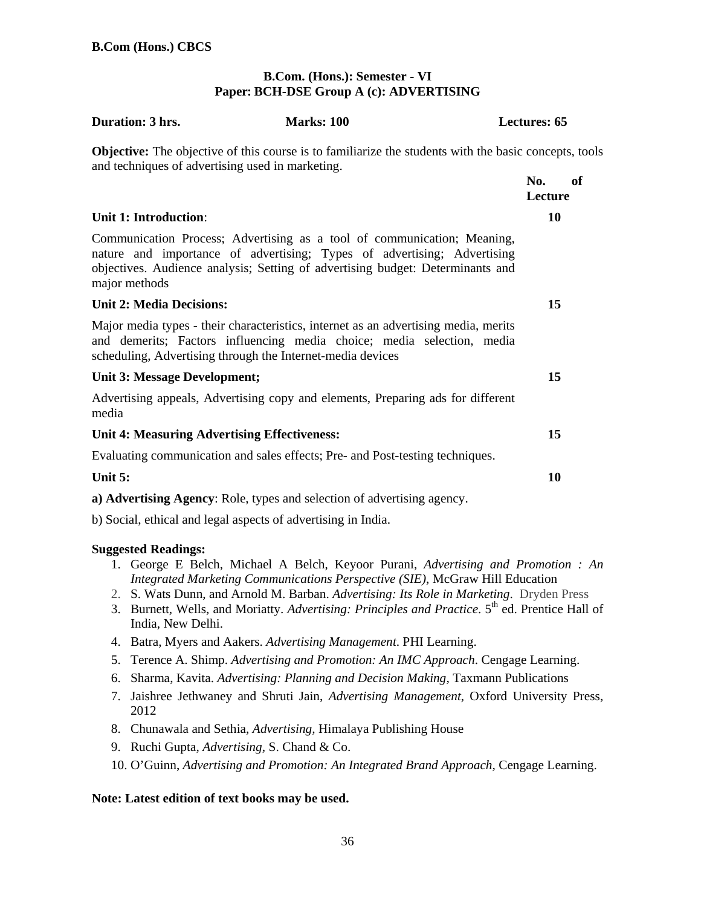**B.Com (Hons.) CBCS**

## B.Com. (Hons.): Semester - VI
## Paper: BCH-DSE Group A (c): ADVERTISING

**Duration: 3 hrs.** **Marks: 100** **Lectures: 65**

**Objective:** The objective of this course is to familiarize the students with the basic concepts, tools and techniques of advertising used in marketing.

| | No. of Lecture |
|---|---|
| **Unit 1: Introduction**: | **10** |
| Communication Process; Advertising as a tool of communication; Meaning, nature and importance of advertising; Types of advertising; Advertising objectives. Audience analysis; Setting of advertising budget: Determinants and major methods | |
| **Unit 2: Media Decisions:** | **15** |
| Major media types - their characteristics, internet as an advertising media, merits and demerits; Factors influencing media choice; media selection, media scheduling, Advertising through the Internet-media devices | |
| **Unit 3: Message Development;** | **15** |
| Advertising appeals, Advertising copy and elements, Preparing ads for different media | |
| **Unit 4: Measuring Advertising Effectiveness:** | **15** |
| Evaluating communication and sales effects; Pre- and Post-testing techniques. | |
| **Unit 5:** | **10** |

**a) Advertising Agency**: Role, types and selection of advertising agency.

b) Social, ethical and legal aspects of advertising in India.

**Suggested Readings:**

1. George E Belch, Michael A Belch, Keyoor Purani, *Advertising and Promotion : An Integrated Marketing Communications Perspective (SIE)*, McGraw Hill Education
2. S. Wats Dunn, and Arnold M. Barban. *Advertising: Its Role in Marketing*. Dryden Press
3. Burnett, Wells, and Moriatty. *Advertising: Principles and Practice*. 5th ed. Prentice Hall of India, New Delhi.
4. Batra, Myers and Aakers. *Advertising Management*. PHI Learning.
5. Terence A. Shimp. *Advertising and Promotion: An IMC Approach*. Cengage Learning.
6. Sharma, Kavita. *Advertising: Planning and Decision Making*, Taxmann Publications
7. Jaishree Jethwaney and Shruti Jain, *Advertising Management*, Oxford University Press, 2012
8. Chunawala and Sethia, *Advertising*, Himalaya Publishing House
9. Ruchi Gupta, *Advertising*, S. Chand & Co.
10. O'Guinn, *Advertising and Promotion: An Integrated Brand Approach*, Cengage Learning.

**Note: Latest edition of text books may be used.**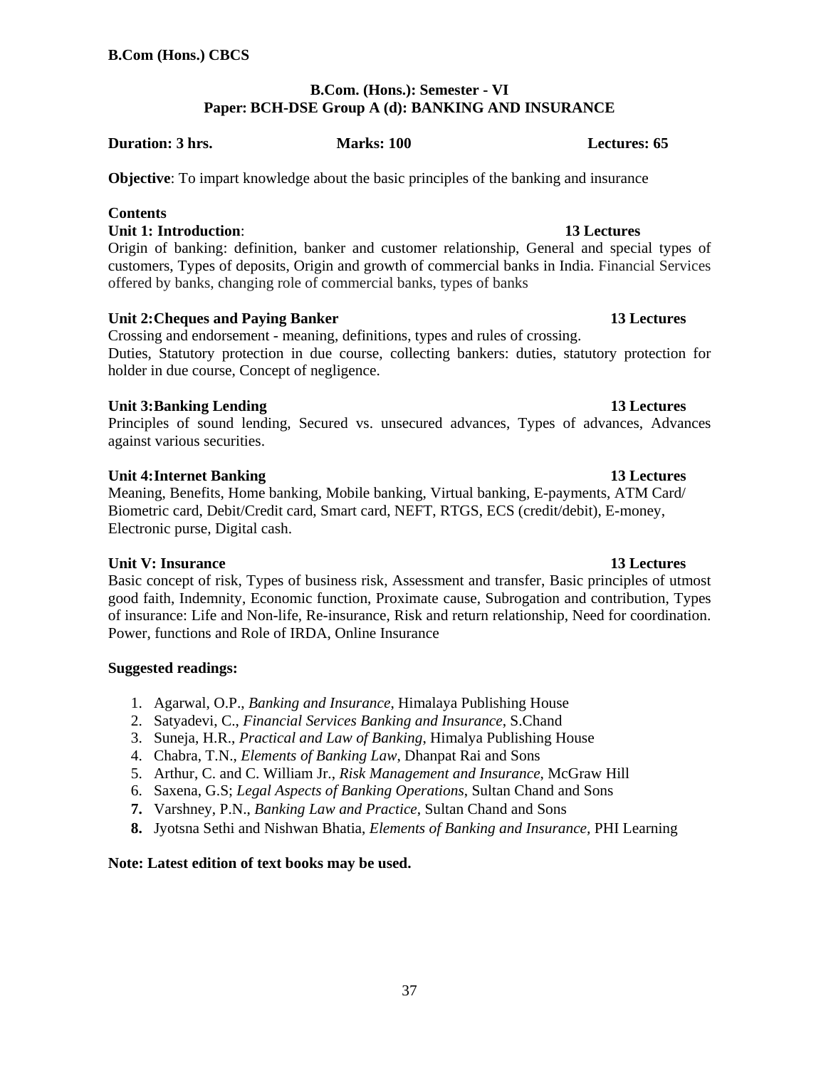**B.Com (Hons.) CBCS**

## B.Com. (Hons.): Semester - VI
## Paper: BCH-DSE Group A (d): BANKING AND INSURANCE

**Duration: 3 hrs.** **Marks: 100** **Lectures: 65**

**Objective**: To impart knowledge about the basic principles of the banking and insurance

### Contents

**Unit 1: Introduction**: **13 Lectures**

Origin of banking: definition, banker and customer relationship, General and special types of customers, Types of deposits, Origin and growth of commercial banks in India. Financial Services offered by banks, changing role of commercial banks, types of banks

**Unit 2:Cheques and Paying Banker** **13 Lectures**

Crossing and endorsement - meaning, definitions, types and rules of crossing.
Duties, Statutory protection in due course, collecting bankers: duties, statutory protection for holder in due course, Concept of negligence.

**Unit 3:Banking Lending** **13 Lectures**

Principles of sound lending, Secured vs. unsecured advances, Types of advances, Advances against various securities.

**Unit 4:Internet Banking** **13 Lectures**

Meaning, Benefits, Home banking, Mobile banking, Virtual banking, E-payments, ATM Card/ Biometric card, Debit/Credit card, Smart card, NEFT, RTGS, ECS (credit/debit), E-money, Electronic purse, Digital cash.

**Unit V: Insurance** **13 Lectures**

Basic concept of risk, Types of business risk, Assessment and transfer, Basic principles of utmost good faith, Indemnity, Economic function, Proximate cause, Subrogation and contribution, Types of insurance: Life and Non-life, Re-insurance, Risk and return relationship, Need for coordination. Power, functions and Role of IRDA, Online Insurance

### Suggested readings:

1. Agarwal, O.P., *Banking and Insurance*, Himalaya Publishing House
2. Satyadevi, C., *Financial Services Banking and Insurance*, S.Chand
3. Suneja, H.R., *Practical and Law of Banking*, Himalya Publishing House
4. Chabra, T.N., *Elements of Banking Law*, Dhanpat Rai and Sons
5. Arthur, C. and C. William Jr., *Risk Management and Insurance*, McGraw Hill
6. Saxena, G.S; *Legal Aspects of Banking Operations*, Sultan Chand and Sons
7. Varshney, P.N., *Banking Law and Practice*, Sultan Chand and Sons
8. Jyotsna Sethi and Nishwan Bhatia, *Elements of Banking and Insurance*, PHI Learning

**Note: Latest edition of text books may be used.**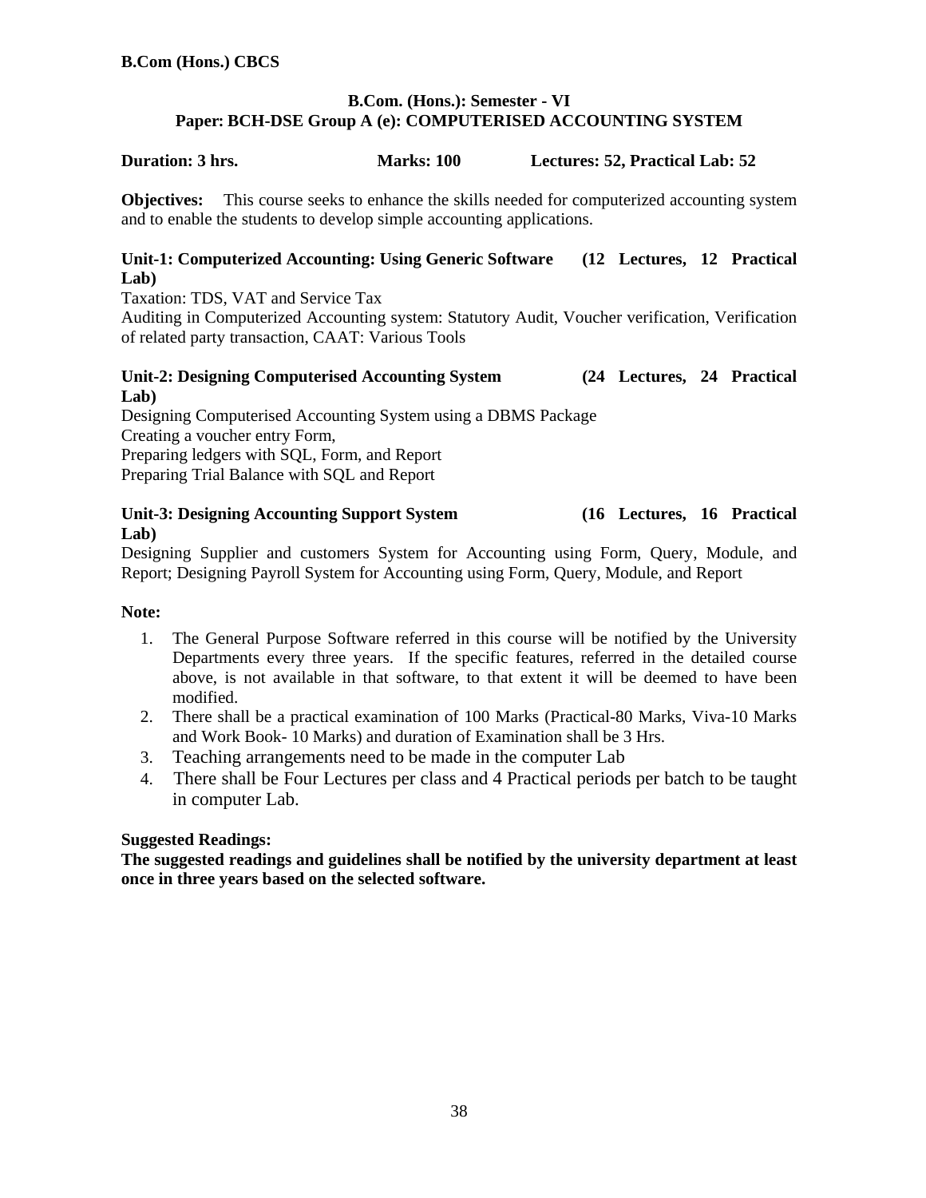## B.Com. (Hons.): Semester - VI
## Paper: BCH-DSE Group A (e): COMPUTERISED ACCOUNTING SYSTEM

**Duration: 3 hrs.** **Marks: 100** **Lectures: 52, Practical Lab: 52**

**Objectives:** This course seeks to enhance the skills needed for computerized accounting system and to enable the students to develop simple accounting applications.

**Unit-1: Computerized Accounting: Using Generic Software (12 Lectures, 12 Practical Lab)**

Taxation: TDS, VAT and Service Tax

Auditing in Computerized Accounting system: Statutory Audit, Voucher verification, Verification of related party transaction, CAAT: Various Tools

**Unit-2: Designing Computerised Accounting System (24 Lectures, 24 Practical Lab)**

Designing Computerised Accounting System using a DBMS Package

Creating a voucher entry Form,

Preparing ledgers with SQL, Form, and Report

Preparing Trial Balance with SQL and Report

**Unit-3: Designing Accounting Support System (16 Lectures, 16 Practical Lab)**

Designing Supplier and customers System for Accounting using Form, Query, Module, and Report; Designing Payroll System for Accounting using Form, Query, Module, and Report

**Note:**

1. The General Purpose Software referred in this course will be notified by the University Departments every three years. If the specific features, referred in the detailed course above, is not available in that software, to that extent it will be deemed to have been modified.
2. There shall be a practical examination of 100 Marks (Practical-80 Marks, Viva-10 Marks and Work Book- 10 Marks) and duration of Examination shall be 3 Hrs.
3. Teaching arrangements need to be made in the computer Lab
4. There shall be Four Lectures per class and 4 Practical periods per batch to be taught in computer Lab.

**Suggested Readings:**

**The suggested readings and guidelines shall be notified by the university department at least once in three years based on the selected software.**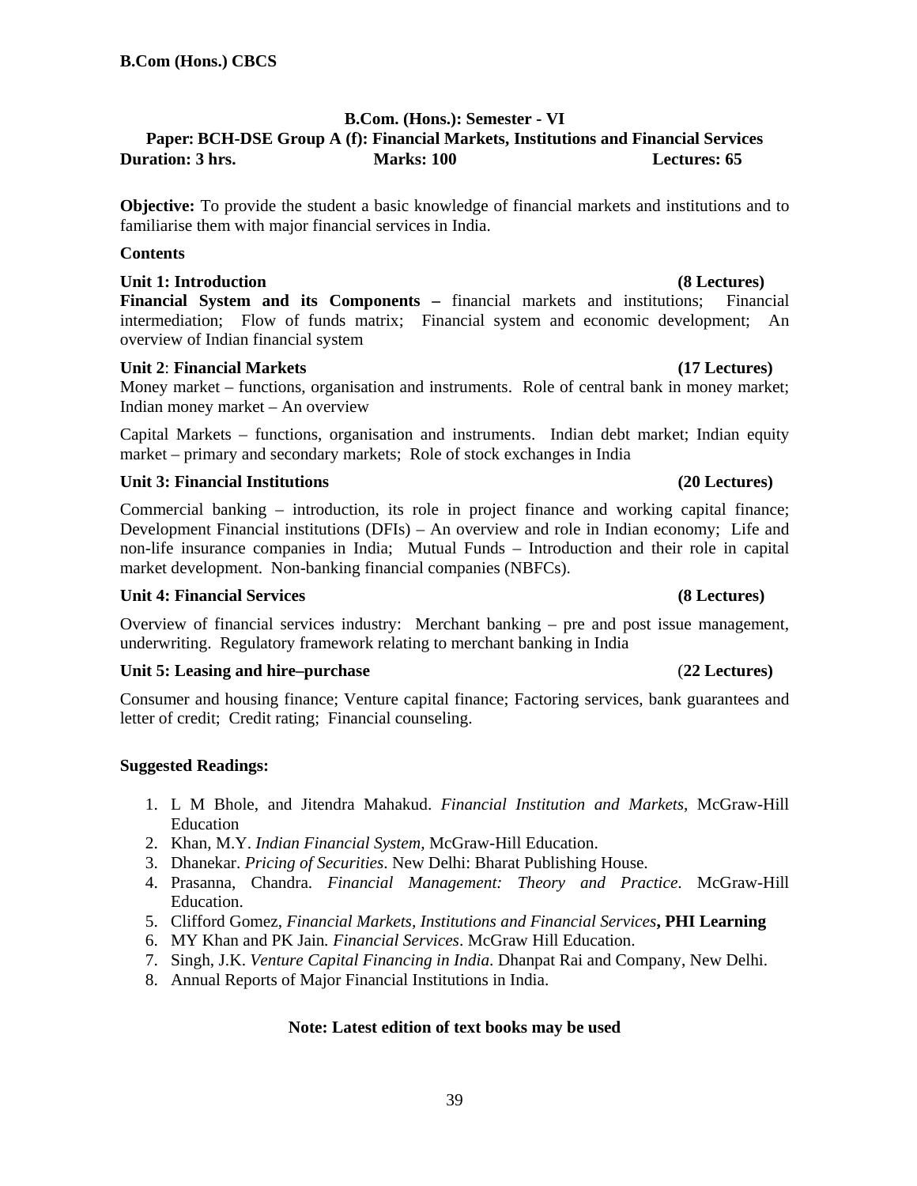**B.Com (Hons.) CBCS**

## B.Com. (Hons.): Semester - VI

### Paper: BCH-DSE Group A (f): Financial Markets, Institutions and Financial Services

**Duration: 3 hrs.** **Marks: 100** **Lectures: 65**

**Objective:** To provide the student a basic knowledge of financial markets and institutions and to familiarise them with major financial services in India.

**Contents**

**Unit 1: Introduction (8 Lectures)**

**Financial System and its Components –** financial markets and institutions; Financial intermediation; Flow of funds matrix; Financial system and economic development; An overview of Indian financial system

**Unit 2**: **Financial Markets (17 Lectures)**

Money market – functions, organisation and instruments. Role of central bank in money market; Indian money market – An overview

Capital Markets – functions, organisation and instruments. Indian debt market; Indian equity market – primary and secondary markets; Role of stock exchanges in India

**Unit 3: Financial Institutions (20 Lectures)**

Commercial banking – introduction, its role in project finance and working capital finance; Development Financial institutions (DFIs) – An overview and role in Indian economy; Life and non-life insurance companies in India; Mutual Funds – Introduction and their role in capital market development. Non-banking financial companies (NBFCs).

**Unit 4: Financial Services (8 Lectures)**

Overview of financial services industry: Merchant banking – pre and post issue management, underwriting. Regulatory framework relating to merchant banking in India

**Unit 5: Leasing and hire–purchase** (**22 Lectures)**

Consumer and housing finance; Venture capital finance; Factoring services, bank guarantees and letter of credit; Credit rating; Financial counseling.

**Suggested Readings:**

1. L M Bhole, and Jitendra Mahakud. *Financial Institution and Markets*, McGraw-Hill Education
2. Khan, M.Y. *Indian Financial System*, McGraw-Hill Education.
3. Dhanekar. *Pricing of Securities*. New Delhi: Bharat Publishing House.
4. Prasanna, Chandra. *Financial Management: Theory and Practice*. McGraw-Hill Education.
5. Clifford Gomez, *Financial Markets, Institutions and Financial Services***, PHI Learning**
6. MY Khan and PK Jain. *Financial Services*. McGraw Hill Education.
7. Singh, J.K. *Venture Capital Financing in India*. Dhanpat Rai and Company, New Delhi.
8. Annual Reports of Major Financial Institutions in India.

**Note: Latest edition of text books may be used**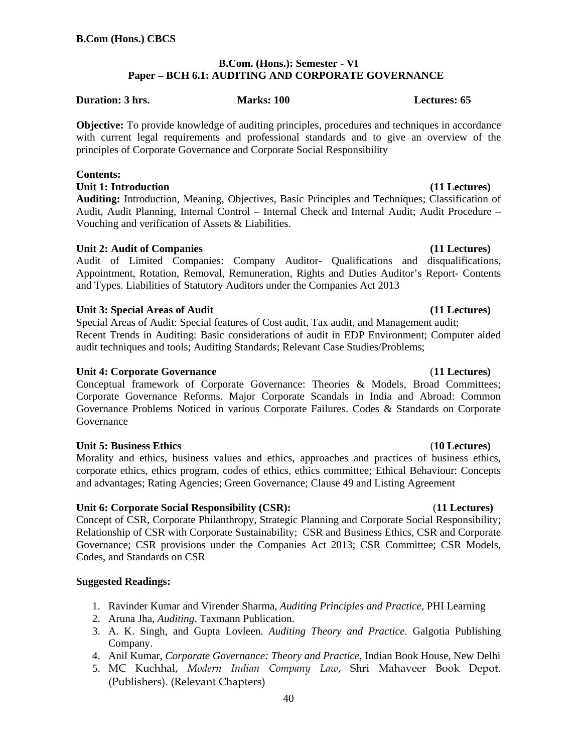**B.Com (Hons.) CBCS**

## B.Com. (Hons.): Semester - VI
## Paper – BCH 6.1: AUDITING AND CORPORATE GOVERNANCE

**Duration: 3 hrs.** **Marks: 100** **Lectures: 65**

**Objective:** To provide knowledge of auditing principles, procedures and techniques in accordance with current legal requirements and professional standards and to give an overview of the principles of Corporate Governance and Corporate Social Responsibility

**Contents:**

### Unit 1: Introduction (11 Lectures)

**Auditing:** Introduction, Meaning, Objectives, Basic Principles and Techniques; Classification of Audit, Audit Planning, Internal Control – Internal Check and Internal Audit; Audit Procedure – Vouching and verification of Assets & Liabilities.

### Unit 2: Audit of Companies (11 Lectures)

Audit of Limited Companies: Company Auditor- Qualifications and disqualifications, Appointment, Rotation, Removal, Remuneration, Rights and Duties Auditor's Report- Contents and Types. Liabilities of Statutory Auditors under the Companies Act 2013

### Unit 3: Special Areas of Audit (11 Lectures)

Special Areas of Audit: Special features of Cost audit, Tax audit, and Management audit;
Recent Trends in Auditing: Basic considerations of audit in EDP Environment; Computer aided audit techniques and tools; Auditing Standards; Relevant Case Studies/Problems;

### Unit 4: Corporate Governance (11 Lectures)

Conceptual framework of Corporate Governance: Theories & Models, Broad Committees; Corporate Governance Reforms. Major Corporate Scandals in India and Abroad: Common Governance Problems Noticed in various Corporate Failures. Codes & Standards on Corporate Governance

### Unit 5: Business Ethics (10 Lectures)

Morality and ethics, business values and ethics, approaches and practices of business ethics, corporate ethics, ethics program, codes of ethics, ethics committee; Ethical Behaviour: Concepts and advantages; Rating Agencies; Green Governance; Clause 49 and Listing Agreement

### Unit 6: Corporate Social Responsibility (CSR): (11 Lectures)

Concept of CSR, Corporate Philanthropy, Strategic Planning and Corporate Social Responsibility; Relationship of CSR with Corporate Sustainability; CSR and Business Ethics, CSR and Corporate Governance; CSR provisions under the Companies Act 2013; CSR Committee; CSR Models, Codes, and Standards on CSR

**Suggested Readings:**

1. Ravinder Kumar and Virender Sharma, *Auditing Principles and Practice*, PHI Learning
2. Aruna Jha, *Auditing*. Taxmann Publication.
3. A. K. Singh, and Gupta Lovleen. *Auditing Theory and Practice*. Galgotia Publishing Company.
4. Anil Kumar, *Corporate Governance: Theory and Practice*, Indian Book House, New Delhi
5. MC Kuchhal, *Modern Indian Company Law*, Shri Mahaveer Book Depot. (Publishers). (Relevant Chapters)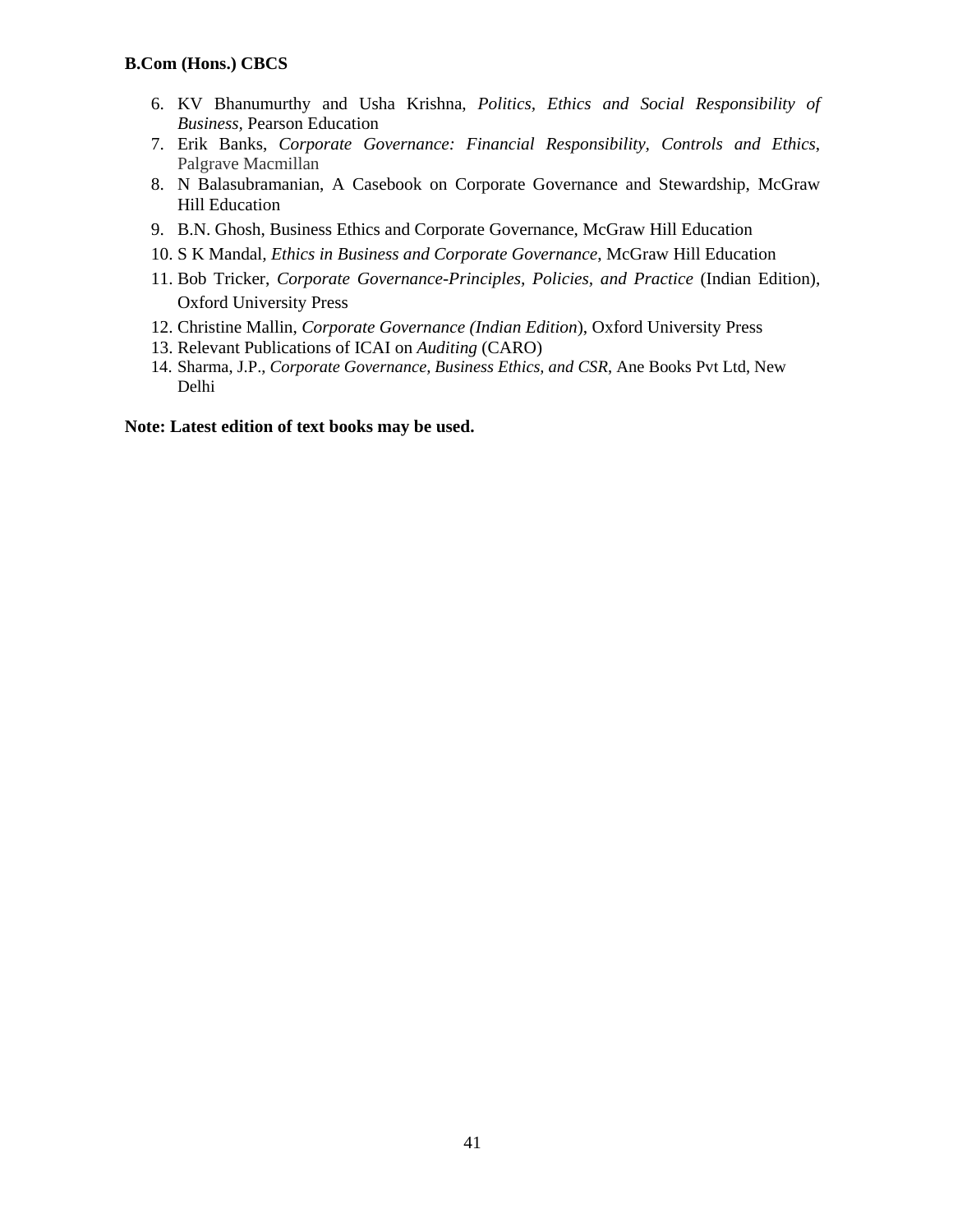6. KV Bhanumurthy and Usha Krishna, *Politics, Ethics and Social Responsibility of Business*, Pearson Education
7. Erik Banks, *Corporate Governance: Financial Responsibility, Controls and Ethics*, Palgrave Macmillan
8. N Balasubramanian, A Casebook on Corporate Governance and Stewardship, McGraw Hill Education
9. B.N. Ghosh, Business Ethics and Corporate Governance, McGraw Hill Education
10. S K Mandal, *Ethics in Business and Corporate Governance*, McGraw Hill Education
11. Bob Tricker, *Corporate Governance-Principles, Policies, and Practice* (Indian Edition), Oxford University Press
12. Christine Mallin, *Corporate Governance (Indian Edition*), Oxford University Press
13. Relevant Publications of ICAI on *Auditing* (CARO)
14. Sharma, J.P., *Corporate Governance, Business Ethics, and CSR*, Ane Books Pvt Ltd, New Delhi

**Note: Latest edition of text books may be used.**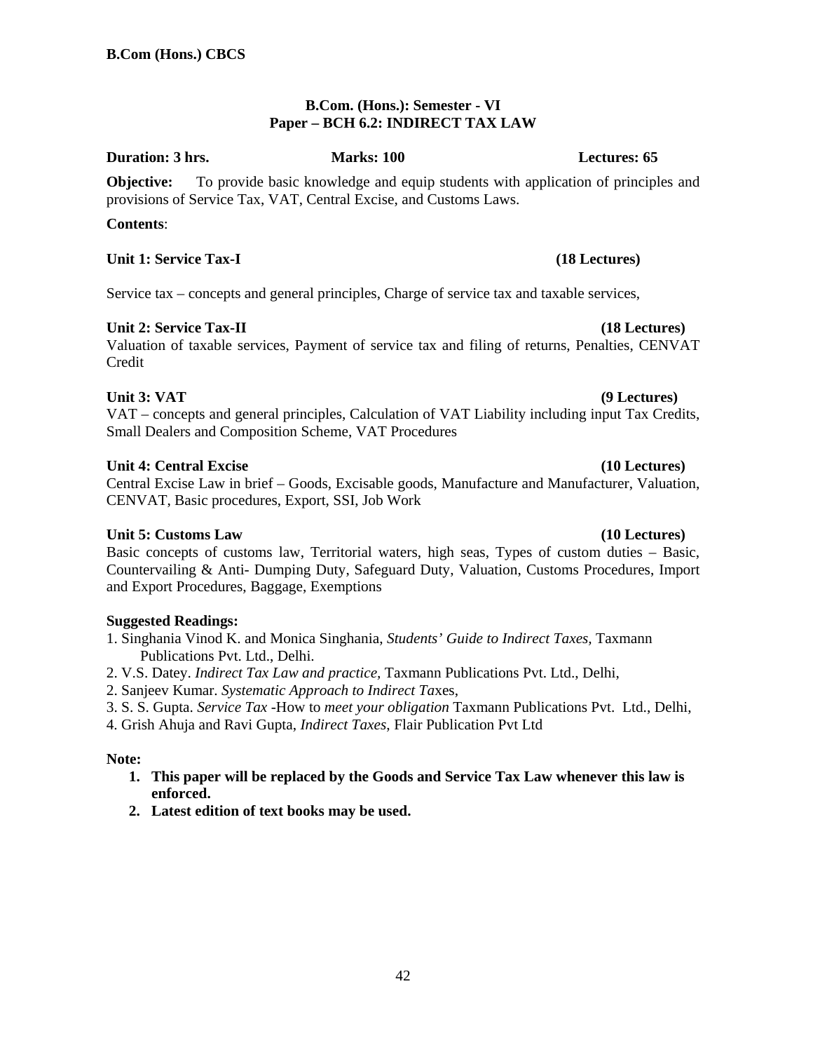**B.Com (Hons.) CBCS**

## B.Com. (Hons.): Semester - VI
## Paper – BCH 6.2: INDIRECT TAX LAW

**Duration: 3 hrs.** **Marks: 100** **Lectures: 65**

**Objective:** To provide basic knowledge and equip students with application of principles and provisions of Service Tax, VAT, Central Excise, and Customs Laws.

**Contents**:

### Unit 1: Service Tax-I (18 Lectures)

Service tax – concepts and general principles, Charge of service tax and taxable services,

### Unit 2: Service Tax-II (18 Lectures)

Valuation of taxable services, Payment of service tax and filing of returns, Penalties, CENVAT Credit

### Unit 3: VAT (9 Lectures)

VAT – concepts and general principles, Calculation of VAT Liability including input Tax Credits, Small Dealers and Composition Scheme, VAT Procedures

### Unit 4: Central Excise (10 Lectures)

Central Excise Law in brief – Goods, Excisable goods, Manufacture and Manufacturer, Valuation, CENVAT, Basic procedures, Export, SSI, Job Work

### Unit 5: Customs Law (10 Lectures)

Basic concepts of customs law, Territorial waters, high seas, Types of custom duties – Basic, Countervailing & Anti- Dumping Duty, Safeguard Duty, Valuation, Customs Procedures, Import and Export Procedures, Baggage, Exemptions

**Suggested Readings:**

1. Singhania Vinod K. and Monica Singhania, *Students' Guide to Indirect Taxes,* Taxmann Publications Pvt. Ltd., Delhi.
2. V.S. Datey. *Indirect Tax Law and practice,* Taxmann Publications Pvt. Ltd., Delhi,
2. Sanjeev Kumar. *Systematic Approach to Indirect Tax*es,
3. S. S. Gupta. *Service Tax* -How to *meet your obligation* Taxmann Publications Pvt. Ltd., Delhi,
4. Grish Ahuja and Ravi Gupta, *Indirect Taxes*, Flair Publication Pvt Ltd

**Note:**

1. **This paper will be replaced by the Goods and Service Tax Law whenever this law is enforced.**
2. **Latest edition of text books may be used.**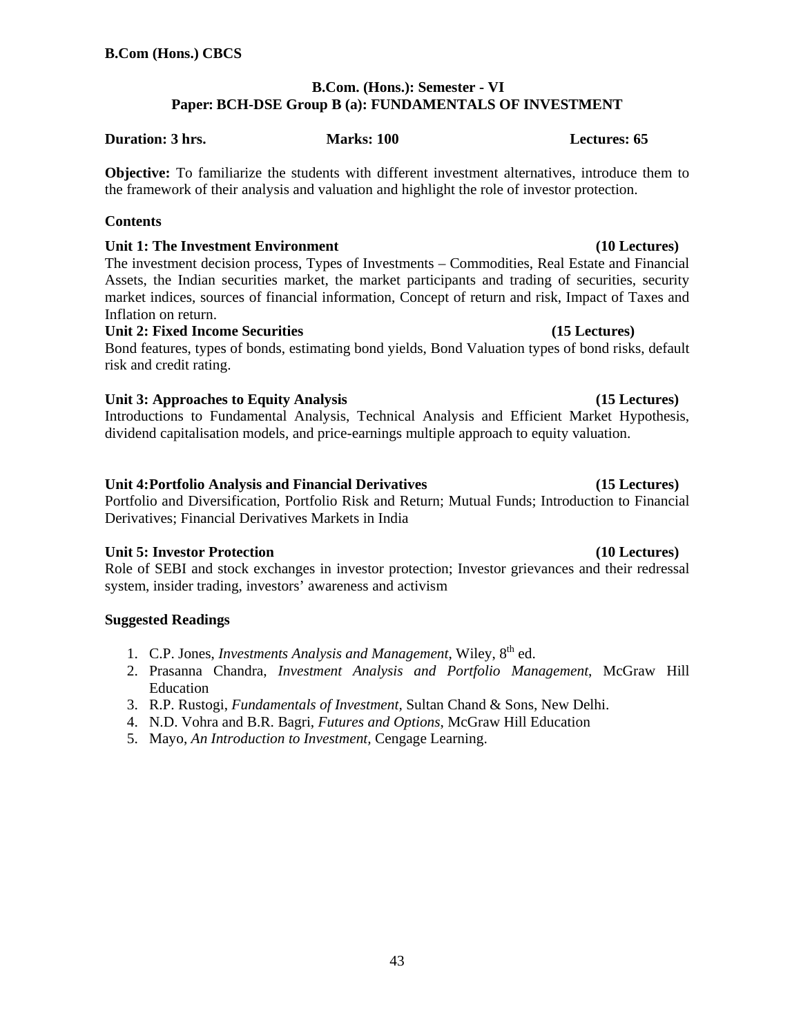**B.Com (Hons.) CBCS**

## B.Com. (Hons.): Semester - VI
## Paper: BCH-DSE Group B (a): FUNDAMENTALS OF INVESTMENT

**Duration: 3 hrs.** **Marks: 100** **Lectures: 65**

**Objective:** To familiarize the students with different investment alternatives, introduce them to the framework of their analysis and valuation and highlight the role of investor protection.

### Contents

**Unit 1: The Investment Environment (10 Lectures)**
The investment decision process, Types of Investments – Commodities, Real Estate and Financial Assets, the Indian securities market, the market participants and trading of securities, security market indices, sources of financial information, Concept of return and risk, Impact of Taxes and Inflation on return.

**Unit 2: Fixed Income Securities (15 Lectures)**
Bond features, types of bonds, estimating bond yields, Bond Valuation types of bond risks, default risk and credit rating.

**Unit 3: Approaches to Equity Analysis (15 Lectures)**
Introductions to Fundamental Analysis, Technical Analysis and Efficient Market Hypothesis, dividend capitalisation models, and price-earnings multiple approach to equity valuation.

**Unit 4:Portfolio Analysis and Financial Derivatives (15 Lectures)**
Portfolio and Diversification, Portfolio Risk and Return; Mutual Funds; Introduction to Financial Derivatives; Financial Derivatives Markets in India

**Unit 5: Investor Protection (10 Lectures)**
Role of SEBI and stock exchanges in investor protection; Investor grievances and their redressal system, insider trading, investors' awareness and activism

### Suggested Readings

1. C.P. Jones, *Investments Analysis and Management*, Wiley, 8th ed.
2. Prasanna Chandra, *Investment Analysis and Portfolio Management*, McGraw Hill Education
3. R.P. Rustogi, *Fundamentals of Investment,* Sultan Chand & Sons, New Delhi.
4. N.D. Vohra and B.R. Bagri, *Futures and Options*, McGraw Hill Education
5. Mayo, *An Introduction to Investment*, Cengage Learning.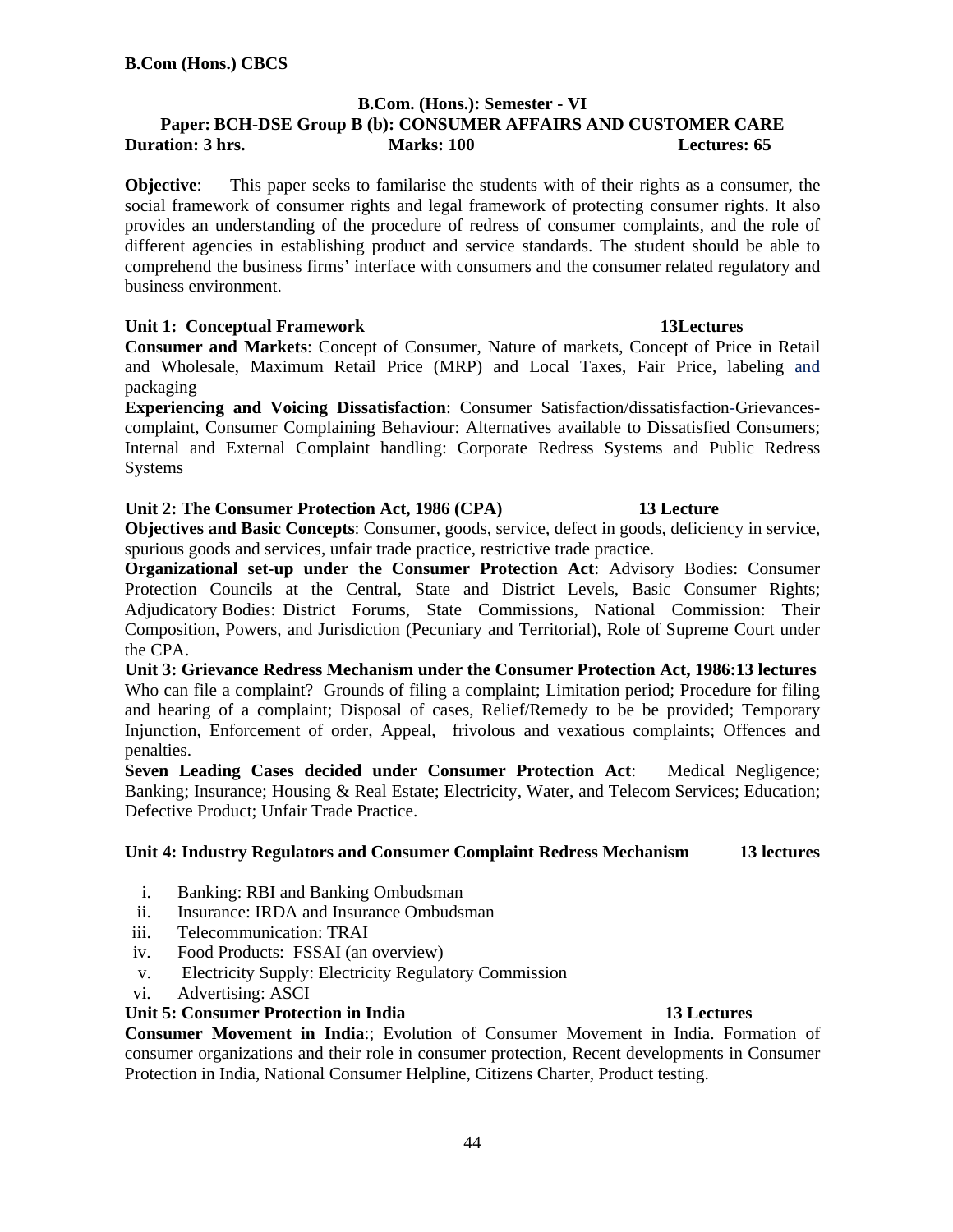**B.Com (Hons.) CBCS**

**B.Com. (Hons.): Semester - VI**

**Paper: BCH-DSE Group B (b): CONSUMER AFFAIRS AND CUSTOMER CARE**

**Duration: 3 hrs.** **Marks: 100** **Lectures: 65**

**Objective**: This paper seeks to familarise the students with of their rights as a consumer, the social framework of consumer rights and legal framework of protecting consumer rights. It also provides an understanding of the procedure of redress of consumer complaints, and the role of different agencies in establishing product and service standards. The student should be able to comprehend the business firms' interface with consumers and the consumer related regulatory and business environment.

**Unit 1: Conceptual Framework** **13Lectures**

**Consumer and Markets**: Concept of Consumer, Nature of markets, Concept of Price in Retail and Wholesale, Maximum Retail Price (MRP) and Local Taxes, Fair Price, labeling and packaging

**Experiencing and Voicing Dissatisfaction**: Consumer Satisfaction/dissatisfaction-Grievances-complaint, Consumer Complaining Behaviour: Alternatives available to Dissatisfied Consumers; Internal and External Complaint handling: Corporate Redress Systems and Public Redress Systems

**Unit 2: The Consumer Protection Act, 1986 (CPA)** **13 Lecture**

**Objectives and Basic Concepts**: Consumer, goods, service, defect in goods, deficiency in service, spurious goods and services, unfair trade practice, restrictive trade practice.

**Organizational set-up under the Consumer Protection Act**: Advisory Bodies: Consumer Protection Councils at the Central, State and District Levels, Basic Consumer Rights; Adjudicatory Bodies: District Forums, State Commissions, National Commission: Their Composition, Powers, and Jurisdiction (Pecuniary and Territorial), Role of Supreme Court under the CPA.

**Unit 3: Grievance Redress Mechanism under the Consumer Protection Act, 1986:13 lectures**

Who can file a complaint? Grounds of filing a complaint; Limitation period; Procedure for filing and hearing of a complaint; Disposal of cases, Relief/Remedy to be be provided; Temporary Injunction, Enforcement of order, Appeal, frivolous and vexatious complaints; Offences and penalties.

**Seven Leading Cases decided under Consumer Protection Act**: Medical Negligence; Banking; Insurance; Housing & Real Estate; Electricity, Water, and Telecom Services; Education; Defective Product; Unfair Trade Practice.

**Unit 4: Industry Regulators and Consumer Complaint Redress Mechanism** **13 lectures**

i. Banking: RBI and Banking Ombudsman
ii. Insurance: IRDA and Insurance Ombudsman
iii. Telecommunication: TRAI
iv. Food Products: FSSAI (an overview)
v. Electricity Supply: Electricity Regulatory Commission
vi. Advertising: ASCI

**Unit 5: Consumer Protection in India** **13 Lectures**

**Consumer Movement in India**:; Evolution of Consumer Movement in India. Formation of consumer organizations and their role in consumer protection, Recent developments in Consumer Protection in India, National Consumer Helpline, Citizens Charter, Product testing.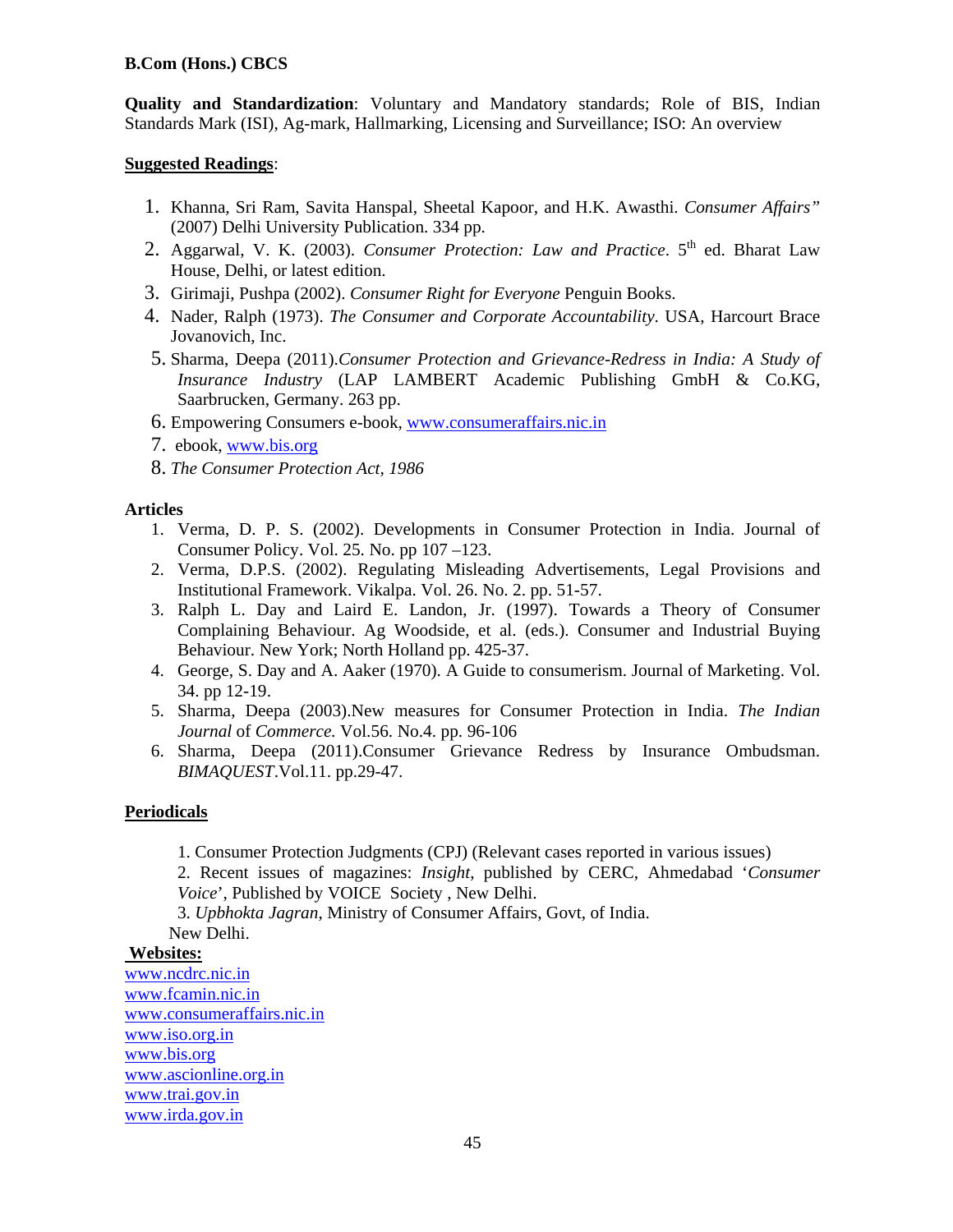**B.Com (Hons.) CBCS**

**Quality and Standardization**: Voluntary and Mandatory standards; Role of BIS, Indian Standards Mark (ISI), Ag-mark, Hallmarking, Licensing and Surveillance; ISO: An overview

**Suggested Readings**:

1. Khanna, Sri Ram, Savita Hanspal, Sheetal Kapoor, and H.K. Awasthi. *Consumer Affairs"* (2007) Delhi University Publication. 334 pp.
2. Aggarwal, V. K. (2003). *Consumer Protection: Law and Practice*. 5th ed. Bharat Law House, Delhi, or latest edition.
3. Girimaji, Pushpa (2002). *Consumer Right for Everyone* Penguin Books.
4. Nader, Ralph (1973). *The Consumer and Corporate Accountability*. USA, Harcourt Brace Jovanovich, Inc.
5. Sharma, Deepa (2011).*Consumer Protection and Grievance-Redress in India: A Study of Insurance Industry* (LAP LAMBERT Academic Publishing GmbH & Co.KG, Saarbrucken, Germany. 263 pp.
6. Empowering Consumers e-book, www.consumeraffairs.nic.in
7. ebook, www.bis.org
8. *The Consumer Protection Act, 1986*

**Articles**

1. Verma, D. P. S. (2002). Developments in Consumer Protection in India. Journal of Consumer Policy. Vol. 25. No. pp 107 –123.
2. Verma, D.P.S. (2002). Regulating Misleading Advertisements, Legal Provisions and Institutional Framework. Vikalpa. Vol. 26. No. 2. pp. 51-57.
3. Ralph L. Day and Laird E. Landon, Jr. (1997). Towards a Theory of Consumer Complaining Behaviour. Ag Woodside, et al. (eds.). Consumer and Industrial Buying Behaviour. New York; North Holland pp. 425-37.
4. George, S. Day and A. Aaker (1970). A Guide to consumerism. Journal of Marketing. Vol. 34. pp 12-19.
5. Sharma, Deepa (2003).New measures for Consumer Protection in India. *The Indian Journal* of *Commerce.* Vol.56. No.4. pp. 96-106
6. Sharma, Deepa (2011).Consumer Grievance Redress by Insurance Ombudsman. *BIMAQUEST*.Vol.11. pp.29-47.

**Periodicals**

1. Consumer Protection Judgments (CPJ) (Relevant cases reported in various issues)
2. Recent issues of magazines: *Insight*, published by CERC, Ahmedabad '*Consumer Voice*', Published by VOICE Society , New Delhi.
3. *Upbhokta Jagran*, Ministry of Consumer Affairs, Govt, of India. New Delhi.

**Websites:**

www.ncdrc.nic.in
www.fcamin.nic.in
www.consumeraffairs.nic.in
www.iso.org.in
www.bis.org
www.ascionline.org.in
www.trai.gov.in
www.irda.gov.in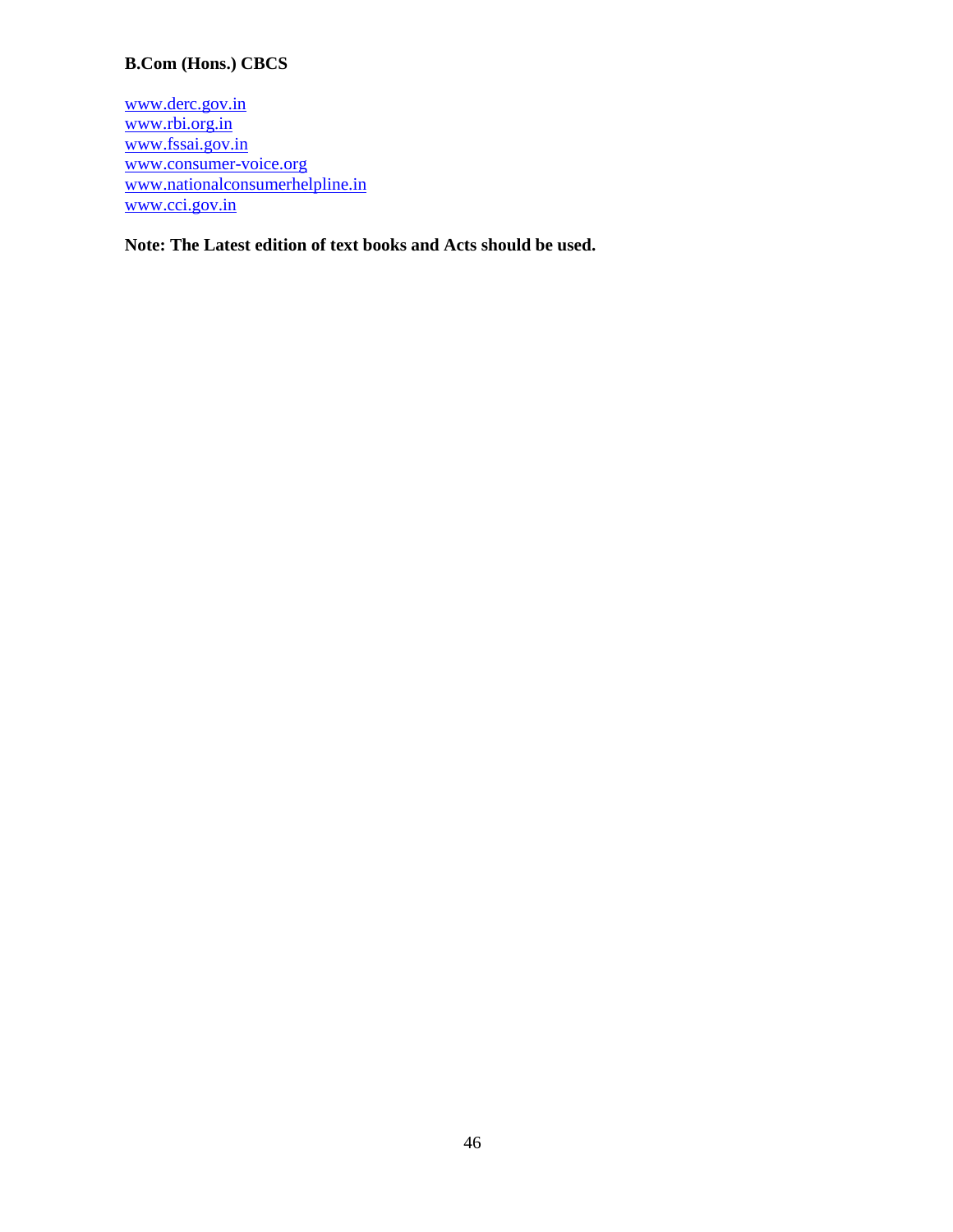www.derc.gov.in
www.rbi.org.in
www.fssai.gov.in
www.consumer-voice.org
www.nationalconsumerhelpline.in
www.cci.gov.in

**Note: The Latest edition of text books and Acts should be used.**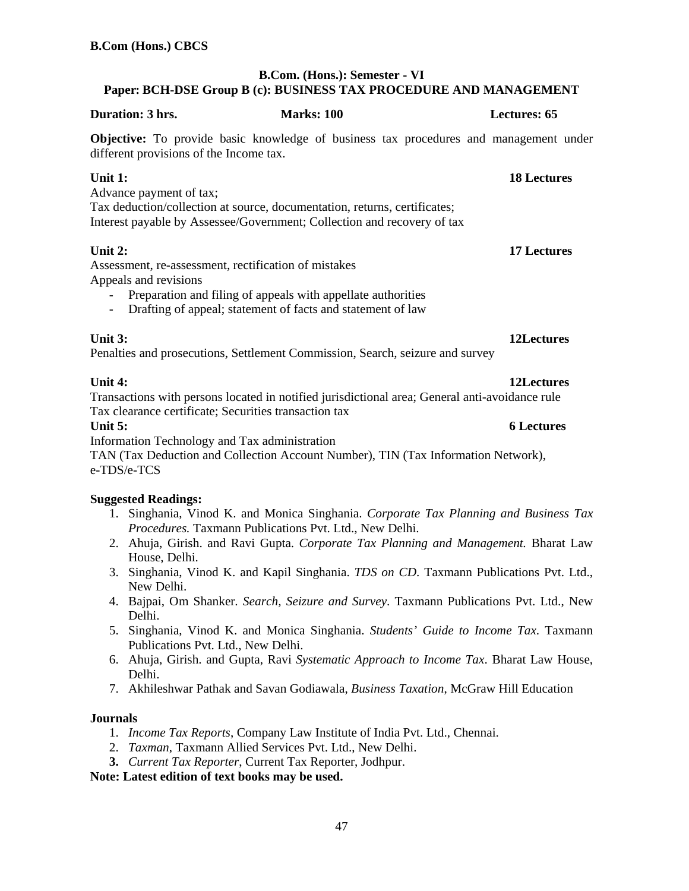**B.Com (Hons.) CBCS**

## B.Com. (Hons.): Semester - VI
## Paper: BCH-DSE Group B (c): BUSINESS TAX PROCEDURE AND MANAGEMENT

**Duration: 3 hrs.** **Marks: 100** **Lectures: 65**

**Objective:** To provide basic knowledge of business tax procedures and management under different provisions of the Income tax.

**Unit 1:** **18 Lectures**

Advance payment of tax;
Tax deduction/collection at source, documentation, returns, certificates;
Interest payable by Assessee/Government; Collection and recovery of tax

**Unit 2:** **17 Lectures**

Assessment, re-assessment, rectification of mistakes
Appeals and revisions

- Preparation and filing of appeals with appellate authorities
- Drafting of appeal; statement of facts and statement of law

**Unit 3:** **12Lectures**

Penalties and prosecutions, Settlement Commission, Search, seizure and survey

**Unit 4:** **12Lectures**

Transactions with persons located in notified jurisdictional area; General anti-avoidance rule
Tax clearance certificate; Securities transaction tax

**Unit 5:** **6 Lectures**

Information Technology and Tax administration
TAN (Tax Deduction and Collection Account Number), TIN (Tax Information Network), e-TDS/e-TCS

**Suggested Readings:**

1. Singhania, Vinod K. and Monica Singhania. *Corporate Tax Planning and Business Tax Procedures.* Taxmann Publications Pvt. Ltd., New Delhi.
2. Ahuja, Girish. and Ravi Gupta. *Corporate Tax Planning and Management.* Bharat Law House, Delhi.
3. Singhania, Vinod K. and Kapil Singhania. *TDS on CD*. Taxmann Publications Pvt. Ltd., New Delhi.
4. Bajpai, Om Shanker. *Search, Seizure and Survey*. Taxmann Publications Pvt. Ltd., New Delhi.
5. Singhania, Vinod K. and Monica Singhania. *Students' Guide to Income Tax*. Taxmann Publications Pvt. Ltd., New Delhi.
6. Ahuja, Girish. and Gupta, Ravi *Systematic Approach to Income Tax*. Bharat Law House, Delhi.
7. Akhileshwar Pathak and Savan Godiawala, *Business Taxation*, McGraw Hill Education

**Journals**

1. *Income Tax Reports*, Company Law Institute of India Pvt. Ltd., Chennai.
2. *Taxman*, Taxmann Allied Services Pvt. Ltd., New Delhi.
3. *Current Tax Reporter*, Current Tax Reporter, Jodhpur.

**Note: Latest edition of text books may be used.**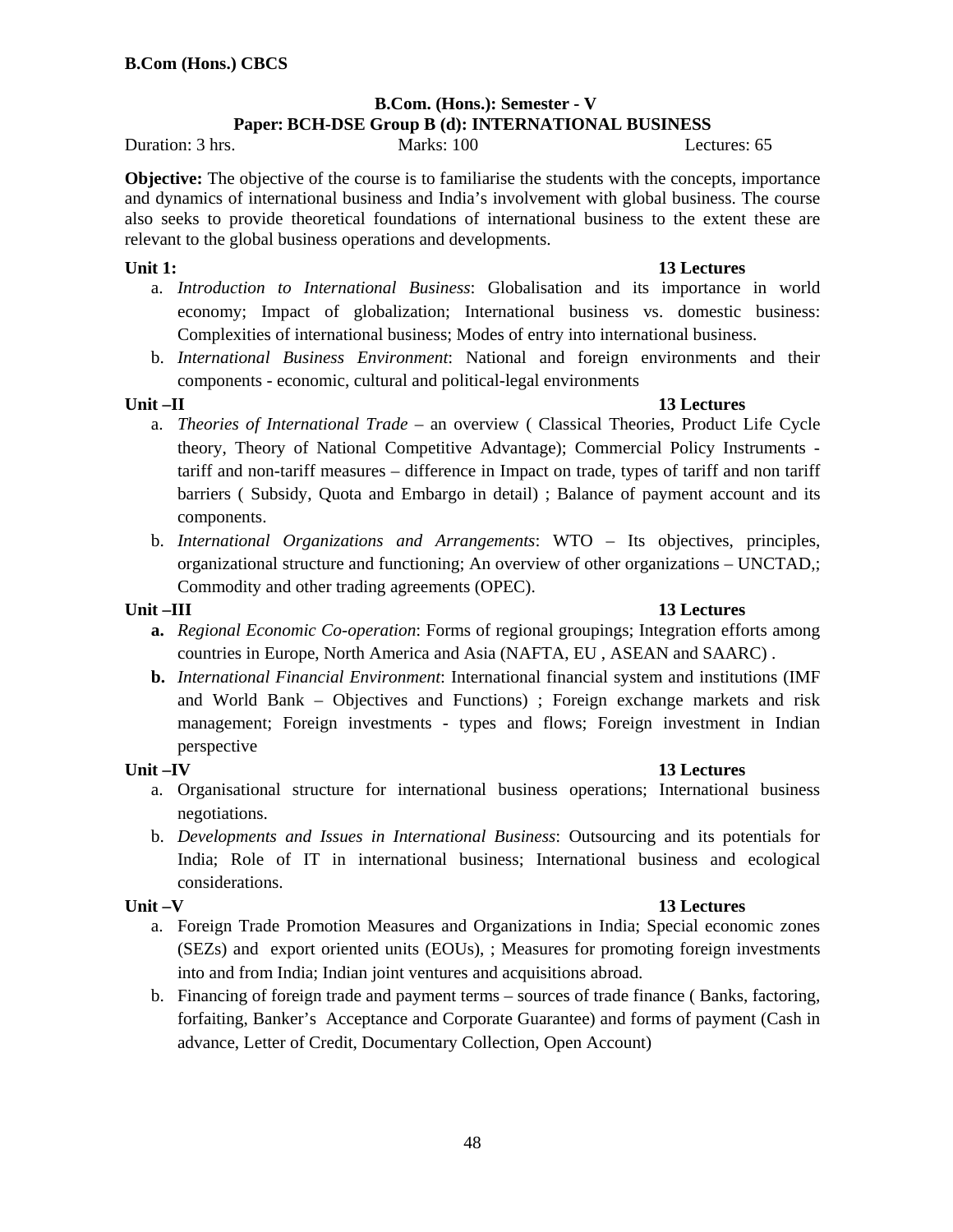B.Com (Hons.) CBCS

## B.Com. (Hons.): Semester - V
## Paper: BCH-DSE Group B (d): INTERNATIONAL BUSINESS

Duration: 3 hrs. Marks: 100 Lectures: 65

**Objective:** The objective of the course is to familiarise the students with the concepts, importance and dynamics of international business and India's involvement with global business. The course also seeks to provide theoretical foundations of international business to the extent these are relevant to the global business operations and developments.

**Unit 1: 13 Lectures**

a. *Introduction to International Business*: Globalisation and its importance in world economy; Impact of globalization; International business vs. domestic business: Complexities of international business; Modes of entry into international business.

b. *International Business Environment*: National and foreign environments and their components - economic, cultural and political-legal environments

**Unit –II 13 Lectures**

a. *Theories of International Trade* – an overview ( Classical Theories, Product Life Cycle theory, Theory of National Competitive Advantage); Commercial Policy Instruments - tariff and non-tariff measures – difference in Impact on trade, types of tariff and non tariff barriers ( Subsidy, Quota and Embargo in detail) ; Balance of payment account and its components.

b. *International Organizations and Arrangements*: WTO – Its objectives, principles, organizational structure and functioning; An overview of other organizations – UNCTAD,; Commodity and other trading agreements (OPEC).

**Unit –III 13 Lectures**

**a.** *Regional Economic Co-operation*: Forms of regional groupings; Integration efforts among countries in Europe, North America and Asia (NAFTA, EU , ASEAN and SAARC) .

**b.** *International Financial Environment*: International financial system and institutions (IMF and World Bank – Objectives and Functions) ; Foreign exchange markets and risk management; Foreign investments - types and flows; Foreign investment in Indian perspective

**Unit –IV 13 Lectures**

a. Organisational structure for international business operations; International business negotiations.

b. *Developments and Issues in International Business*: Outsourcing and its potentials for India; Role of IT in international business; International business and ecological considerations.

**Unit –V 13 Lectures**

a. Foreign Trade Promotion Measures and Organizations in India; Special economic zones (SEZs) and export oriented units (EOUs), ; Measures for promoting foreign investments into and from India; Indian joint ventures and acquisitions abroad.

b. Financing of foreign trade and payment terms – sources of trade finance ( Banks, factoring, forfaiting, Banker's Acceptance and Corporate Guarantee) and forms of payment (Cash in advance, Letter of Credit, Documentary Collection, Open Account)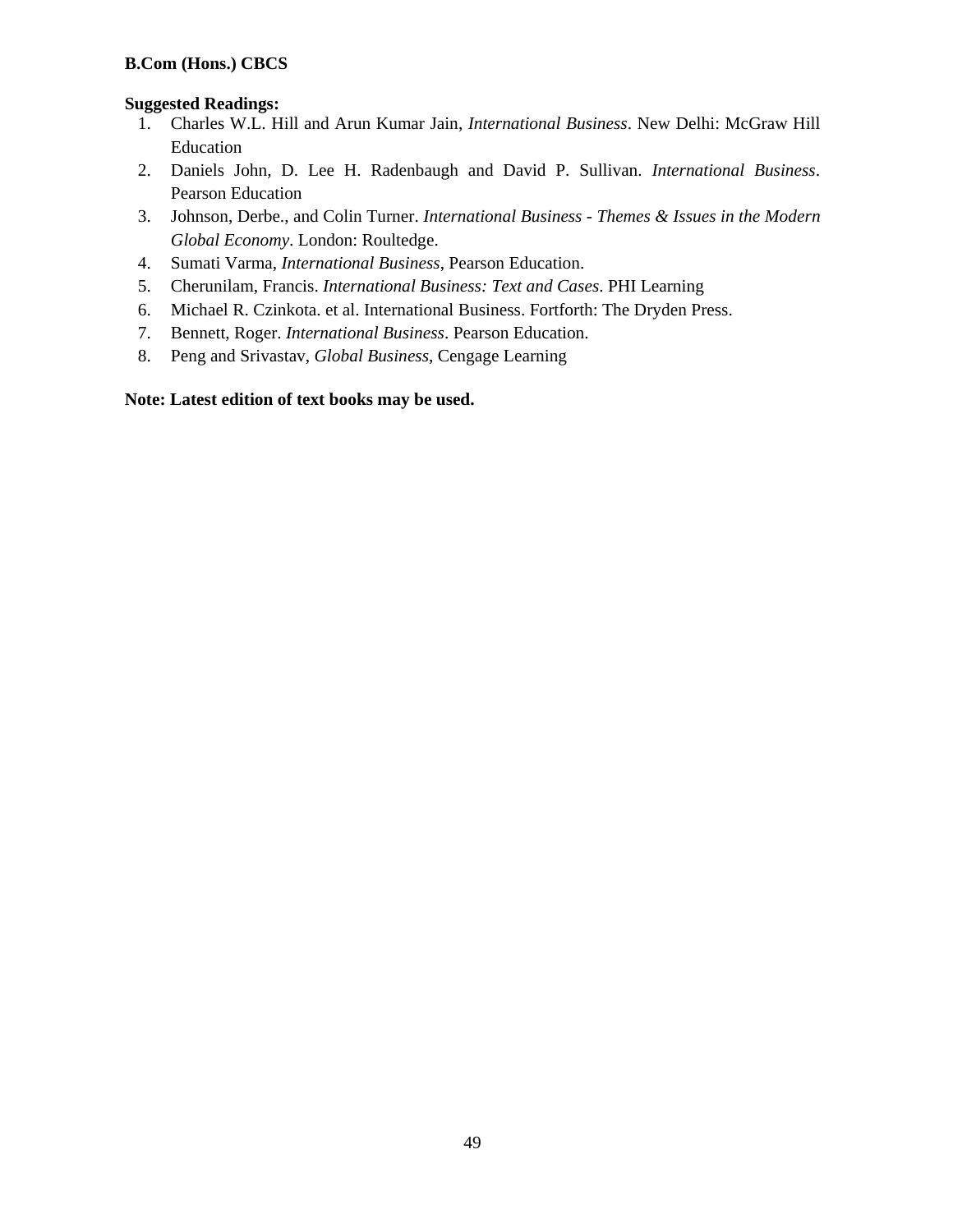**B.Com (Hons.) CBCS**

**Suggested Readings:**

1. Charles W.L. Hill and Arun Kumar Jain, *International Business*. New Delhi: McGraw Hill Education
2. Daniels John, D. Lee H. Radenbaugh and David P. Sullivan. *International Business*. Pearson Education
3. Johnson, Derbe., and Colin Turner. *International Business - Themes & Issues in the Modern Global Economy*. London: Roultedge.
4. Sumati Varma, *International Business*, Pearson Education.
5. Cherunilam, Francis. *International Business: Text and Cases*. PHI Learning
6. Michael R. Czinkota. et al. International Business. Fortforth: The Dryden Press.
7. Bennett, Roger. *International Business*. Pearson Education.
8. Peng and Srivastav, *Global Business*, Cengage Learning

**Note: Latest edition of text books may be used.**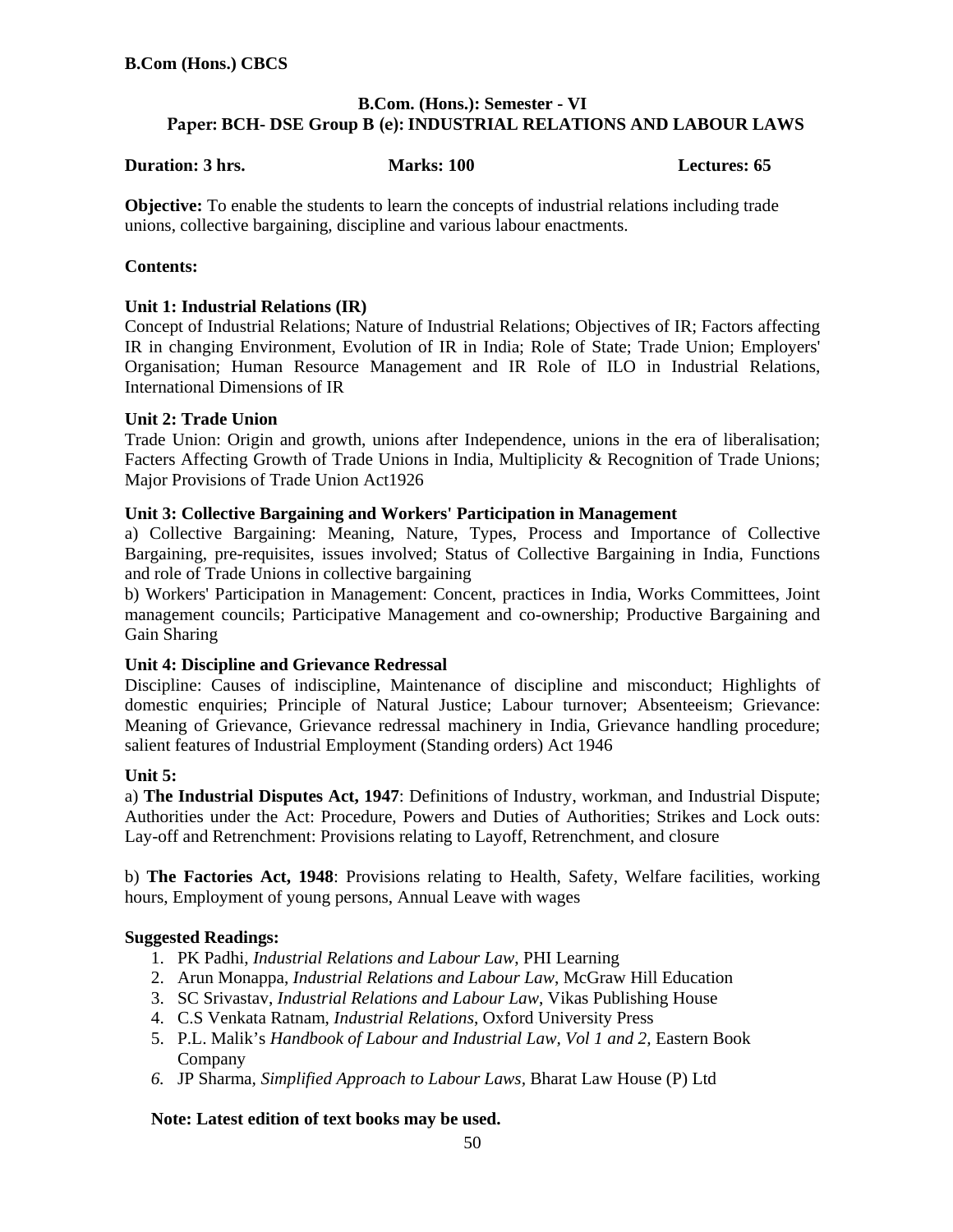**B.Com (Hons.) CBCS**

## B.Com. (Hons.): Semester - VI
## Paper: BCH- DSE Group B (e): INDUSTRIAL RELATIONS AND LABOUR LAWS

**Duration: 3 hrs.** **Marks: 100** **Lectures: 65**

**Objective:** To enable the students to learn the concepts of industrial relations including trade unions, collective bargaining, discipline and various labour enactments.

**Contents:**

**Unit 1: Industrial Relations (IR)**
Concept of Industrial Relations; Nature of Industrial Relations; Objectives of IR; Factors affecting IR in changing Environment, Evolution of IR in India; Role of State; Trade Union; Employers' Organisation; Human Resource Management and IR Role of ILO in Industrial Relations, International Dimensions of IR

**Unit 2: Trade Union**
Trade Union: Origin and growth, unions after Independence, unions in the era of liberalisation; Facters Affecting Growth of Trade Unions in India, Multiplicity & Recognition of Trade Unions; Major Provisions of Trade Union Act1926

**Unit 3: Collective Bargaining and Workers' Participation in Management**
a) Collective Bargaining: Meaning, Nature, Types, Process and Importance of Collective Bargaining, pre-requisites, issues involved; Status of Collective Bargaining in India, Functions and role of Trade Unions in collective bargaining
b) Workers' Participation in Management: Concent, practices in India, Works Committees, Joint management councils; Participative Management and co-ownership; Productive Bargaining and Gain Sharing

**Unit 4: Discipline and Grievance Redressal**
Discipline: Causes of indiscipline, Maintenance of discipline and misconduct; Highlights of domestic enquiries; Principle of Natural Justice; Labour turnover; Absenteeism; Grievance: Meaning of Grievance, Grievance redressal machinery in India, Grievance handling procedure; salient features of Industrial Employment (Standing orders) Act 1946

**Unit 5:**
a) **The Industrial Disputes Act, 1947**: Definitions of Industry, workman, and Industrial Dispute; Authorities under the Act: Procedure, Powers and Duties of Authorities; Strikes and Lock outs: Lay-off and Retrenchment: Provisions relating to Layoff, Retrenchment, and closure

b) **The Factories Act, 1948**: Provisions relating to Health, Safety, Welfare facilities, working hours, Employment of young persons, Annual Leave with wages

**Suggested Readings:**

1. PK Padhi, *Industrial Relations and Labour Law*, PHI Learning
2. Arun Monappa, *Industrial Relations and Labour Law*, McGraw Hill Education
3. SC Srivastav, *Industrial Relations and Labour Law*, Vikas Publishing House
4. C.S Venkata Ratnam, *Industrial Relations*, Oxford University Press
5. P.L. Malik's *Handbook of Labour and Industrial Law, Vol 1 and 2,* Eastern Book Company
6. JP Sharma, *Simplified Approach to Labour Laws,* Bharat Law House (P) Ltd

**Note: Latest edition of text books may be used.**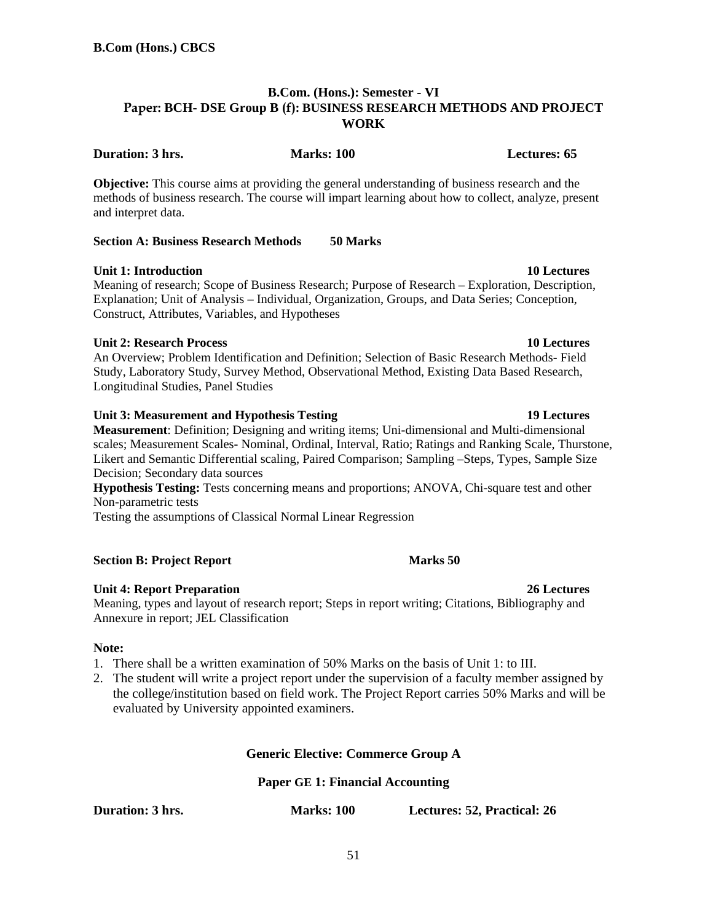**B.Com (Hons.) CBCS**

## B.Com. (Hons.): Semester - VI
## Paper: BCH- DSE Group B (f): BUSINESS RESEARCH METHODS AND PROJECT WORK

**Duration: 3 hrs.** **Marks: 100** **Lectures: 65**

**Objective:** This course aims at providing the general understanding of business research and the methods of business research. The course will impart learning about how to collect, analyze, present and interpret data.

### Section A: Business Research Methods 50 Marks

**Unit 1: Introduction** **10 Lectures**

Meaning of research; Scope of Business Research; Purpose of Research – Exploration, Description, Explanation; Unit of Analysis – Individual, Organization, Groups, and Data Series; Conception, Construct, Attributes, Variables, and Hypotheses

**Unit 2: Research Process** **10 Lectures**

An Overview; Problem Identification and Definition; Selection of Basic Research Methods- Field Study, Laboratory Study, Survey Method, Observational Method, Existing Data Based Research, Longitudinal Studies, Panel Studies

**Unit 3: Measurement and Hypothesis Testing** **19 Lectures**

**Measurement**: Definition; Designing and writing items; Uni-dimensional and Multi-dimensional scales; Measurement Scales- Nominal, Ordinal, Interval, Ratio; Ratings and Ranking Scale, Thurstone, Likert and Semantic Differential scaling, Paired Comparison; Sampling –Steps, Types, Sample Size Decision; Secondary data sources

**Hypothesis Testing:** Tests concerning means and proportions; ANOVA, Chi-square test and other Non-parametric tests

Testing the assumptions of Classical Normal Linear Regression

### Section B: Project Report Marks 50

**Unit 4: Report Preparation** **26 Lectures**

Meaning, types and layout of research report; Steps in report writing; Citations, Bibliography and Annexure in report; JEL Classification

**Note:**

1. There shall be a written examination of 50% Marks on the basis of Unit 1: to III.
2. The student will write a project report under the supervision of a faculty member assigned by the college/institution based on field work. The Project Report carries 50% Marks and will be evaluated by University appointed examiners.

## Generic Elective: Commerce Group A

## Paper GE 1: Financial Accounting

**Duration: 3 hrs.** **Marks: 100** **Lectures: 52, Practical: 26**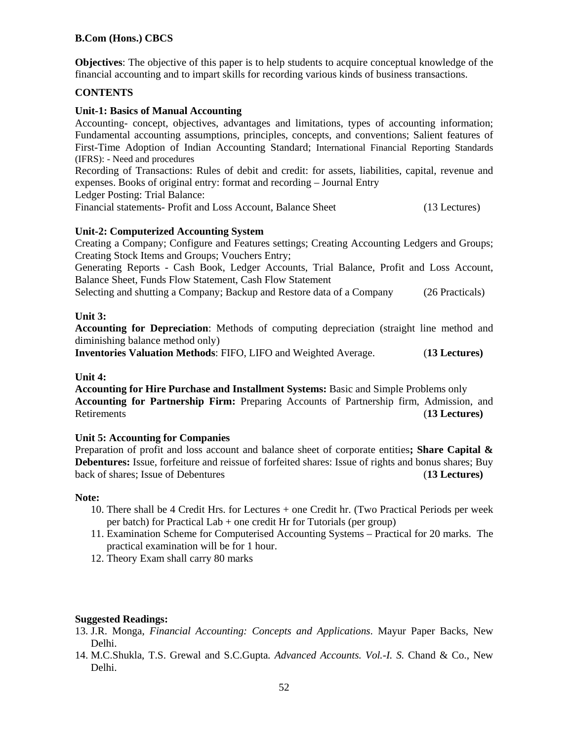**B.Com (Hons.) CBCS**

**Objectives**: The objective of this paper is to help students to acquire conceptual knowledge of the financial accounting and to impart skills for recording various kinds of business transactions.

**CONTENTS**

**Unit-1: Basics of Manual Accounting**

Accounting- concept, objectives, advantages and limitations, types of accounting information; Fundamental accounting assumptions, principles, concepts, and conventions; Salient features of First-Time Adoption of Indian Accounting Standard; International Financial Reporting Standards (IFRS): - Need and procedures

Recording of Transactions: Rules of debit and credit: for assets, liabilities, capital, revenue and expenses. Books of original entry: format and recording – Journal Entry

Ledger Posting: Trial Balance:

Financial statements- Profit and Loss Account, Balance Sheet (13 Lectures)

**Unit-2: Computerized Accounting System**

Creating a Company; Configure and Features settings; Creating Accounting Ledgers and Groups; Creating Stock Items and Groups; Vouchers Entry;

Generating Reports - Cash Book, Ledger Accounts, Trial Balance, Profit and Loss Account, Balance Sheet, Funds Flow Statement, Cash Flow Statement

Selecting and shutting a Company; Backup and Restore data of a Company (26 Practicals)

**Unit 3:**

**Accounting for Depreciation**: Methods of computing depreciation (straight line method and diminishing balance method only)

**Inventories Valuation Methods**: FIFO, LIFO and Weighted Average. (**13 Lectures)**

**Unit 4:**

**Accounting for Hire Purchase and Installment Systems:** Basic and Simple Problems only

**Accounting for Partnership Firm:** Preparing Accounts of Partnership firm, Admission, and Retirements (**13 Lectures)**

**Unit 5: Accounting for Companies**

Preparation of profit and loss account and balance sheet of corporate entities**; Share Capital & Debentures:** Issue, forfeiture and reissue of forfeited shares: Issue of rights and bonus shares; Buy back of shares; Issue of Debentures (**13 Lectures)**

**Note:**

10. There shall be 4 Credit Hrs. for Lectures + one Credit hr. (Two Practical Periods per week per batch) for Practical Lab + one credit Hr for Tutorials (per group)
11. Examination Scheme for Computerised Accounting Systems – Practical for 20 marks. The practical examination will be for 1 hour.
12. Theory Exam shall carry 80 marks

**Suggested Readings:**

13. J.R. Monga, *Financial Accounting: Concepts and Applications*. Mayur Paper Backs, New Delhi.
14. M.C.Shukla, T.S. Grewal and S.C.Gupta. *Advanced Accounts. Vol.-I. S.* Chand & Co., New Delhi.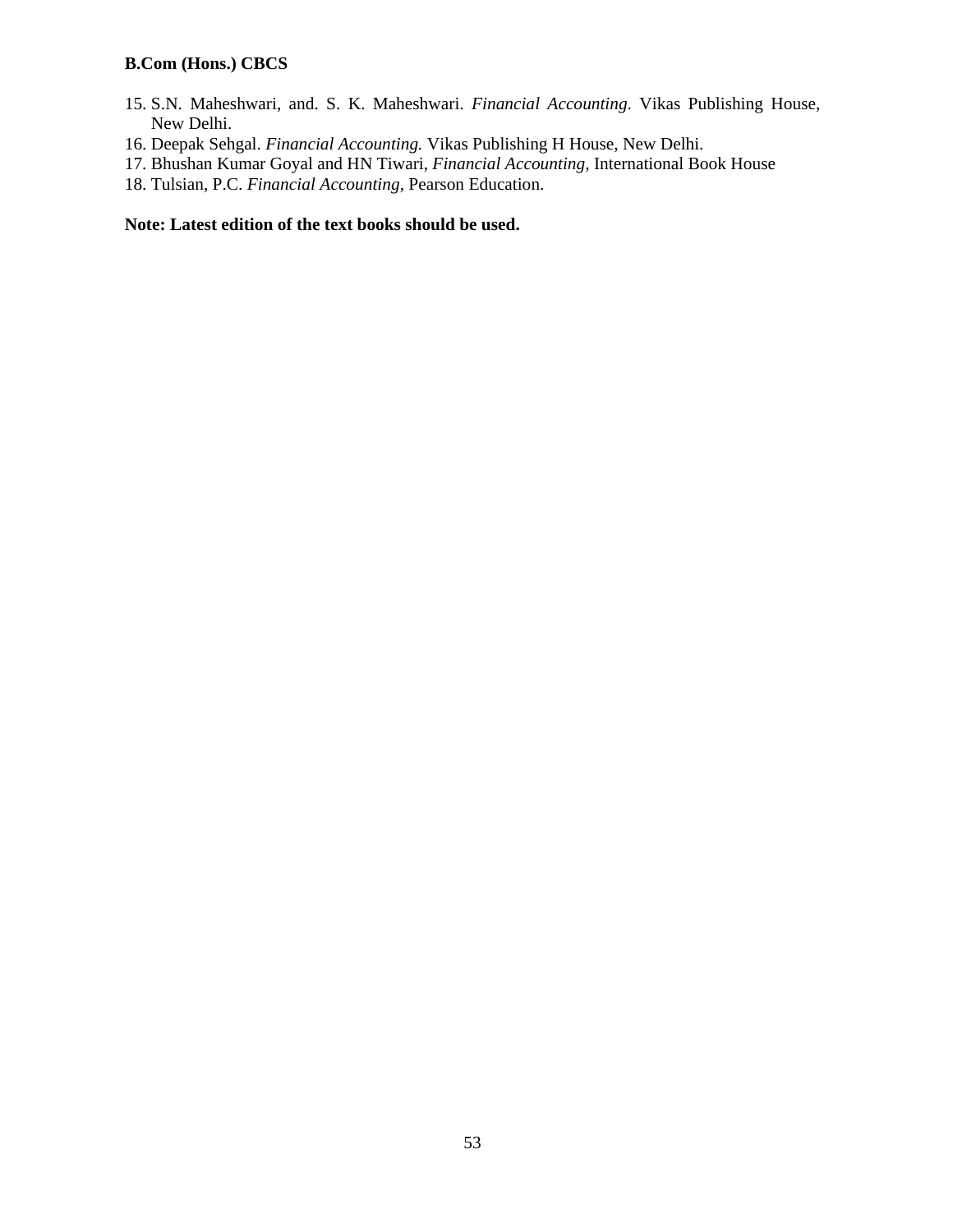15. S.N. Maheshwari, and. S. K. Maheshwari. *Financial Accounting.* Vikas Publishing House, New Delhi.
16. Deepak Sehgal. *Financial Accounting.* Vikas Publishing H House, New Delhi.
17. Bhushan Kumar Goyal and HN Tiwari, *Financial Accounting,* International Book House
18. Tulsian, P.C. *Financial Accounting,* Pearson Education.

**Note: Latest edition of the text books should be used.**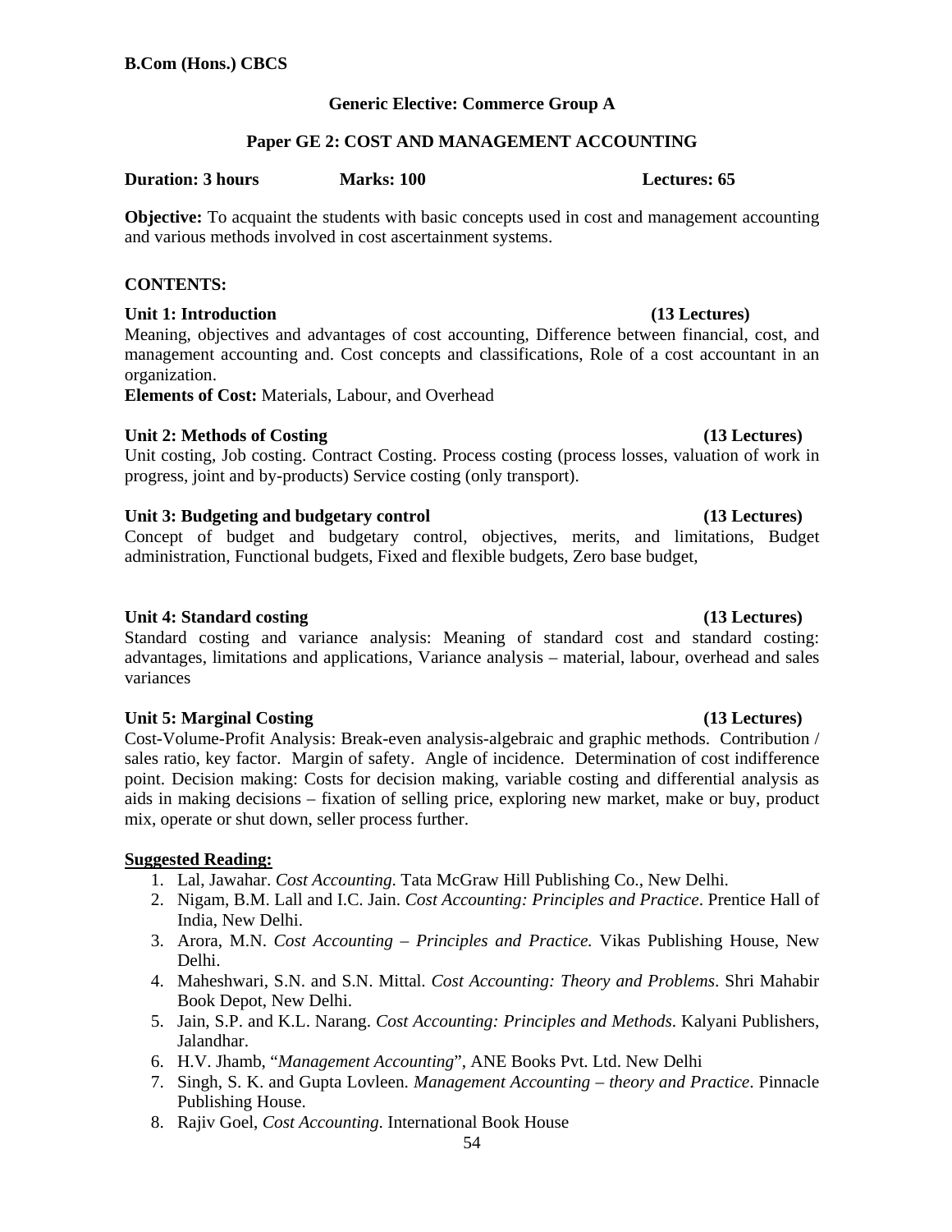**B.Com (Hons.) CBCS**

## Generic Elective: Commerce Group A

## Paper GE 2: COST AND MANAGEMENT ACCOUNTING

**Duration: 3 hours** **Marks: 100** **Lectures: 65**

**Objective:** To acquaint the students with basic concepts used in cost and management accounting and various methods involved in cost ascertainment systems.

**CONTENTS:**

**Unit 1: Introduction** **(13 Lectures)**

Meaning, objectives and advantages of cost accounting, Difference between financial, cost, and management accounting and. Cost concepts and classifications, Role of a cost accountant in an organization.

**Elements of Cost:** Materials, Labour, and Overhead

**Unit 2: Methods of Costing** **(13 Lectures)**

Unit costing, Job costing. Contract Costing. Process costing (process losses, valuation of work in progress, joint and by-products) Service costing (only transport).

**Unit 3: Budgeting and budgetary control** **(13 Lectures)**

Concept of budget and budgetary control, objectives, merits, and limitations, Budget administration, Functional budgets, Fixed and flexible budgets, Zero base budget,

**Unit 4: Standard costing** **(13 Lectures)**

Standard costing and variance analysis: Meaning of standard cost and standard costing: advantages, limitations and applications, Variance analysis – material, labour, overhead and sales variances

**Unit 5: Marginal Costing** **(13 Lectures)**

Cost-Volume-Profit Analysis: Break-even analysis-algebraic and graphic methods. Contribution / sales ratio, key factor. Margin of safety. Angle of incidence. Determination of cost indifference point. Decision making: Costs for decision making, variable costing and differential analysis as aids in making decisions – fixation of selling price, exploring new market, make or buy, product mix, operate or shut down, seller process further.

**Suggested Reading:**

1. Lal, Jawahar. *Cost Accounting*. Tata McGraw Hill Publishing Co., New Delhi.
2. Nigam, B.M. Lall and I.C. Jain. *Cost Accounting: Principles and Practice*. Prentice Hall of India, New Delhi.
3. Arora, M.N. *Cost Accounting – Principles and Practice.* Vikas Publishing House, New Delhi.
4. Maheshwari, S.N. and S.N. Mittal. *Cost Accounting: Theory and Problems*. Shri Mahabir Book Depot, New Delhi.
5. Jain, S.P. and K.L. Narang. *Cost Accounting: Principles and Methods*. Kalyani Publishers, Jalandhar.
6. H.V. Jhamb, "*Management Accounting*", ANE Books Pvt. Ltd. New Delhi
7. Singh, S. K. and Gupta Lovleen. *Management Accounting – theory and Practice*. Pinnacle Publishing House.
8. Rajiv Goel, *Cost Accounting.* International Book House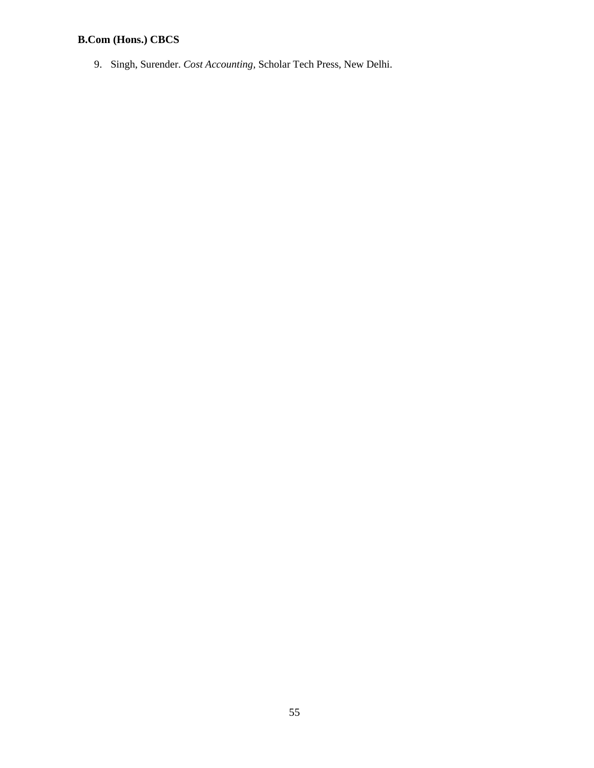9. Singh, Surender. *Cost Accounting,* Scholar Tech Press, New Delhi.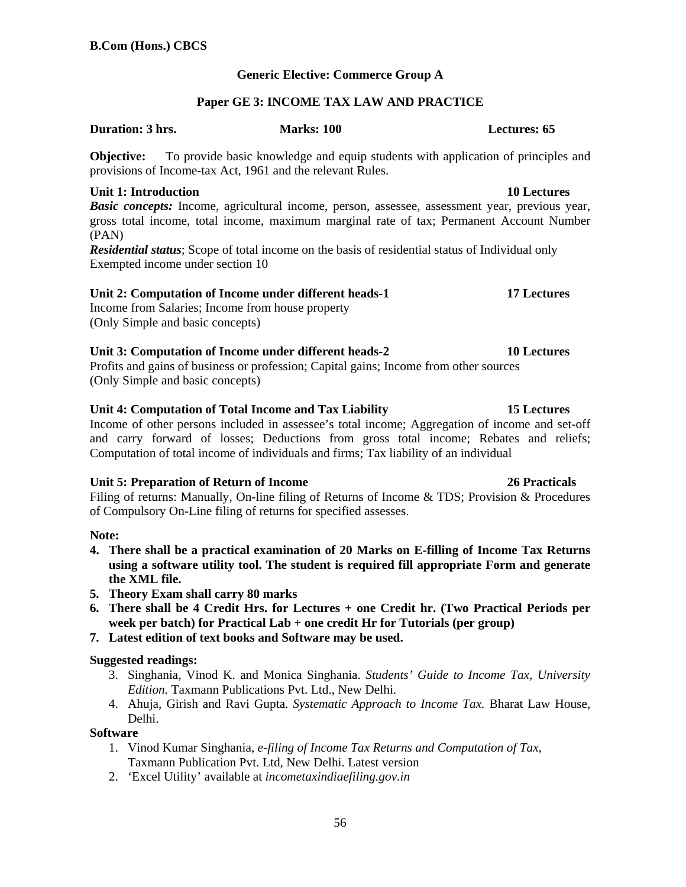**B.Com (Hons.) CBCS**

## Generic Elective: Commerce Group A

## Paper GE 3: INCOME TAX LAW AND PRACTICE

**Duration: 3 hrs.** **Marks: 100** **Lectures: 65**

**Objective:** To provide basic knowledge and equip students with application of principles and provisions of Income-tax Act, 1961 and the relevant Rules.

**Unit 1: Introduction** **10 Lectures**

***Basic concepts:*** Income, agricultural income, person, assessee, assessment year, previous year, gross total income, total income, maximum marginal rate of tax; Permanent Account Number (PAN)

***Residential status***; Scope of total income on the basis of residential status of Individual only

Exempted income under section 10

**Unit 2: Computation of Income under different heads-1** **17 Lectures**

Income from Salaries; Income from house property

(Only Simple and basic concepts)

**Unit 3: Computation of Income under different heads-2** **10 Lectures**

Profits and gains of business or profession; Capital gains; Income from other sources

(Only Simple and basic concepts)

**Unit 4: Computation of Total Income and Tax Liability** **15 Lectures**

Income of other persons included in assessee's total income; Aggregation of income and set-off and carry forward of losses; Deductions from gross total income; Rebates and reliefs; Computation of total income of individuals and firms; Tax liability of an individual

**Unit 5: Preparation of Return of Income** **26 Practicals**

Filing of returns: Manually, On-line filing of Returns of Income & TDS; Provision & Procedures of Compulsory On-Line filing of returns for specified assesses.

**Note:**

4. **There shall be a practical examination of 20 Marks on E-filling of Income Tax Returns using a software utility tool. The student is required fill appropriate Form and generate the XML file.**
5. **Theory Exam shall carry 80 marks**
6. **There shall be 4 Credit Hrs. for Lectures + one Credit hr. (Two Practical Periods per week per batch) for Practical Lab + one credit Hr for Tutorials (per group)**
7. **Latest edition of text books and Software may be used.**

**Suggested readings:**

3. Singhania, Vinod K. and Monica Singhania. *Students' Guide to Income Tax, University Edition.* Taxmann Publications Pvt. Ltd., New Delhi.
4. Ahuja, Girish and Ravi Gupta. *Systematic Approach to Income Tax.* Bharat Law House, Delhi.

**Software**

1. Vinod Kumar Singhania, *e-filing of Income Tax Returns and Computation of Tax,* Taxmann Publication Pvt. Ltd, New Delhi. Latest version
2. 'Excel Utility' available at *incometaxindiaefiling.gov.in*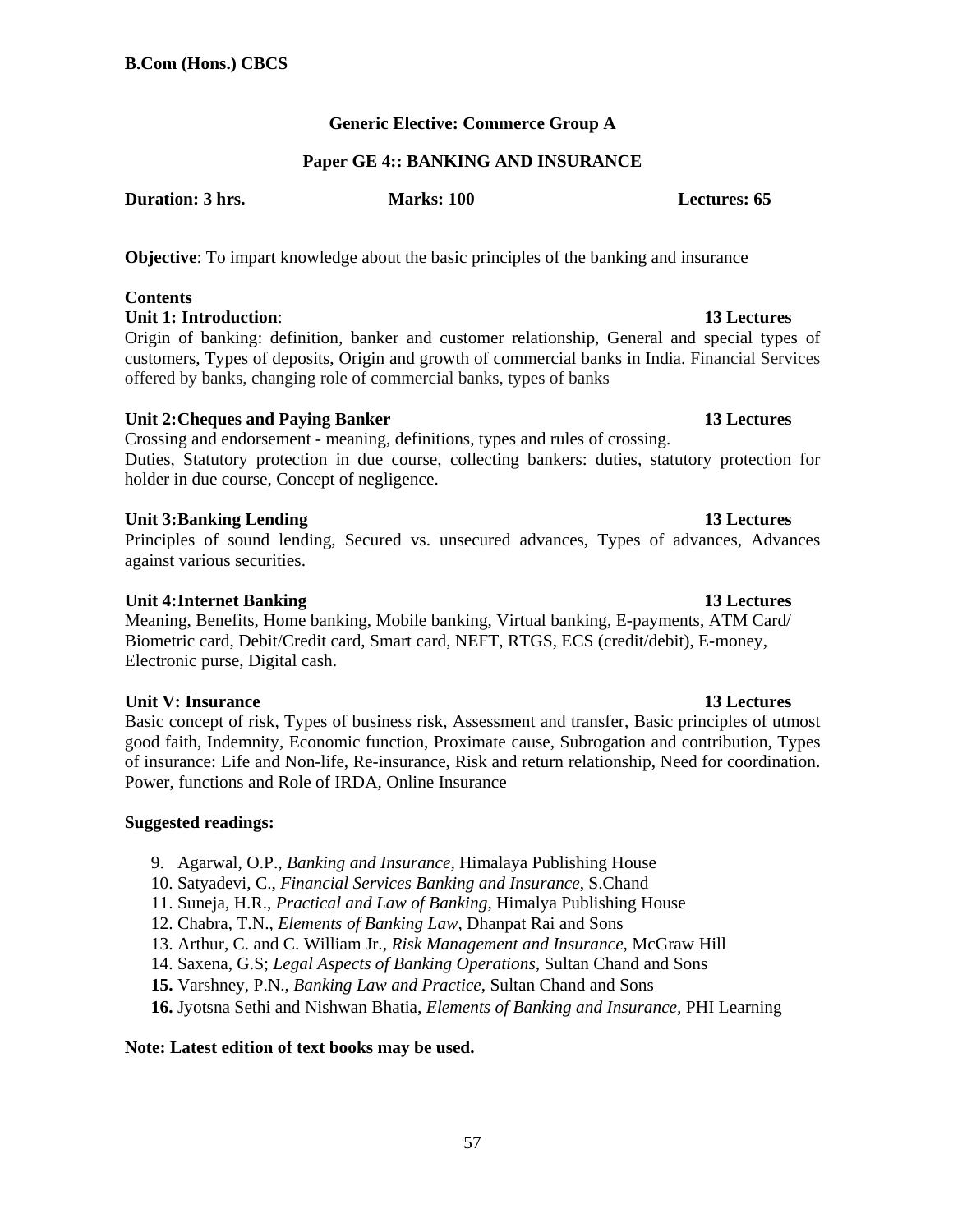**B.Com (Hons.) CBCS**

### Generic Elective: Commerce Group A

### Paper GE 4:: BANKING AND INSURANCE

**Duration: 3 hrs.** **Marks: 100** **Lectures: 65**

**Objective**: To impart knowledge about the basic principles of the banking and insurance

**Contents**

**Unit 1: Introduction**: **13 Lectures**

Origin of banking: definition, banker and customer relationship, General and special types of customers, Types of deposits, Origin and growth of commercial banks in India. Financial Services offered by banks, changing role of commercial banks, types of banks

**Unit 2:Cheques and Paying Banker** **13 Lectures**

Crossing and endorsement - meaning, definitions, types and rules of crossing.
Duties, Statutory protection in due course, collecting bankers: duties, statutory protection for holder in due course, Concept of negligence.

**Unit 3:Banking Lending** **13 Lectures**

Principles of sound lending, Secured vs. unsecured advances, Types of advances, Advances against various securities.

**Unit 4:Internet Banking** **13 Lectures**

Meaning, Benefits, Home banking, Mobile banking, Virtual banking, E-payments, ATM Card/ Biometric card, Debit/Credit card, Smart card, NEFT, RTGS, ECS (credit/debit), E-money, Electronic purse, Digital cash.

**Unit V: Insurance** **13 Lectures**

Basic concept of risk, Types of business risk, Assessment and transfer, Basic principles of utmost good faith, Indemnity, Economic function, Proximate cause, Subrogation and contribution, Types of insurance: Life and Non-life, Re-insurance, Risk and return relationship, Need for coordination. Power, functions and Role of IRDA, Online Insurance

**Suggested readings:**

9. Agarwal, O.P., *Banking and Insurance*, Himalaya Publishing House
10. Satyadevi, C., *Financial Services Banking and Insurance*, S.Chand
11. Suneja, H.R., *Practical and Law of Banking*, Himalya Publishing House
12. Chabra, T.N., *Elements of Banking Law*, Dhanpat Rai and Sons
13. Arthur, C. and C. William Jr., *Risk Management and Insurance*, McGraw Hill
14. Saxena, G.S; *Legal Aspects of Banking Operations*, Sultan Chand and Sons
15. Varshney, P.N., *Banking Law and Practice*, Sultan Chand and Sons
16. Jyotsna Sethi and Nishwan Bhatia, *Elements of Banking and Insurance*, PHI Learning

**Note: Latest edition of text books may be used.**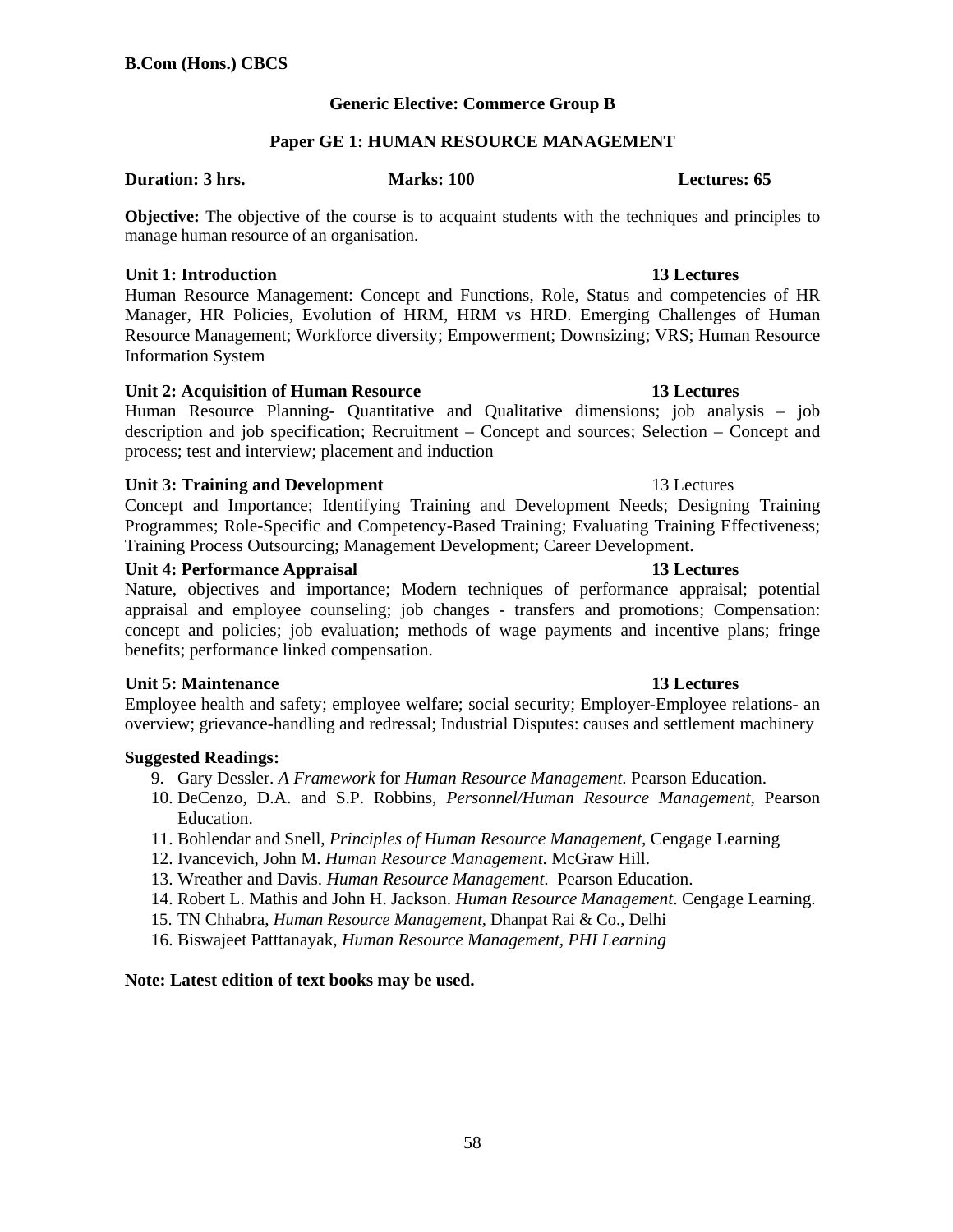**B.Com (Hons.) CBCS**

## Generic Elective: Commerce Group B

## Paper GE 1: HUMAN RESOURCE MANAGEMENT

**Duration: 3 hrs.** **Marks: 100** **Lectures: 65**

**Objective:** The objective of the course is to acquaint students with the techniques and principles to manage human resource of an organisation.

**Unit 1: Introduction** **13 Lectures**

Human Resource Management: Concept and Functions, Role, Status and competencies of HR Manager, HR Policies, Evolution of HRM, HRM vs HRD. Emerging Challenges of Human Resource Management; Workforce diversity; Empowerment; Downsizing; VRS; Human Resource Information System

**Unit 2: Acquisition of Human Resource** **13 Lectures**

Human Resource Planning- Quantitative and Qualitative dimensions; job analysis – job description and job specification; Recruitment – Concept and sources; Selection – Concept and process; test and interview; placement and induction

**Unit 3: Training and Development** 13 Lectures

Concept and Importance; Identifying Training and Development Needs; Designing Training Programmes; Role-Specific and Competency-Based Training; Evaluating Training Effectiveness; Training Process Outsourcing; Management Development; Career Development.

**Unit 4: Performance Appraisal** **13 Lectures**

Nature, objectives and importance; Modern techniques of performance appraisal; potential appraisal and employee counseling; job changes - transfers and promotions; Compensation: concept and policies; job evaluation; methods of wage payments and incentive plans; fringe benefits; performance linked compensation.

**Unit 5: Maintenance** **13 Lectures**

Employee health and safety; employee welfare; social security; Employer-Employee relations- an overview; grievance-handling and redressal; Industrial Disputes: causes and settlement machinery

**Suggested Readings:**

9. Gary Dessler. *A Framework* for *Human Resource Management*. Pearson Education.
10. DeCenzo, D.A. and S.P. Robbins, *Personnel/Human Resource Management*, Pearson Education.
11. Bohlendar and Snell, *Principles of Human Resource Management*, Cengage Learning
12. Ivancevich, John M. *Human Resource Management*. McGraw Hill.
13. Wreather and Davis. *Human Resource Management*. Pearson Education.
14. Robert L. Mathis and John H. Jackson. *Human Resource Management*. Cengage Learning.
15. TN Chhabra, *Human Resource Management*, Dhanpat Rai & Co., Delhi
16. Biswajeet Patttanayak, *Human Resource Management*, *PHI Learning*

**Note: Latest edition of text books may be used.**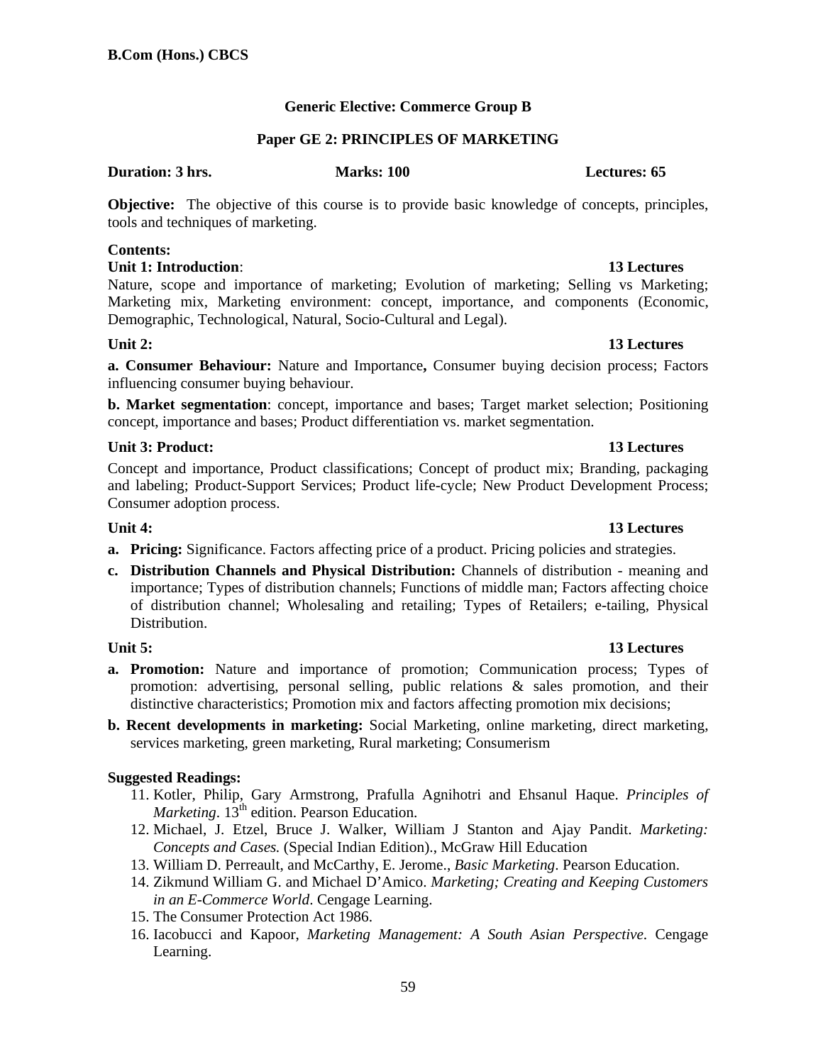**B.Com (Hons.) CBCS**

## Generic Elective: Commerce Group B

## Paper GE 2: PRINCIPLES OF MARKETING

**Duration: 3 hrs.** **Marks: 100** **Lectures: 65**

**Objective:** The objective of this course is to provide basic knowledge of concepts, principles, tools and techniques of marketing.

**Contents:**

**Unit 1: Introduction**: **13 Lectures**

Nature, scope and importance of marketing; Evolution of marketing; Selling vs Marketing; Marketing mix, Marketing environment: concept, importance, and components (Economic, Demographic, Technological, Natural, Socio-Cultural and Legal).

**Unit 2:** **13 Lectures**

**a. Consumer Behaviour:** Nature and Importance**,** Consumer buying decision process; Factors influencing consumer buying behaviour.

**b. Market segmentation**: concept, importance and bases; Target market selection; Positioning concept, importance and bases; Product differentiation vs. market segmentation.

**Unit 3: Product:** **13 Lectures**

Concept and importance, Product classifications; Concept of product mix; Branding, packaging and labeling; Product-Support Services; Product life-cycle; New Product Development Process; Consumer adoption process.

**Unit 4:** **13 Lectures**

- **a. Pricing:** Significance. Factors affecting price of a product. Pricing policies and strategies.
- **c. Distribution Channels and Physical Distribution:** Channels of distribution - meaning and importance; Types of distribution channels; Functions of middle man; Factors affecting choice of distribution channel; Wholesaling and retailing; Types of Retailers; e-tailing, Physical Distribution.

**Unit 5:** **13 Lectures**

- **a. Promotion:** Nature and importance of promotion; Communication process; Types of promotion: advertising, personal selling, public relations & sales promotion, and their distinctive characteristics; Promotion mix and factors affecting promotion mix decisions;
- **b. Recent developments in marketing:** Social Marketing, online marketing, direct marketing, services marketing, green marketing, Rural marketing; Consumerism

**Suggested Readings:**

11. Kotler, Philip, Gary Armstrong, Prafulla Agnihotri and Ehsanul Haque. *Principles of Marketing*. 13th edition. Pearson Education.
12. Michael, J. Etzel, Bruce J. Walker, William J Stanton and Ajay Pandit. *Marketing: Concepts and Cases.* (Special Indian Edition)., McGraw Hill Education
13. William D. Perreault, and McCarthy, E. Jerome., *Basic Marketing*. Pearson Education.
14. Zikmund William G. and Michael D'Amico. *Marketing; Creating and Keeping Customers in an E-Commerce World*. Cengage Learning.
15. The Consumer Protection Act 1986.
16. Iacobucci and Kapoor, *Marketing Management: A South Asian Perspective*. Cengage Learning.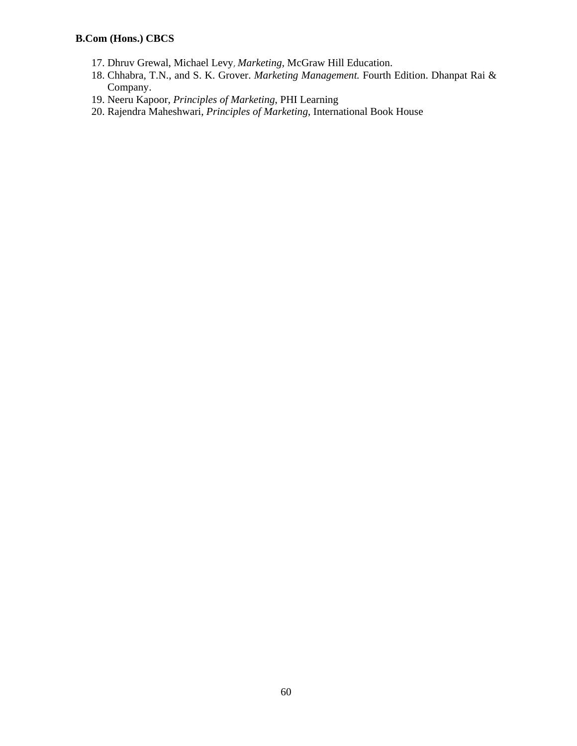17. Dhruv Grewal, Michael Levy, *Marketing*, McGraw Hill Education.
18. Chhabra, T.N., and S. K. Grover. *Marketing Management.* Fourth Edition. Dhanpat Rai & Company.
19. Neeru Kapoor, *Principles of Marketing*, PHI Learning
20. Rajendra Maheshwari, *Principles of Marketing*, International Book House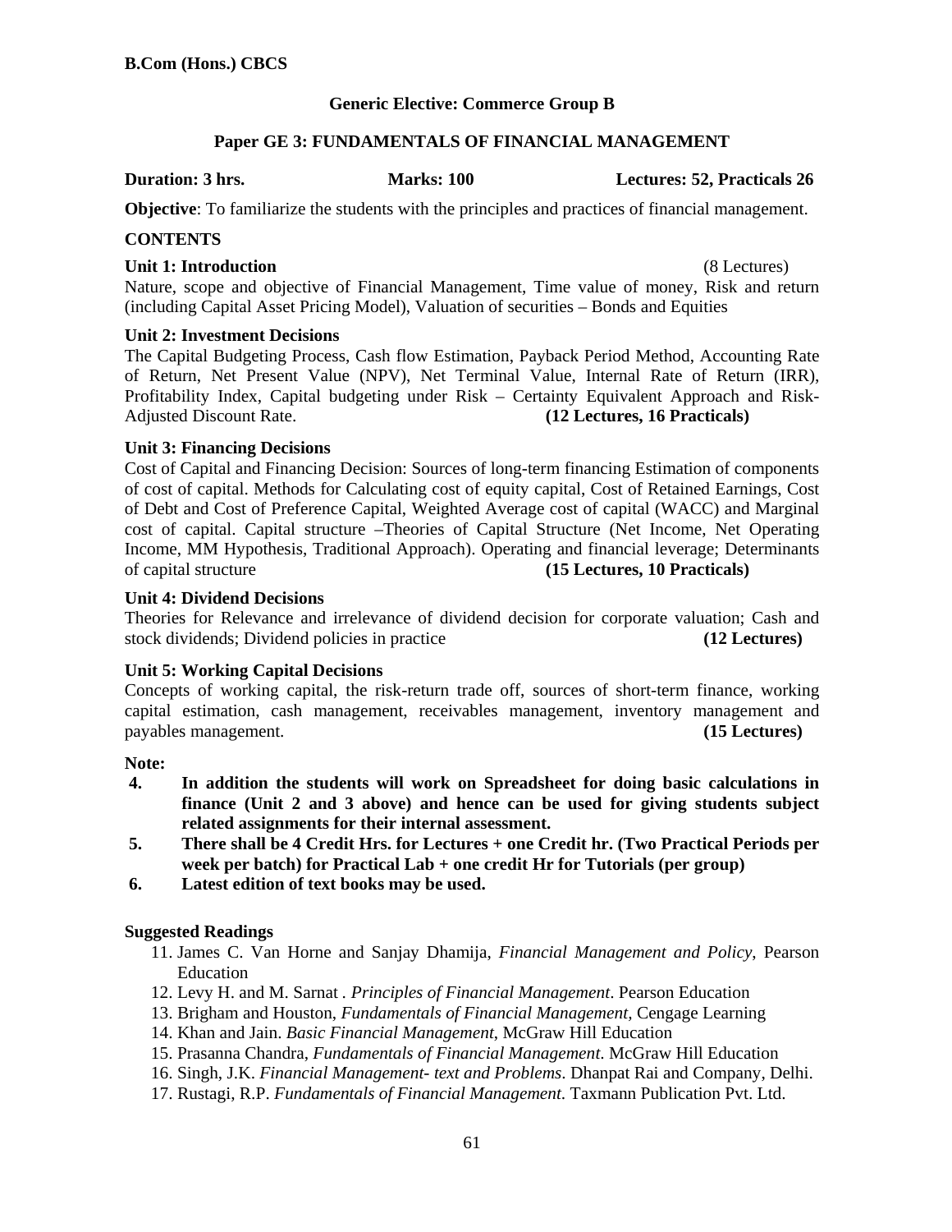**B.Com (Hons.) CBCS**

## Generic Elective: Commerce Group B

## Paper GE 3: FUNDAMENTALS OF FINANCIAL MANAGEMENT

**Duration: 3 hrs.** **Marks: 100** **Lectures: 52, Practicals 26**

**Objective**: To familiarize the students with the principles and practices of financial management.

**CONTENTS**

**Unit 1: Introduction** (8 Lectures)
Nature, scope and objective of Financial Management, Time value of money, Risk and return (including Capital Asset Pricing Model), Valuation of securities – Bonds and Equities

**Unit 2: Investment Decisions**
The Capital Budgeting Process, Cash flow Estimation, Payback Period Method, Accounting Rate of Return, Net Present Value (NPV), Net Terminal Value, Internal Rate of Return (IRR), Profitability Index, Capital budgeting under Risk – Certainty Equivalent Approach and Risk-Adjusted Discount Rate. **(12 Lectures, 16 Practicals)**

**Unit 3: Financing Decisions**
Cost of Capital and Financing Decision: Sources of long-term financing Estimation of components of cost of capital. Methods for Calculating cost of equity capital, Cost of Retained Earnings, Cost of Debt and Cost of Preference Capital, Weighted Average cost of capital (WACC) and Marginal cost of capital. Capital structure –Theories of Capital Structure (Net Income, Net Operating Income, MM Hypothesis, Traditional Approach). Operating and financial leverage; Determinants of capital structure **(15 Lectures, 10 Practicals)**

**Unit 4: Dividend Decisions**
Theories for Relevance and irrelevance of dividend decision for corporate valuation; Cash and stock dividends; Dividend policies in practice **(12 Lectures)**

**Unit 5: Working Capital Decisions**
Concepts of working capital, the risk-return trade off, sources of short-term finance, working capital estimation, cash management, receivables management, inventory management and payables management. **(15 Lectures)**

**Note:**

4. **In addition the students will work on Spreadsheet for doing basic calculations in finance (Unit 2 and 3 above) and hence can be used for giving students subject related assignments for their internal assessment.**
5. **There shall be 4 Credit Hrs. for Lectures + one Credit hr. (Two Practical Periods per week per batch) for Practical Lab + one credit Hr for Tutorials (per group)**
6. **Latest edition of text books may be used.**

**Suggested Readings**

11. James C. Van Horne and Sanjay Dhamija, *Financial Management and Policy*, Pearson Education
12. Levy H. and M. Sarnat . *Principles of Financial Management*. Pearson Education
13. Brigham and Houston, *Fundamentals of Financial Management*, Cengage Learning
14. Khan and Jain. *Basic Financial Management*, McGraw Hill Education
15. Prasanna Chandra, *Fundamentals of Financial Management*. McGraw Hill Education
16. Singh, J.K. *Financial Management- text and Problems*. Dhanpat Rai and Company, Delhi.
17. Rustagi, R.P. *Fundamentals of Financial Management*. Taxmann Publication Pvt. Ltd.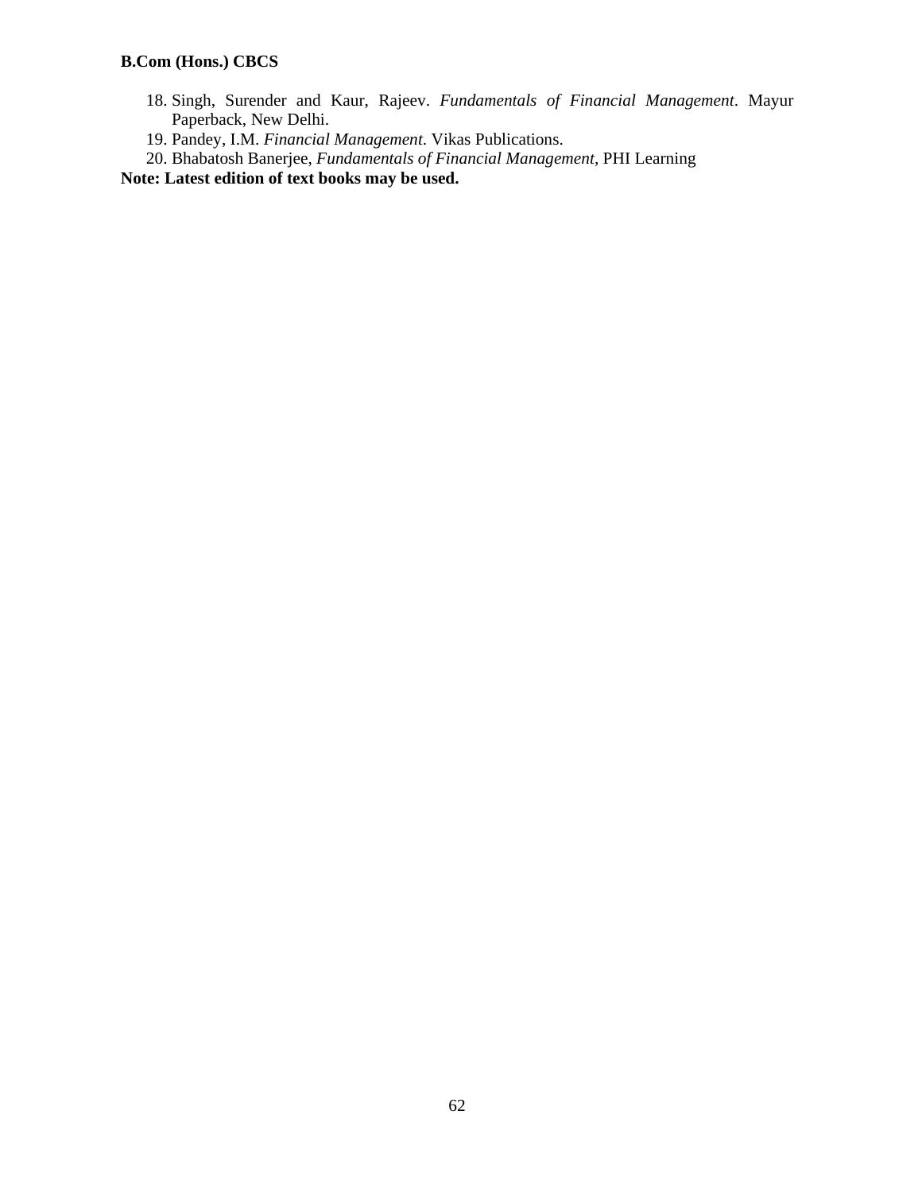18. Singh, Surender and Kaur, Rajeev. *Fundamentals of Financial Management*. Mayur Paperback, New Delhi.
19. Pandey, I.M. *Financial Management*. Vikas Publications.
20. Bhabatosh Banerjee, *Fundamentals of Financial Management,* PHI Learning

**Note: Latest edition of text books may be used.**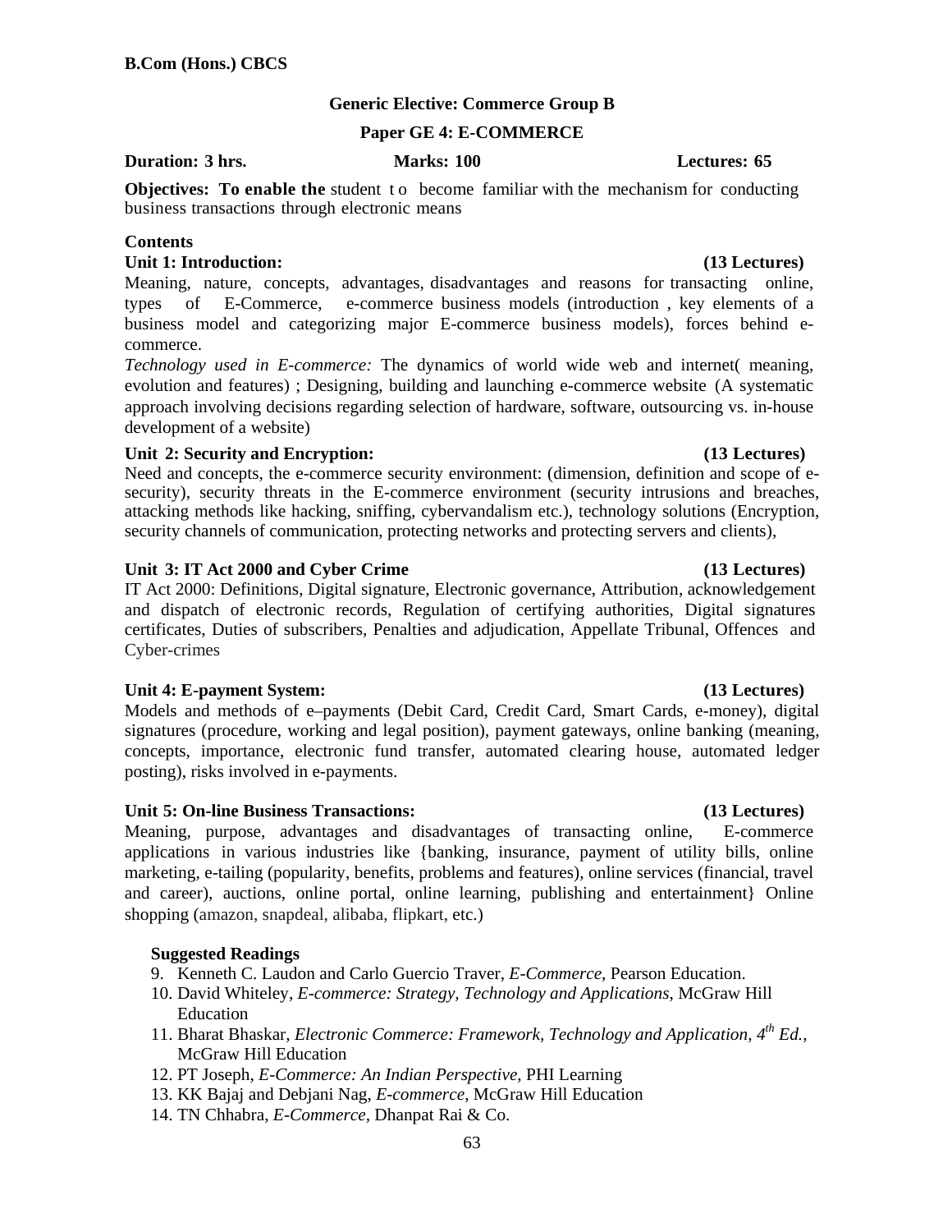**B.Com (Hons.) CBCS**

## Generic Elective: Commerce Group B

## Paper GE 4: E-COMMERCE

**Duration: 3 hrs.** **Marks: 100** **Lectures: 65**

**Objectives: To enable the** student to become familiar with the mechanism for conducting business transactions through electronic means

### Contents

**Unit 1: Introduction: (13 Lectures)**

Meaning, nature, concepts, advantages, disadvantages and reasons for transacting online, types of E-Commerce, e-commerce business models (introduction , key elements of a business model and categorizing major E-commerce business models), forces behind e-commerce.

*Technology used in E-commerce:* The dynamics of world wide web and internet( meaning, evolution and features) ; Designing, building and launching e-commerce website (A systematic approach involving decisions regarding selection of hardware, software, outsourcing vs. in-house development of a website)

**Unit 2: Security and Encryption: (13 Lectures)**

Need and concepts, the e-commerce security environment: (dimension, definition and scope of e-security), security threats in the E-commerce environment (security intrusions and breaches, attacking methods like hacking, sniffing, cybervandalism etc.), technology solutions (Encryption, security channels of communication, protecting networks and protecting servers and clients),

**Unit 3: IT Act 2000 and Cyber Crime (13 Lectures)**

IT Act 2000: Definitions, Digital signature, Electronic governance, Attribution, acknowledgement and dispatch of electronic records, Regulation of certifying authorities, Digital signatures certificates, Duties of subscribers, Penalties and adjudication, Appellate Tribunal, Offences and Cyber-crimes

**Unit 4: E-payment System: (13 Lectures)**

Models and methods of e–payments (Debit Card, Credit Card, Smart Cards, e-money), digital signatures (procedure, working and legal position), payment gateways, online banking (meaning, concepts, importance, electronic fund transfer, automated clearing house, automated ledger posting), risks involved in e-payments.

**Unit 5: On-line Business Transactions: (13 Lectures)**

Meaning, purpose, advantages and disadvantages of transacting online, E-commerce applications in various industries like {banking, insurance, payment of utility bills, online marketing, e-tailing (popularity, benefits, problems and features), online services (financial, travel and career), auctions, online portal, online learning, publishing and entertainment} Online shopping (amazon, snapdeal, alibaba, flipkart, etc.)

### Suggested Readings

9. Kenneth C. Laudon and Carlo Guercio Traver, *E-Commerce*, Pearson Education.
10. David Whiteley, *E-commerce: Strategy, Technology and Applications*, McGraw Hill Education
11. Bharat Bhaskar, *Electronic Commerce: Framework, Technology and Application, 4th Ed.*, McGraw Hill Education
12. PT Joseph, *E-Commerce: An Indian Perspective*, PHI Learning
13. KK Bajaj and Debjani Nag, *E-commerce*, McGraw Hill Education
14. TN Chhabra, *E-Commerce*, Dhanpat Rai & Co.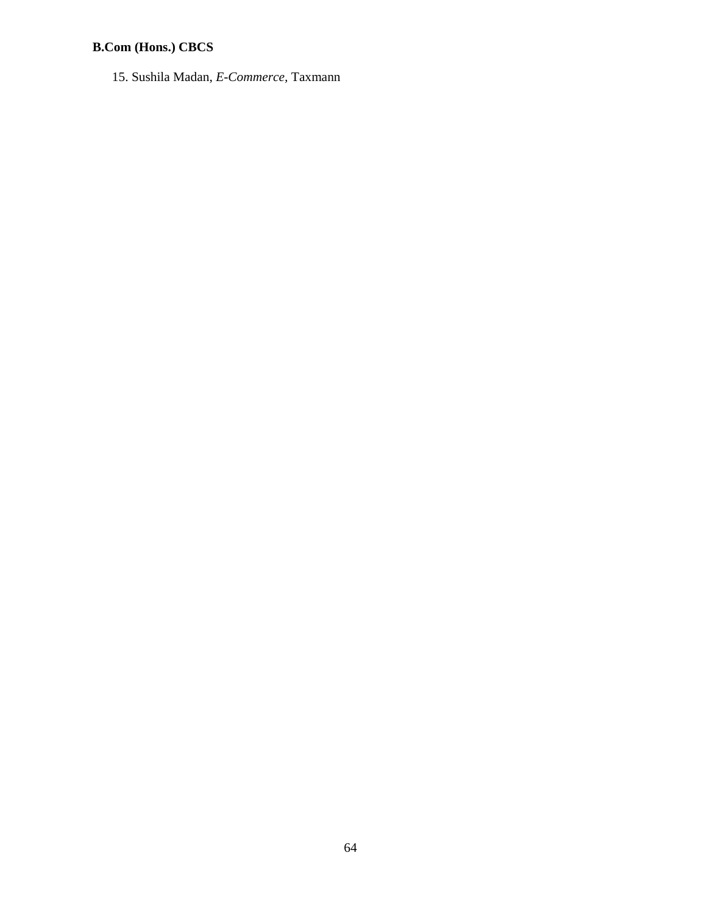15. Sushila Madan, *E-Commerce,* Taxmann